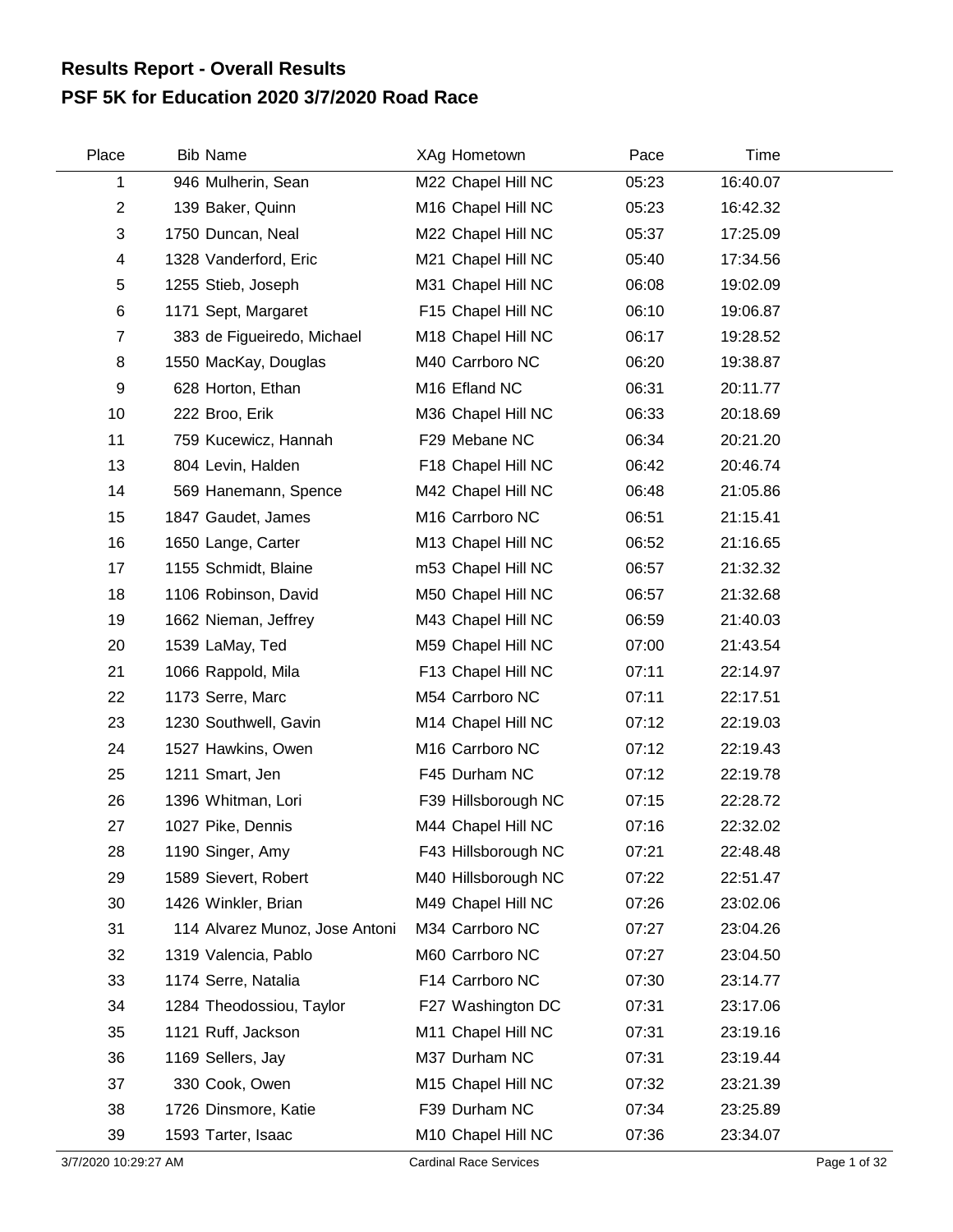# Results Report - Overall Results
## PSF 5K for Education 2020 3/7/2020 Road Race

| Place | Bib | Name | XAg | Hometown | Pace | Time |
|---|---|---|---|---|---|---|
| 1 | 946 | Mulherin, Sean | M22 | Chapel Hill NC | 05:23 | 16:40.07 |
| 2 | 139 | Baker, Quinn | M16 | Chapel Hill NC | 05:23 | 16:42.32 |
| 3 | 1750 | Duncan, Neal | M22 | Chapel Hill NC | 05:37 | 17:25.09 |
| 4 | 1328 | Vanderford, Eric | M21 | Chapel Hill NC | 05:40 | 17:34.56 |
| 5 | 1255 | Stieb, Joseph | M31 | Chapel Hill NC | 06:08 | 19:02.09 |
| 6 | 1171 | Sept, Margaret | F15 | Chapel Hill NC | 06:10 | 19:06.87 |
| 7 | 383 | de Figueiredo, Michael | M18 | Chapel Hill NC | 06:17 | 19:28.52 |
| 8 | 1550 | MacKay, Douglas | M40 | Carrboro NC | 06:20 | 19:38.87 |
| 9 | 628 | Horton, Ethan | M16 | Efland NC | 06:31 | 20:11.77 |
| 10 | 222 | Broo, Erik | M36 | Chapel Hill NC | 06:33 | 20:18.69 |
| 11 | 759 | Kucewicz, Hannah | F29 | Mebane NC | 06:34 | 20:21.20 |
| 13 | 804 | Levin, Halden | F18 | Chapel Hill NC | 06:42 | 20:46.74 |
| 14 | 569 | Hanemann, Spence | M42 | Chapel Hill NC | 06:48 | 21:05.86 |
| 15 | 1847 | Gaudet, James | M16 | Carrboro NC | 06:51 | 21:15.41 |
| 16 | 1650 | Lange, Carter | M13 | Chapel Hill NC | 06:52 | 21:16.65 |
| 17 | 1155 | Schmidt, Blaine | m53 | Chapel Hill NC | 06:57 | 21:32.32 |
| 18 | 1106 | Robinson, David | M50 | Chapel Hill NC | 06:57 | 21:32.68 |
| 19 | 1662 | Nieman, Jeffrey | M43 | Chapel Hill NC | 06:59 | 21:40.03 |
| 20 | 1539 | LaMay, Ted | M59 | Chapel Hill NC | 07:00 | 21:43.54 |
| 21 | 1066 | Rappold, Mila | F13 | Chapel Hill NC | 07:11 | 22:14.97 |
| 22 | 1173 | Serre, Marc | M54 | Carrboro NC | 07:11 | 22:17.51 |
| 23 | 1230 | Southwell, Gavin | M14 | Chapel Hill NC | 07:12 | 22:19.03 |
| 24 | 1527 | Hawkins, Owen | M16 | Carrboro NC | 07:12 | 22:19.43 |
| 25 | 1211 | Smart, Jen | F45 | Durham NC | 07:12 | 22:19.78 |
| 26 | 1396 | Whitman, Lori | F39 | Hillsborough NC | 07:15 | 22:28.72 |
| 27 | 1027 | Pike, Dennis | M44 | Chapel Hill NC | 07:16 | 22:32.02 |
| 28 | 1190 | Singer, Amy | F43 | Hillsborough NC | 07:21 | 22:48.48 |
| 29 | 1589 | Sievert, Robert | M40 | Hillsborough NC | 07:22 | 22:51.47 |
| 30 | 1426 | Winkler, Brian | M49 | Chapel Hill NC | 07:26 | 23:02.06 |
| 31 | 114 | Alvarez Munoz, Jose Antoni | M34 | Carrboro NC | 07:27 | 23:04.26 |
| 32 | 1319 | Valencia, Pablo | M60 | Carrboro NC | 07:27 | 23:04.50 |
| 33 | 1174 | Serre, Natalia | F14 | Carrboro NC | 07:30 | 23:14.77 |
| 34 | 1284 | Theodossiou, Taylor | F27 | Washington DC | 07:31 | 23:17.06 |
| 35 | 1121 | Ruff, Jackson | M11 | Chapel Hill NC | 07:31 | 23:19.16 |
| 36 | 1169 | Sellers, Jay | M37 | Durham NC | 07:31 | 23:19.44 |
| 37 | 330 | Cook, Owen | M15 | Chapel Hill NC | 07:32 | 23:21.39 |
| 38 | 1726 | Dinsmore, Katie | F39 | Durham NC | 07:34 | 23:25.89 |
| 39 | 1593 | Tarter, Isaac | M10 | Chapel Hill NC | 07:36 | 23:34.07 |

3/7/2020 10:29:27 AM Cardinal Race Services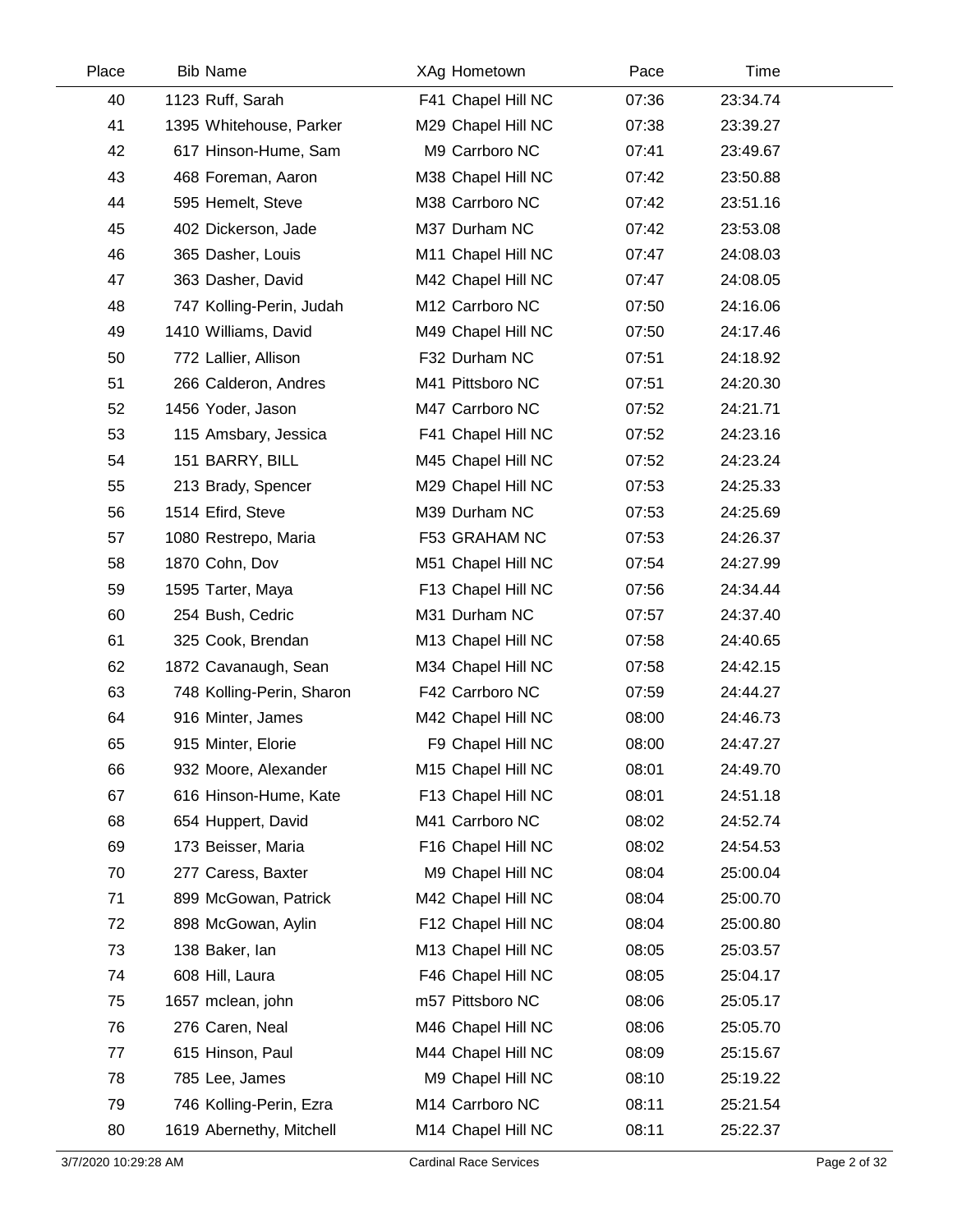| Place | Bib | Name | XAg | Hometown | Pace | Time |
|---|---|---|---|---|---|---|
| 40 | 1123 | Ruff, Sarah | F41 | Chapel Hill NC | 07:36 | 23:34.74 |
| 41 | 1395 | Whitehouse, Parker | M29 | Chapel Hill NC | 07:38 | 23:39.27 |
| 42 | 617 | Hinson-Hume, Sam | M9 | Carrboro NC | 07:41 | 23:49.67 |
| 43 | 468 | Foreman, Aaron | M38 | Chapel Hill NC | 07:42 | 23:50.88 |
| 44 | 595 | Hemelt, Steve | M38 | Carrboro NC | 07:42 | 23:51.16 |
| 45 | 402 | Dickerson, Jade | M37 | Durham NC | 07:42 | 23:53.08 |
| 46 | 365 | Dasher, Louis | M11 | Chapel Hill NC | 07:47 | 24:08.03 |
| 47 | 363 | Dasher, David | M42 | Chapel Hill NC | 07:47 | 24:08.05 |
| 48 | 747 | Kolling-Perin, Judah | M12 | Carrboro NC | 07:50 | 24:16.06 |
| 49 | 1410 | Williams, David | M49 | Chapel Hill NC | 07:50 | 24:17.46 |
| 50 | 772 | Lallier, Allison | F32 | Durham NC | 07:51 | 24:18.92 |
| 51 | 266 | Calderon, Andres | M41 | Pittsboro NC | 07:51 | 24:20.30 |
| 52 | 1456 | Yoder, Jason | M47 | Carrboro NC | 07:52 | 24:21.71 |
| 53 | 115 | Amsbary, Jessica | F41 | Chapel Hill NC | 07:52 | 24:23.16 |
| 54 | 151 | BARRY, BILL | M45 | Chapel Hill NC | 07:52 | 24:23.24 |
| 55 | 213 | Brady, Spencer | M29 | Chapel Hill NC | 07:53 | 24:25.33 |
| 56 | 1514 | Efird, Steve | M39 | Durham NC | 07:53 | 24:25.69 |
| 57 | 1080 | Restrepo, Maria | F53 | GRAHAM NC | 07:53 | 24:26.37 |
| 58 | 1870 | Cohn, Dov | M51 | Chapel Hill NC | 07:54 | 24:27.99 |
| 59 | 1595 | Tarter, Maya | F13 | Chapel Hill NC | 07:56 | 24:34.44 |
| 60 | 254 | Bush, Cedric | M31 | Durham NC | 07:57 | 24:37.40 |
| 61 | 325 | Cook, Brendan | M13 | Chapel Hill NC | 07:58 | 24:40.65 |
| 62 | 1872 | Cavanaugh, Sean | M34 | Chapel Hill NC | 07:58 | 24:42.15 |
| 63 | 748 | Kolling-Perin, Sharon | F42 | Carrboro NC | 07:59 | 24:44.27 |
| 64 | 916 | Minter, James | M42 | Chapel Hill NC | 08:00 | 24:46.73 |
| 65 | 915 | Minter, Elorie | F9 | Chapel Hill NC | 08:00 | 24:47.27 |
| 66 | 932 | Moore, Alexander | M15 | Chapel Hill NC | 08:01 | 24:49.70 |
| 67 | 616 | Hinson-Hume, Kate | F13 | Chapel Hill NC | 08:01 | 24:51.18 |
| 68 | 654 | Huppert, David | M41 | Carrboro NC | 08:02 | 24:52.74 |
| 69 | 173 | Beisser, Maria | F16 | Chapel Hill NC | 08:02 | 24:54.53 |
| 70 | 277 | Caress, Baxter | M9 | Chapel Hill NC | 08:04 | 25:00.04 |
| 71 | 899 | McGowan, Patrick | M42 | Chapel Hill NC | 08:04 | 25:00.70 |
| 72 | 898 | McGowan, Aylin | F12 | Chapel Hill NC | 08:04 | 25:00.80 |
| 73 | 138 | Baker, Ian | M13 | Chapel Hill NC | 08:05 | 25:03.57 |
| 74 | 608 | Hill, Laura | F46 | Chapel Hill NC | 08:05 | 25:04.17 |
| 75 | 1657 | mclean, john | m57 | Pittsboro NC | 08:06 | 25:05.17 |
| 76 | 276 | Caren, Neal | M46 | Chapel Hill NC | 08:06 | 25:05.70 |
| 77 | 615 | Hinson, Paul | M44 | Chapel Hill NC | 08:09 | 25:15.67 |
| 78 | 785 | Lee, James | M9 | Chapel Hill NC | 08:10 | 25:19.22 |
| 79 | 746 | Kolling-Perin, Ezra | M14 | Carrboro NC | 08:11 | 25:21.54 |
| 80 | 1619 | Abernethy, Mitchell | M14 | Chapel Hill NC | 08:11 | 25:22.37 |

3/7/2020 10:29:28 AM Cardinal Race Services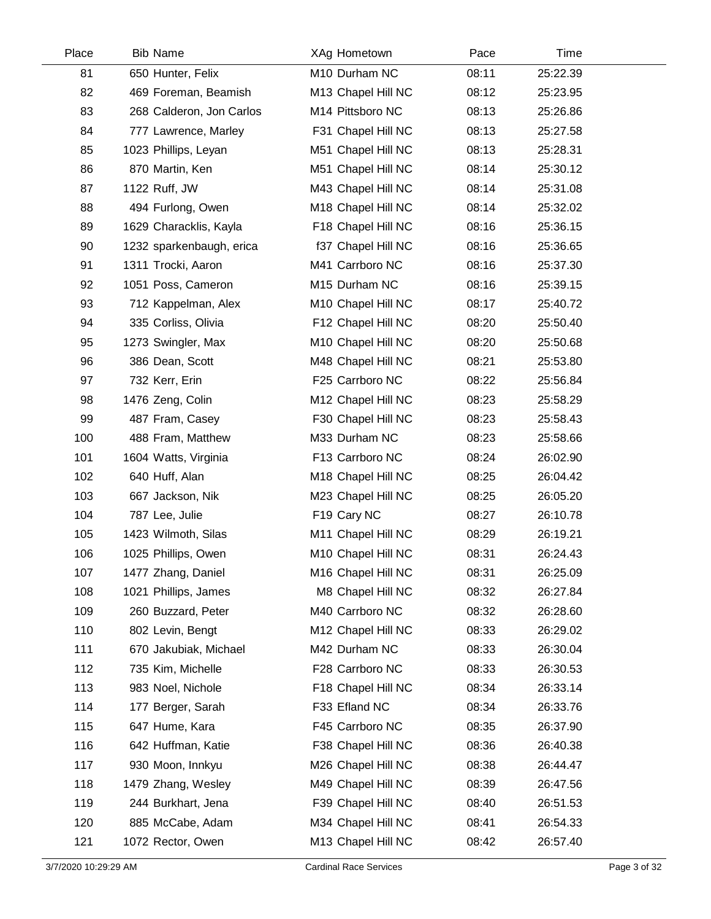| Place | Bib | Name | XAg | Hometown | Pace | Time |
|---|---|---|---|---|---|---|
| 81 | 650 | Hunter, Felix | M10 | Durham NC | 08:11 | 25:22.39 |
| 82 | 469 | Foreman, Beamish | M13 | Chapel Hill NC | 08:12 | 25:23.95 |
| 83 | 268 | Calderon, Jon Carlos | M14 | Pittsboro NC | 08:13 | 25:26.86 |
| 84 | 777 | Lawrence, Marley | F31 | Chapel Hill NC | 08:13 | 25:27.58 |
| 85 | 1023 | Phillips, Leyan | M51 | Chapel Hill NC | 08:13 | 25:28.31 |
| 86 | 870 | Martin, Ken | M51 | Chapel Hill NC | 08:14 | 25:30.12 |
| 87 | 1122 | Ruff, JW | M43 | Chapel Hill NC | 08:14 | 25:31.08 |
| 88 | 494 | Furlong, Owen | M18 | Chapel Hill NC | 08:14 | 25:32.02 |
| 89 | 1629 | Characklis, Kayla | F18 | Chapel Hill NC | 08:16 | 25:36.15 |
| 90 | 1232 | sparkenbaugh, erica | f37 | Chapel Hill NC | 08:16 | 25:36.65 |
| 91 | 1311 | Trocki, Aaron | M41 | Carrboro NC | 08:16 | 25:37.30 |
| 92 | 1051 | Poss, Cameron | M15 | Durham NC | 08:16 | 25:39.15 |
| 93 | 712 | Kappelman, Alex | M10 | Chapel Hill NC | 08:17 | 25:40.72 |
| 94 | 335 | Corliss, Olivia | F12 | Chapel Hill NC | 08:20 | 25:50.40 |
| 95 | 1273 | Swingler, Max | M10 | Chapel Hill NC | 08:20 | 25:50.68 |
| 96 | 386 | Dean, Scott | M48 | Chapel Hill NC | 08:21 | 25:53.80 |
| 97 | 732 | Kerr, Erin | F25 | Carrboro NC | 08:22 | 25:56.84 |
| 98 | 1476 | Zeng, Colin | M12 | Chapel Hill NC | 08:23 | 25:58.29 |
| 99 | 487 | Fram, Casey | F30 | Chapel Hill NC | 08:23 | 25:58.43 |
| 100 | 488 | Fram, Matthew | M33 | Durham NC | 08:23 | 25:58.66 |
| 101 | 1604 | Watts, Virginia | F13 | Carrboro NC | 08:24 | 26:02.90 |
| 102 | 640 | Huff, Alan | M18 | Chapel Hill NC | 08:25 | 26:04.42 |
| 103 | 667 | Jackson, Nik | M23 | Chapel Hill NC | 08:25 | 26:05.20 |
| 104 | 787 | Lee, Julie | F19 | Cary NC | 08:27 | 26:10.78 |
| 105 | 1423 | Wilmoth, Silas | M11 | Chapel Hill NC | 08:29 | 26:19.21 |
| 106 | 1025 | Phillips, Owen | M10 | Chapel Hill NC | 08:31 | 26:24.43 |
| 107 | 1477 | Zhang, Daniel | M16 | Chapel Hill NC | 08:31 | 26:25.09 |
| 108 | 1021 | Phillips, James | M8 | Chapel Hill NC | 08:32 | 26:27.84 |
| 109 | 260 | Buzzard, Peter | M40 | Carrboro NC | 08:32 | 26:28.60 |
| 110 | 802 | Levin, Bengt | M12 | Chapel Hill NC | 08:33 | 26:29.02 |
| 111 | 670 | Jakubiak, Michael | M42 | Durham NC | 08:33 | 26:30.04 |
| 112 | 735 | Kim, Michelle | F28 | Carrboro NC | 08:33 | 26:30.53 |
| 113 | 983 | Noel, Nichole | F18 | Chapel Hill NC | 08:34 | 26:33.14 |
| 114 | 177 | Berger, Sarah | F33 | Efland NC | 08:34 | 26:33.76 |
| 115 | 647 | Hume, Kara | F45 | Carrboro NC | 08:35 | 26:37.90 |
| 116 | 642 | Huffman, Katie | F38 | Chapel Hill NC | 08:36 | 26:40.38 |
| 117 | 930 | Moon, Innkyu | M26 | Chapel Hill NC | 08:38 | 26:44.47 |
| 118 | 1479 | Zhang, Wesley | M49 | Chapel Hill NC | 08:39 | 26:47.56 |
| 119 | 244 | Burkhart, Jena | F39 | Chapel Hill NC | 08:40 | 26:51.53 |
| 120 | 885 | McCabe, Adam | M34 | Chapel Hill NC | 08:41 | 26:54.33 |
| 121 | 1072 | Rector, Owen | M13 | Chapel Hill NC | 08:42 | 26:57.40 |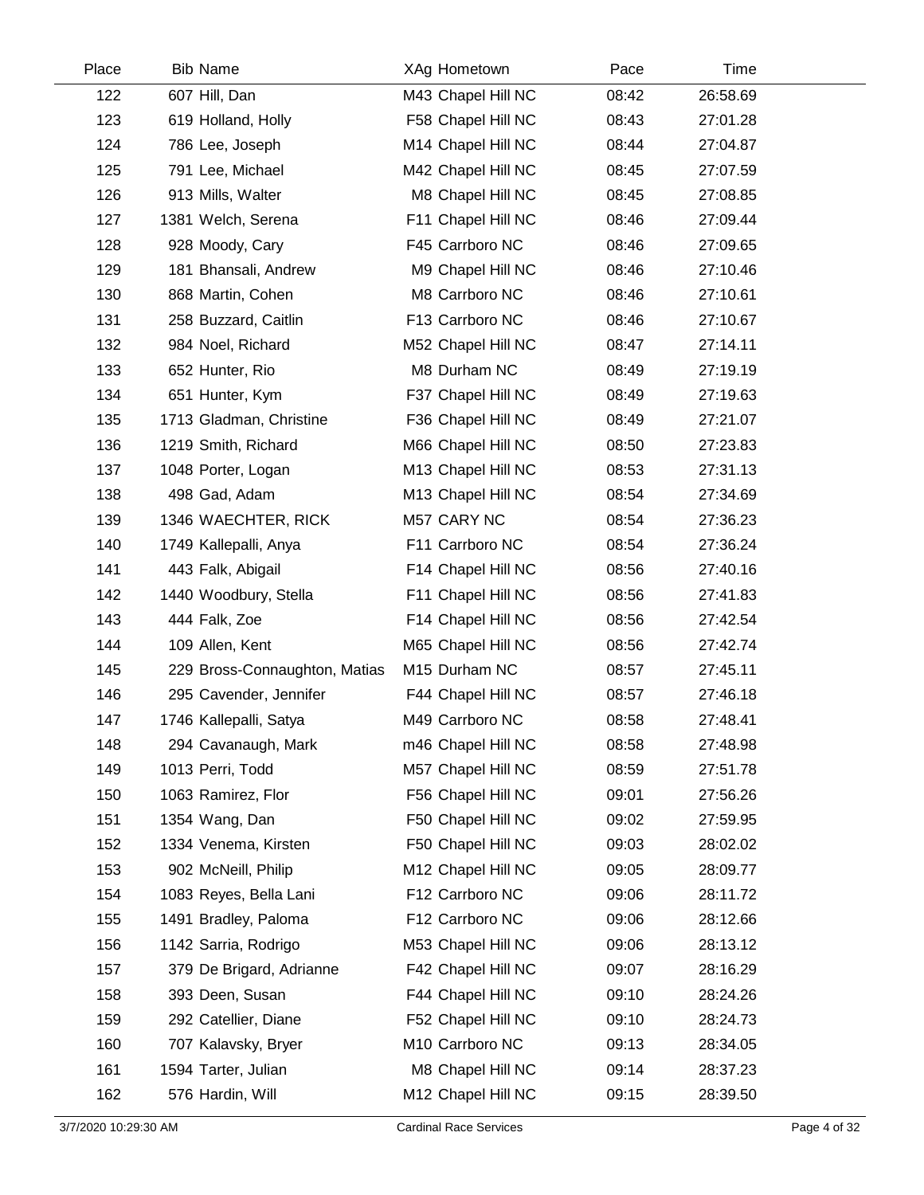| Place | Bib | Name | XAg | Hometown | Pace | Time |
|---|---|---|---|---|---|---|
| 122 | 607 | Hill, Dan | M43 | Chapel Hill NC | 08:42 | 26:58.69 |
| 123 | 619 | Holland, Holly | F58 | Chapel Hill NC | 08:43 | 27:01.28 |
| 124 | 786 | Lee, Joseph | M14 | Chapel Hill NC | 08:44 | 27:04.87 |
| 125 | 791 | Lee, Michael | M42 | Chapel Hill NC | 08:45 | 27:07.59 |
| 126 | 913 | Mills, Walter | M8 | Chapel Hill NC | 08:45 | 27:08.85 |
| 127 | 1381 | Welch, Serena | F11 | Chapel Hill NC | 08:46 | 27:09.44 |
| 128 | 928 | Moody, Cary | F45 | Carrboro NC | 08:46 | 27:09.65 |
| 129 | 181 | Bhansali, Andrew | M9 | Chapel Hill NC | 08:46 | 27:10.46 |
| 130 | 868 | Martin, Cohen | M8 | Carrboro NC | 08:46 | 27:10.61 |
| 131 | 258 | Buzzard, Caitlin | F13 | Carrboro NC | 08:46 | 27:10.67 |
| 132 | 984 | Noel, Richard | M52 | Chapel Hill NC | 08:47 | 27:14.11 |
| 133 | 652 | Hunter, Rio | M8 | Durham NC | 08:49 | 27:19.19 |
| 134 | 651 | Hunter, Kym | F37 | Chapel Hill NC | 08:49 | 27:19.63 |
| 135 | 1713 | Gladman, Christine | F36 | Chapel Hill NC | 08:49 | 27:21.07 |
| 136 | 1219 | Smith, Richard | M66 | Chapel Hill NC | 08:50 | 27:23.83 |
| 137 | 1048 | Porter, Logan | M13 | Chapel Hill NC | 08:53 | 27:31.13 |
| 138 | 498 | Gad, Adam | M13 | Chapel Hill NC | 08:54 | 27:34.69 |
| 139 | 1346 | WAECHTER, RICK | M57 | CARY NC | 08:54 | 27:36.23 |
| 140 | 1749 | Kallepalli, Anya | F11 | Carrboro NC | 08:54 | 27:36.24 |
| 141 | 443 | Falk, Abigail | F14 | Chapel Hill NC | 08:56 | 27:40.16 |
| 142 | 1440 | Woodbury, Stella | F11 | Chapel Hill NC | 08:56 | 27:41.83 |
| 143 | 444 | Falk, Zoe | F14 | Chapel Hill NC | 08:56 | 27:42.54 |
| 144 | 109 | Allen, Kent | M65 | Chapel Hill NC | 08:56 | 27:42.74 |
| 145 | 229 | Bross-Connaughton, Matias | M15 | Durham NC | 08:57 | 27:45.11 |
| 146 | 295 | Cavender, Jennifer | F44 | Chapel Hill NC | 08:57 | 27:46.18 |
| 147 | 1746 | Kallepalli, Satya | M49 | Carrboro NC | 08:58 | 27:48.41 |
| 148 | 294 | Cavanaugh, Mark | m46 | Chapel Hill NC | 08:58 | 27:48.98 |
| 149 | 1013 | Perri, Todd | M57 | Chapel Hill NC | 08:59 | 27:51.78 |
| 150 | 1063 | Ramirez, Flor | F56 | Chapel Hill NC | 09:01 | 27:56.26 |
| 151 | 1354 | Wang, Dan | F50 | Chapel Hill NC | 09:02 | 27:59.95 |
| 152 | 1334 | Venema, Kirsten | F50 | Chapel Hill NC | 09:03 | 28:02.02 |
| 153 | 902 | McNeill, Philip | M12 | Chapel Hill NC | 09:05 | 28:09.77 |
| 154 | 1083 | Reyes, Bella Lani | F12 | Carrboro NC | 09:06 | 28:11.72 |
| 155 | 1491 | Bradley, Paloma | F12 | Carrboro NC | 09:06 | 28:12.66 |
| 156 | 1142 | Sarria, Rodrigo | M53 | Chapel Hill NC | 09:06 | 28:13.12 |
| 157 | 379 | De Brigard, Adrianne | F42 | Chapel Hill NC | 09:07 | 28:16.29 |
| 158 | 393 | Deen, Susan | F44 | Chapel Hill NC | 09:10 | 28:24.26 |
| 159 | 292 | Catellier, Diane | F52 | Chapel Hill NC | 09:10 | 28:24.73 |
| 160 | 707 | Kalavsky, Bryer | M10 | Carrboro NC | 09:13 | 28:34.05 |
| 161 | 1594 | Tarter, Julian | M8 | Chapel Hill NC | 09:14 | 28:37.23 |
| 162 | 576 | Hardin, Will | M12 | Chapel Hill NC | 09:15 | 28:39.50 |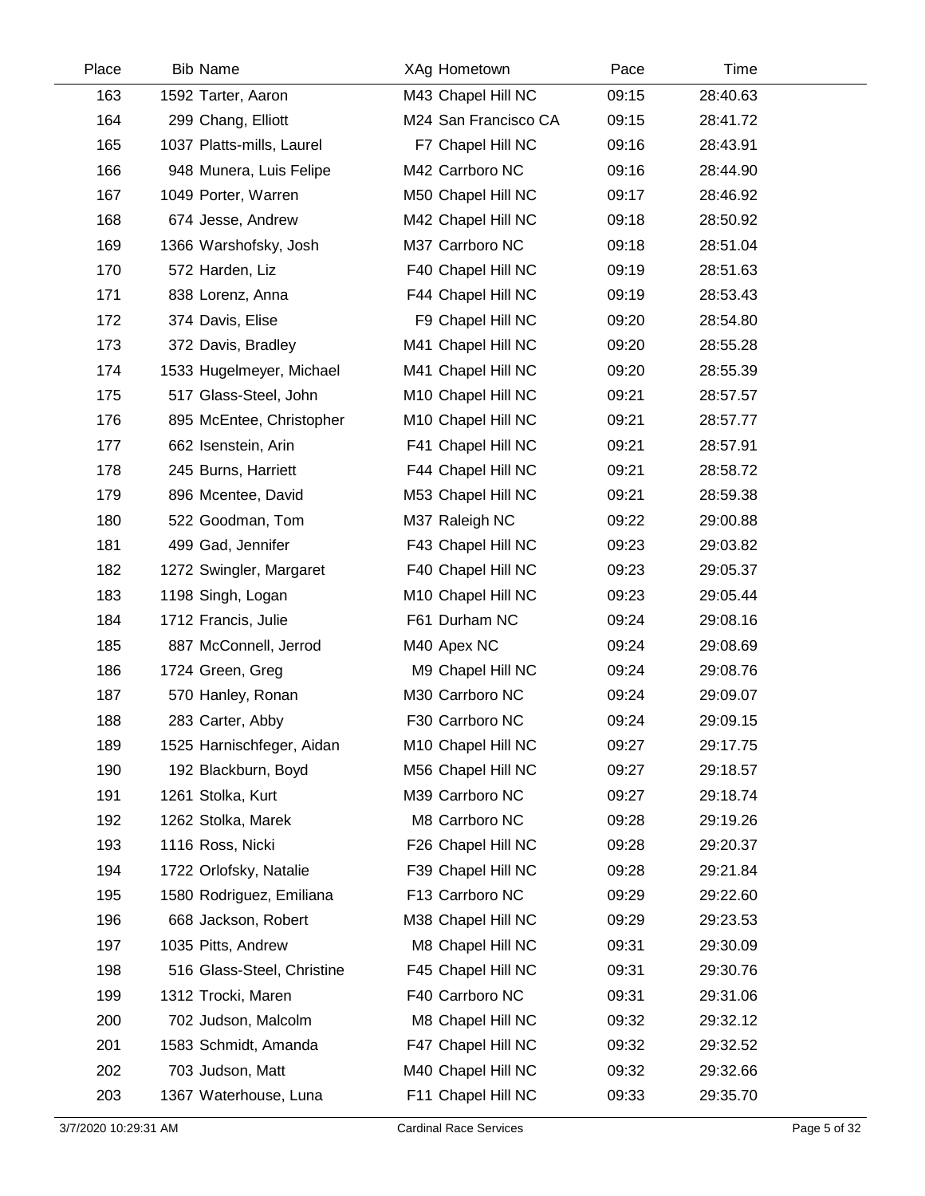| Place | Bib | Name | XAg | Hometown | Pace | Time |
|---|---|---|---|---|---|---|
| 163 | 1592 | Tarter, Aaron | M43 | Chapel Hill NC | 09:15 | 28:40.63 |
| 164 | 299 | Chang, Elliott | M24 | San Francisco CA | 09:15 | 28:41.72 |
| 165 | 1037 | Platts-mills, Laurel | F7 | Chapel Hill NC | 09:16 | 28:43.91 |
| 166 | 948 | Munera, Luis Felipe | M42 | Carrboro NC | 09:16 | 28:44.90 |
| 167 | 1049 | Porter, Warren | M50 | Chapel Hill NC | 09:17 | 28:46.92 |
| 168 | 674 | Jesse, Andrew | M42 | Chapel Hill NC | 09:18 | 28:50.92 |
| 169 | 1366 | Warshofsky, Josh | M37 | Carrboro NC | 09:18 | 28:51.04 |
| 170 | 572 | Harden, Liz | F40 | Chapel Hill NC | 09:19 | 28:51.63 |
| 171 | 838 | Lorenz, Anna | F44 | Chapel Hill NC | 09:19 | 28:53.43 |
| 172 | 374 | Davis, Elise | F9 | Chapel Hill NC | 09:20 | 28:54.80 |
| 173 | 372 | Davis, Bradley | M41 | Chapel Hill NC | 09:20 | 28:55.28 |
| 174 | 1533 | Hugelmeyer, Michael | M41 | Chapel Hill NC | 09:20 | 28:55.39 |
| 175 | 517 | Glass-Steel, John | M10 | Chapel Hill NC | 09:21 | 28:57.57 |
| 176 | 895 | McEntee, Christopher | M10 | Chapel Hill NC | 09:21 | 28:57.77 |
| 177 | 662 | Isenstein, Arin | F41 | Chapel Hill NC | 09:21 | 28:57.91 |
| 178 | 245 | Burns, Harriett | F44 | Chapel Hill NC | 09:21 | 28:58.72 |
| 179 | 896 | Mcentee, David | M53 | Chapel Hill NC | 09:21 | 28:59.38 |
| 180 | 522 | Goodman, Tom | M37 | Raleigh NC | 09:22 | 29:00.88 |
| 181 | 499 | Gad, Jennifer | F43 | Chapel Hill NC | 09:23 | 29:03.82 |
| 182 | 1272 | Swingler, Margaret | F40 | Chapel Hill NC | 09:23 | 29:05.37 |
| 183 | 1198 | Singh, Logan | M10 | Chapel Hill NC | 09:23 | 29:05.44 |
| 184 | 1712 | Francis, Julie | F61 | Durham NC | 09:24 | 29:08.16 |
| 185 | 887 | McConnell, Jerrod | M40 | Apex NC | 09:24 | 29:08.69 |
| 186 | 1724 | Green, Greg | M9 | Chapel Hill NC | 09:24 | 29:08.76 |
| 187 | 570 | Hanley, Ronan | M30 | Carrboro NC | 09:24 | 29:09.07 |
| 188 | 283 | Carter, Abby | F30 | Carrboro NC | 09:24 | 29:09.15 |
| 189 | 1525 | Harnischfeger, Aidan | M10 | Chapel Hill NC | 09:27 | 29:17.75 |
| 190 | 192 | Blackburn, Boyd | M56 | Chapel Hill NC | 09:27 | 29:18.57 |
| 191 | 1261 | Stolka, Kurt | M39 | Carrboro NC | 09:27 | 29:18.74 |
| 192 | 1262 | Stolka, Marek | M8 | Carrboro NC | 09:28 | 29:19.26 |
| 193 | 1116 | Ross, Nicki | F26 | Chapel Hill NC | 09:28 | 29:20.37 |
| 194 | 1722 | Orlofsky, Natalie | F39 | Chapel Hill NC | 09:28 | 29:21.84 |
| 195 | 1580 | Rodriguez, Emiliana | F13 | Carrboro NC | 09:29 | 29:22.60 |
| 196 | 668 | Jackson, Robert | M38 | Chapel Hill NC | 09:29 | 29:23.53 |
| 197 | 1035 | Pitts, Andrew | M8 | Chapel Hill NC | 09:31 | 29:30.09 |
| 198 | 516 | Glass-Steel, Christine | F45 | Chapel Hill NC | 09:31 | 29:30.76 |
| 199 | 1312 | Trocki, Maren | F40 | Carrboro NC | 09:31 | 29:31.06 |
| 200 | 702 | Judson, Malcolm | M8 | Chapel Hill NC | 09:32 | 29:32.12 |
| 201 | 1583 | Schmidt, Amanda | F47 | Chapel Hill NC | 09:32 | 29:32.52 |
| 202 | 703 | Judson, Matt | M40 | Chapel Hill NC | 09:32 | 29:32.66 |
| 203 | 1367 | Waterhouse, Luna | F11 | Chapel Hill NC | 09:33 | 29:35.70 |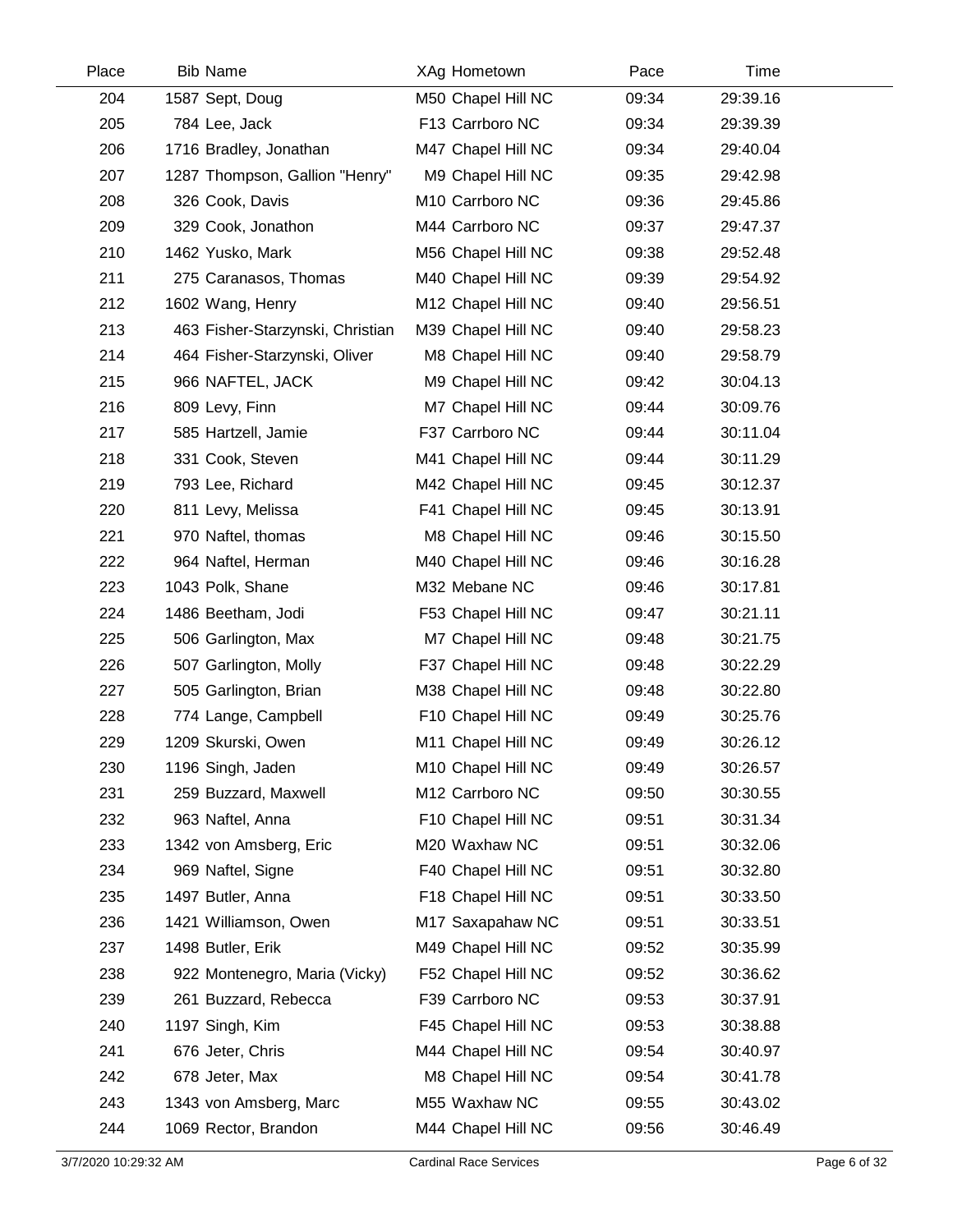| Place | Bib | Name | XAg | Hometown | Pace | Time |
|---|---|---|---|---|---|---|
| 204 | 1587 | Sept, Doug | M50 | Chapel Hill NC | 09:34 | 29:39.16 |
| 205 | 784 | Lee, Jack | F13 | Carrboro NC | 09:34 | 29:39.39 |
| 206 | 1716 | Bradley, Jonathan | M47 | Chapel Hill NC | 09:34 | 29:40.04 |
| 207 | 1287 | Thompson, Gallion "Henry" | M9 | Chapel Hill NC | 09:35 | 29:42.98 |
| 208 | 326 | Cook, Davis | M10 | Carrboro NC | 09:36 | 29:45.86 |
| 209 | 329 | Cook, Jonathon | M44 | Carrboro NC | 09:37 | 29:47.37 |
| 210 | 1462 | Yusko, Mark | M56 | Chapel Hill NC | 09:38 | 29:52.48 |
| 211 | 275 | Caranasos, Thomas | M40 | Chapel Hill NC | 09:39 | 29:54.92 |
| 212 | 1602 | Wang, Henry | M12 | Chapel Hill NC | 09:40 | 29:56.51 |
| 213 | 463 | Fisher-Starzynski, Christian | M39 | Chapel Hill NC | 09:40 | 29:58.23 |
| 214 | 464 | Fisher-Starzynski, Oliver | M8 | Chapel Hill NC | 09:40 | 29:58.79 |
| 215 | 966 | NAFTEL, JACK | M9 | Chapel Hill NC | 09:42 | 30:04.13 |
| 216 | 809 | Levy, Finn | M7 | Chapel Hill NC | 09:44 | 30:09.76 |
| 217 | 585 | Hartzell, Jamie | F37 | Carrboro NC | 09:44 | 30:11.04 |
| 218 | 331 | Cook, Steven | M41 | Chapel Hill NC | 09:44 | 30:11.29 |
| 219 | 793 | Lee, Richard | M42 | Chapel Hill NC | 09:45 | 30:12.37 |
| 220 | 811 | Levy, Melissa | F41 | Chapel Hill NC | 09:45 | 30:13.91 |
| 221 | 970 | Naftel, thomas | M8 | Chapel Hill NC | 09:46 | 30:15.50 |
| 222 | 964 | Naftel, Herman | M40 | Chapel Hill NC | 09:46 | 30:16.28 |
| 223 | 1043 | Polk, Shane | M32 | Mebane NC | 09:46 | 30:17.81 |
| 224 | 1486 | Beetham, Jodi | F53 | Chapel Hill NC | 09:47 | 30:21.11 |
| 225 | 506 | Garlington, Max | M7 | Chapel Hill NC | 09:48 | 30:21.75 |
| 226 | 507 | Garlington, Molly | F37 | Chapel Hill NC | 09:48 | 30:22.29 |
| 227 | 505 | Garlington, Brian | M38 | Chapel Hill NC | 09:48 | 30:22.80 |
| 228 | 774 | Lange, Campbell | F10 | Chapel Hill NC | 09:49 | 30:25.76 |
| 229 | 1209 | Skurski, Owen | M11 | Chapel Hill NC | 09:49 | 30:26.12 |
| 230 | 1196 | Singh, Jaden | M10 | Chapel Hill NC | 09:49 | 30:26.57 |
| 231 | 259 | Buzzard, Maxwell | M12 | Carrboro NC | 09:50 | 30:30.55 |
| 232 | 963 | Naftel, Anna | F10 | Chapel Hill NC | 09:51 | 30:31.34 |
| 233 | 1342 | von Amsberg, Eric | M20 | Waxhaw NC | 09:51 | 30:32.06 |
| 234 | 969 | Naftel, Signe | F40 | Chapel Hill NC | 09:51 | 30:32.80 |
| 235 | 1497 | Butler, Anna | F18 | Chapel Hill NC | 09:51 | 30:33.50 |
| 236 | 1421 | Williamson, Owen | M17 | Saxapahaw NC | 09:51 | 30:33.51 |
| 237 | 1498 | Butler, Erik | M49 | Chapel Hill NC | 09:52 | 30:35.99 |
| 238 | 922 | Montenegro, Maria (Vicky) | F52 | Chapel Hill NC | 09:52 | 30:36.62 |
| 239 | 261 | Buzzard, Rebecca | F39 | Carrboro NC | 09:53 | 30:37.91 |
| 240 | 1197 | Singh, Kim | F45 | Chapel Hill NC | 09:53 | 30:38.88 |
| 241 | 676 | Jeter, Chris | M44 | Chapel Hill NC | 09:54 | 30:40.97 |
| 242 | 678 | Jeter, Max | M8 | Chapel Hill NC | 09:54 | 30:41.78 |
| 243 | 1343 | von Amsberg, Marc | M55 | Waxhaw NC | 09:55 | 30:43.02 |
| 244 | 1069 | Rector, Brandon | M44 | Chapel Hill NC | 09:56 | 30:46.49 |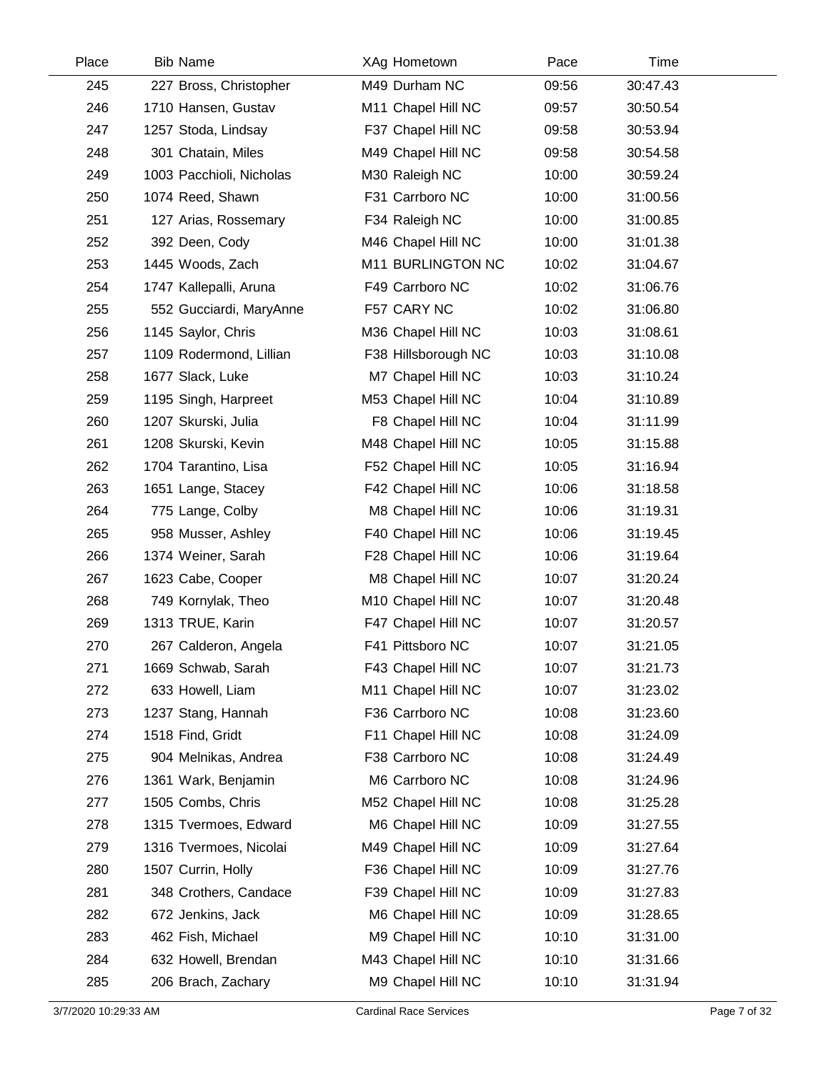| Place | Bib | Name | XAg | Hometown | Pace | Time |
|---|---|---|---|---|---|---|
| 245 | 227 | Bross, Christopher | M49 | Durham NC | 09:56 | 30:47.43 |
| 246 | 1710 | Hansen, Gustav | M11 | Chapel Hill NC | 09:57 | 30:50.54 |
| 247 | 1257 | Stoda, Lindsay | F37 | Chapel Hill NC | 09:58 | 30:53.94 |
| 248 | 301 | Chatain, Miles | M49 | Chapel Hill NC | 09:58 | 30:54.58 |
| 249 | 1003 | Pacchioli, Nicholas | M30 | Raleigh NC | 10:00 | 30:59.24 |
| 250 | 1074 | Reed, Shawn | F31 | Carrboro NC | 10:00 | 31:00.56 |
| 251 | 127 | Arias, Rossemary | F34 | Raleigh NC | 10:00 | 31:00.85 |
| 252 | 392 | Deen, Cody | M46 | Chapel Hill NC | 10:00 | 31:01.38 |
| 253 | 1445 | Woods, Zach | M11 | BURLINGTON NC | 10:02 | 31:04.67 |
| 254 | 1747 | Kallepalli, Aruna | F49 | Carrboro NC | 10:02 | 31:06.76 |
| 255 | 552 | Gucciardi, MaryAnne | F57 | CARY NC | 10:02 | 31:06.80 |
| 256 | 1145 | Saylor, Chris | M36 | Chapel Hill NC | 10:03 | 31:08.61 |
| 257 | 1109 | Rodermond, Lillian | F38 | Hillsborough NC | 10:03 | 31:10.08 |
| 258 | 1677 | Slack, Luke | M7 | Chapel Hill NC | 10:03 | 31:10.24 |
| 259 | 1195 | Singh, Harpreet | M53 | Chapel Hill NC | 10:04 | 31:10.89 |
| 260 | 1207 | Skurski, Julia | F8 | Chapel Hill NC | 10:04 | 31:11.99 |
| 261 | 1208 | Skurski, Kevin | M48 | Chapel Hill NC | 10:05 | 31:15.88 |
| 262 | 1704 | Tarantino, Lisa | F52 | Chapel Hill NC | 10:05 | 31:16.94 |
| 263 | 1651 | Lange, Stacey | F42 | Chapel Hill NC | 10:06 | 31:18.58 |
| 264 | 775 | Lange, Colby | M8 | Chapel Hill NC | 10:06 | 31:19.31 |
| 265 | 958 | Musser, Ashley | F40 | Chapel Hill NC | 10:06 | 31:19.45 |
| 266 | 1374 | Weiner, Sarah | F28 | Chapel Hill NC | 10:06 | 31:19.64 |
| 267 | 1623 | Cabe, Cooper | M8 | Chapel Hill NC | 10:07 | 31:20.24 |
| 268 | 749 | Kornylak, Theo | M10 | Chapel Hill NC | 10:07 | 31:20.48 |
| 269 | 1313 | TRUE, Karin | F47 | Chapel Hill NC | 10:07 | 31:20.57 |
| 270 | 267 | Calderon, Angela | F41 | Pittsboro NC | 10:07 | 31:21.05 |
| 271 | 1669 | Schwab, Sarah | F43 | Chapel Hill NC | 10:07 | 31:21.73 |
| 272 | 633 | Howell, Liam | M11 | Chapel Hill NC | 10:07 | 31:23.02 |
| 273 | 1237 | Stang, Hannah | F36 | Carrboro NC | 10:08 | 31:23.60 |
| 274 | 1518 | Find, Gridt | F11 | Chapel Hill NC | 10:08 | 31:24.09 |
| 275 | 904 | Melnikas, Andrea | F38 | Carrboro NC | 10:08 | 31:24.49 |
| 276 | 1361 | Wark, Benjamin | M6 | Carrboro NC | 10:08 | 31:24.96 |
| 277 | 1505 | Combs, Chris | M52 | Chapel Hill NC | 10:08 | 31:25.28 |
| 278 | 1315 | Tvermoes, Edward | M6 | Chapel Hill NC | 10:09 | 31:27.55 |
| 279 | 1316 | Tvermoes, Nicolai | M49 | Chapel Hill NC | 10:09 | 31:27.64 |
| 280 | 1507 | Currin, Holly | F36 | Chapel Hill NC | 10:09 | 31:27.76 |
| 281 | 348 | Crothers, Candace | F39 | Chapel Hill NC | 10:09 | 31:27.83 |
| 282 | 672 | Jenkins, Jack | M6 | Chapel Hill NC | 10:09 | 31:28.65 |
| 283 | 462 | Fish, Michael | M9 | Chapel Hill NC | 10:10 | 31:31.00 |
| 284 | 632 | Howell, Brendan | M43 | Chapel Hill NC | 10:10 | 31:31.66 |
| 285 | 206 | Brach, Zachary | M9 | Chapel Hill NC | 10:10 | 31:31.94 |

3/7/2020 10:29:33 AM — Cardinal Race Services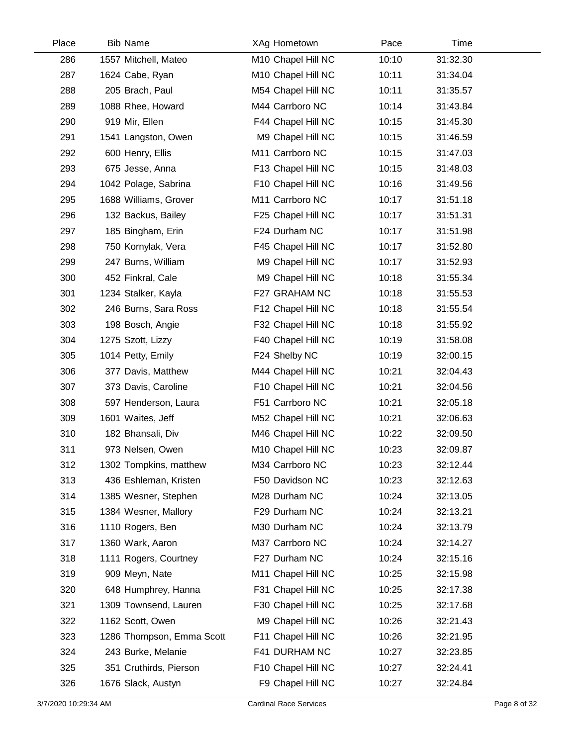| Place | Bib | Name | XAg | Hometown | Pace | Time |
|---|---|---|---|---|---|---|
| 286 | 1557 | Mitchell, Mateo | M10 | Chapel Hill NC | 10:10 | 31:32.30 |
| 287 | 1624 | Cabe, Ryan | M10 | Chapel Hill NC | 10:11 | 31:34.04 |
| 288 | 205 | Brach, Paul | M54 | Chapel Hill NC | 10:11 | 31:35.57 |
| 289 | 1088 | Rhee, Howard | M44 | Carrboro NC | 10:14 | 31:43.84 |
| 290 | 919 | Mir, Ellen | F44 | Chapel Hill NC | 10:15 | 31:45.30 |
| 291 | 1541 | Langston, Owen | M9 | Chapel Hill NC | 10:15 | 31:46.59 |
| 292 | 600 | Henry, Ellis | M11 | Carrboro NC | 10:15 | 31:47.03 |
| 293 | 675 | Jesse, Anna | F13 | Chapel Hill NC | 10:15 | 31:48.03 |
| 294 | 1042 | Polage, Sabrina | F10 | Chapel Hill NC | 10:16 | 31:49.56 |
| 295 | 1688 | Williams, Grover | M11 | Carrboro NC | 10:17 | 31:51.18 |
| 296 | 132 | Backus, Bailey | F25 | Chapel Hill NC | 10:17 | 31:51.31 |
| 297 | 185 | Bingham, Erin | F24 | Durham NC | 10:17 | 31:51.98 |
| 298 | 750 | Kornylak, Vera | F45 | Chapel Hill NC | 10:17 | 31:52.80 |
| 299 | 247 | Burns, William | M9 | Chapel Hill NC | 10:17 | 31:52.93 |
| 300 | 452 | Finkral, Cale | M9 | Chapel Hill NC | 10:18 | 31:55.34 |
| 301 | 1234 | Stalker, Kayla | F27 | GRAHAM NC | 10:18 | 31:55.53 |
| 302 | 246 | Burns, Sara Ross | F12 | Chapel Hill NC | 10:18 | 31:55.54 |
| 303 | 198 | Bosch, Angie | F32 | Chapel Hill NC | 10:18 | 31:55.92 |
| 304 | 1275 | Szott, Lizzy | F40 | Chapel Hill NC | 10:19 | 31:58.08 |
| 305 | 1014 | Petty, Emily | F24 | Shelby NC | 10:19 | 32:00.15 |
| 306 | 377 | Davis, Matthew | M44 | Chapel Hill NC | 10:21 | 32:04.43 |
| 307 | 373 | Davis, Caroline | F10 | Chapel Hill NC | 10:21 | 32:04.56 |
| 308 | 597 | Henderson, Laura | F51 | Carrboro NC | 10:21 | 32:05.18 |
| 309 | 1601 | Waites, Jeff | M52 | Chapel Hill NC | 10:21 | 32:06.63 |
| 310 | 182 | Bhansali, Div | M46 | Chapel Hill NC | 10:22 | 32:09.50 |
| 311 | 973 | Nelsen, Owen | M10 | Chapel Hill NC | 10:23 | 32:09.87 |
| 312 | 1302 | Tompkins, matthew | M34 | Carrboro NC | 10:23 | 32:12.44 |
| 313 | 436 | Eshleman, Kristen | F50 | Davidson NC | 10:23 | 32:12.63 |
| 314 | 1385 | Wesner, Stephen | M28 | Durham NC | 10:24 | 32:13.05 |
| 315 | 1384 | Wesner, Mallory | F29 | Durham NC | 10:24 | 32:13.21 |
| 316 | 1110 | Rogers, Ben | M30 | Durham NC | 10:24 | 32:13.79 |
| 317 | 1360 | Wark, Aaron | M37 | Carrboro NC | 10:24 | 32:14.27 |
| 318 | 1111 | Rogers, Courtney | F27 | Durham NC | 10:24 | 32:15.16 |
| 319 | 909 | Meyn, Nate | M11 | Chapel Hill NC | 10:25 | 32:15.98 |
| 320 | 648 | Humphrey, Hanna | F31 | Chapel Hill NC | 10:25 | 32:17.38 |
| 321 | 1309 | Townsend, Lauren | F30 | Chapel Hill NC | 10:25 | 32:17.68 |
| 322 | 1162 | Scott, Owen | M9 | Chapel Hill NC | 10:26 | 32:21.43 |
| 323 | 1286 | Thompson, Emma Scott | F11 | Chapel Hill NC | 10:26 | 32:21.95 |
| 324 | 243 | Burke, Melanie | F41 | DURHAM NC | 10:27 | 32:23.85 |
| 325 | 351 | Cruthirds, Pierson | F10 | Chapel Hill NC | 10:27 | 32:24.41 |
| 326 | 1676 | Slack, Austyn | F9 | Chapel Hill NC | 10:27 | 32:24.84 |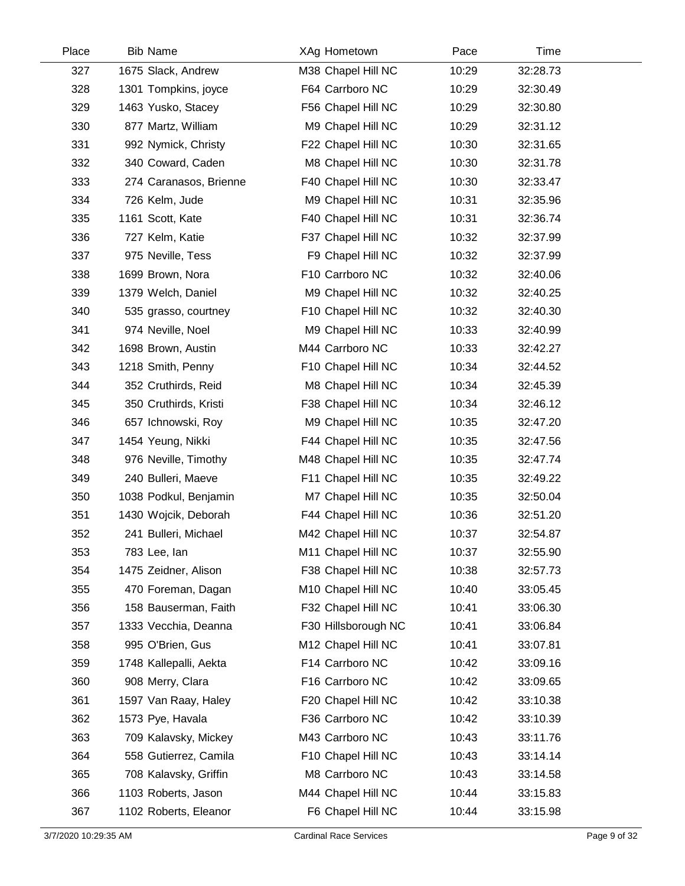| Place | Bib | Name | XAg | Hometown | Pace | Time |
|---|---|---|---|---|---|---|
| 327 | 1675 | Slack, Andrew | M38 | Chapel Hill NC | 10:29 | 32:28.73 |
| 328 | 1301 | Tompkins, joyce | F64 | Carrboro NC | 10:29 | 32:30.49 |
| 329 | 1463 | Yusko, Stacey | F56 | Chapel Hill NC | 10:29 | 32:30.80 |
| 330 | 877 | Martz, William | M9 | Chapel Hill NC | 10:29 | 32:31.12 |
| 331 | 992 | Nymick, Christy | F22 | Chapel Hill NC | 10:30 | 32:31.65 |
| 332 | 340 | Coward, Caden | M8 | Chapel Hill NC | 10:30 | 32:31.78 |
| 333 | 274 | Caranasos, Brienne | F40 | Chapel Hill NC | 10:30 | 32:33.47 |
| 334 | 726 | Kelm, Jude | M9 | Chapel Hill NC | 10:31 | 32:35.96 |
| 335 | 1161 | Scott, Kate | F40 | Chapel Hill NC | 10:31 | 32:36.74 |
| 336 | 727 | Kelm, Katie | F37 | Chapel Hill NC | 10:32 | 32:37.99 |
| 337 | 975 | Neville, Tess | F9 | Chapel Hill NC | 10:32 | 32:37.99 |
| 338 | 1699 | Brown, Nora | F10 | Carrboro NC | 10:32 | 32:40.06 |
| 339 | 1379 | Welch, Daniel | M9 | Chapel Hill NC | 10:32 | 32:40.25 |
| 340 | 535 | grasso, courtney | F10 | Chapel Hill NC | 10:32 | 32:40.30 |
| 341 | 974 | Neville, Noel | M9 | Chapel Hill NC | 10:33 | 32:40.99 |
| 342 | 1698 | Brown, Austin | M44 | Carrboro NC | 10:33 | 32:42.27 |
| 343 | 1218 | Smith, Penny | F10 | Chapel Hill NC | 10:34 | 32:44.52 |
| 344 | 352 | Cruthirds, Reid | M8 | Chapel Hill NC | 10:34 | 32:45.39 |
| 345 | 350 | Cruthirds, Kristi | F38 | Chapel Hill NC | 10:34 | 32:46.12 |
| 346 | 657 | Ichnowski, Roy | M9 | Chapel Hill NC | 10:35 | 32:47.20 |
| 347 | 1454 | Yeung, Nikki | F44 | Chapel Hill NC | 10:35 | 32:47.56 |
| 348 | 976 | Neville, Timothy | M48 | Chapel Hill NC | 10:35 | 32:47.74 |
| 349 | 240 | Bulleri, Maeve | F11 | Chapel Hill NC | 10:35 | 32:49.22 |
| 350 | 1038 | Podkul, Benjamin | M7 | Chapel Hill NC | 10:35 | 32:50.04 |
| 351 | 1430 | Wojcik, Deborah | F44 | Chapel Hill NC | 10:36 | 32:51.20 |
| 352 | 241 | Bulleri, Michael | M42 | Chapel Hill NC | 10:37 | 32:54.87 |
| 353 | 783 | Lee, Ian | M11 | Chapel Hill NC | 10:37 | 32:55.90 |
| 354 | 1475 | Zeidner, Alison | F38 | Chapel Hill NC | 10:38 | 32:57.73 |
| 355 | 470 | Foreman, Dagan | M10 | Chapel Hill NC | 10:40 | 33:05.45 |
| 356 | 158 | Bauserman, Faith | F32 | Chapel Hill NC | 10:41 | 33:06.30 |
| 357 | 1333 | Vecchia, Deanna | F30 | Hillsborough NC | 10:41 | 33:06.84 |
| 358 | 995 | O'Brien, Gus | M12 | Chapel Hill NC | 10:41 | 33:07.81 |
| 359 | 1748 | Kallepalli, Aekta | F14 | Carrboro NC | 10:42 | 33:09.16 |
| 360 | 908 | Merry, Clara | F16 | Carrboro NC | 10:42 | 33:09.65 |
| 361 | 1597 | Van Raay, Haley | F20 | Chapel Hill NC | 10:42 | 33:10.38 |
| 362 | 1573 | Pye, Havala | F36 | Carrboro NC | 10:42 | 33:10.39 |
| 363 | 709 | Kalavsky, Mickey | M43 | Carrboro NC | 10:43 | 33:11.76 |
| 364 | 558 | Gutierrez, Camila | F10 | Chapel Hill NC | 10:43 | 33:14.14 |
| 365 | 708 | Kalavsky, Griffin | M8 | Carrboro NC | 10:43 | 33:14.58 |
| 366 | 1103 | Roberts, Jason | M44 | Chapel Hill NC | 10:44 | 33:15.83 |
| 367 | 1102 | Roberts, Eleanor | F6 | Chapel Hill NC | 10:44 | 33:15.98 |

3/7/2020 10:29:35 AM Cardinal Race Services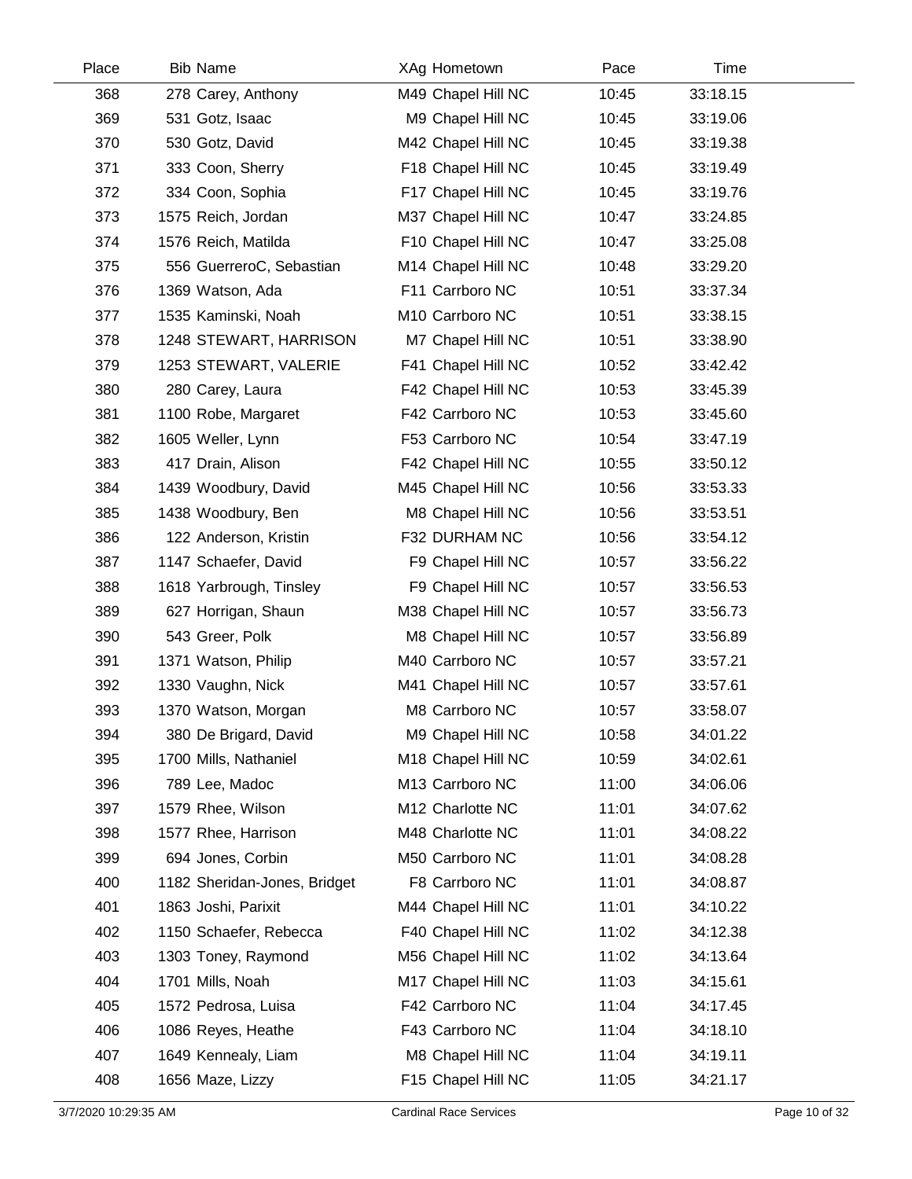| Place | Bib | Name | XAg | Hometown | Pace | Time |
|---|---|---|---|---|---|---|
| 368 | 278 | Carey, Anthony | M49 | Chapel Hill NC | 10:45 | 33:18.15 |
| 369 | 531 | Gotz, Isaac | M9 | Chapel Hill NC | 10:45 | 33:19.06 |
| 370 | 530 | Gotz, David | M42 | Chapel Hill NC | 10:45 | 33:19.38 |
| 371 | 333 | Coon, Sherry | F18 | Chapel Hill NC | 10:45 | 33:19.49 |
| 372 | 334 | Coon, Sophia | F17 | Chapel Hill NC | 10:45 | 33:19.76 |
| 373 | 1575 | Reich, Jordan | M37 | Chapel Hill NC | 10:47 | 33:24.85 |
| 374 | 1576 | Reich, Matilda | F10 | Chapel Hill NC | 10:47 | 33:25.08 |
| 375 | 556 | GuerreroC, Sebastian | M14 | Chapel Hill NC | 10:48 | 33:29.20 |
| 376 | 1369 | Watson, Ada | F11 | Carrboro NC | 10:51 | 33:37.34 |
| 377 | 1535 | Kaminski, Noah | M10 | Carrboro NC | 10:51 | 33:38.15 |
| 378 | 1248 | STEWART, HARRISON | M7 | Chapel Hill NC | 10:51 | 33:38.90 |
| 379 | 1253 | STEWART, VALERIE | F41 | Chapel Hill NC | 10:52 | 33:42.42 |
| 380 | 280 | Carey, Laura | F42 | Chapel Hill NC | 10:53 | 33:45.39 |
| 381 | 1100 | Robe, Margaret | F42 | Carrboro NC | 10:53 | 33:45.60 |
| 382 | 1605 | Weller, Lynn | F53 | Carrboro NC | 10:54 | 33:47.19 |
| 383 | 417 | Drain, Alison | F42 | Chapel Hill NC | 10:55 | 33:50.12 |
| 384 | 1439 | Woodbury, David | M45 | Chapel Hill NC | 10:56 | 33:53.33 |
| 385 | 1438 | Woodbury, Ben | M8 | Chapel Hill NC | 10:56 | 33:53.51 |
| 386 | 122 | Anderson, Kristin | F32 | DURHAM NC | 10:56 | 33:54.12 |
| 387 | 1147 | Schaefer, David | F9 | Chapel Hill NC | 10:57 | 33:56.22 |
| 388 | 1618 | Yarbrough, Tinsley | F9 | Chapel Hill NC | 10:57 | 33:56.53 |
| 389 | 627 | Horrigan, Shaun | M38 | Chapel Hill NC | 10:57 | 33:56.73 |
| 390 | 543 | Greer, Polk | M8 | Chapel Hill NC | 10:57 | 33:56.89 |
| 391 | 1371 | Watson, Philip | M40 | Carrboro NC | 10:57 | 33:57.21 |
| 392 | 1330 | Vaughn, Nick | M41 | Chapel Hill NC | 10:57 | 33:57.61 |
| 393 | 1370 | Watson, Morgan | M8 | Carrboro NC | 10:57 | 33:58.07 |
| 394 | 380 | De Brigard, David | M9 | Chapel Hill NC | 10:58 | 34:01.22 |
| 395 | 1700 | Mills, Nathaniel | M18 | Chapel Hill NC | 10:59 | 34:02.61 |
| 396 | 789 | Lee, Madoc | M13 | Carrboro NC | 11:00 | 34:06.06 |
| 397 | 1579 | Rhee, Wilson | M12 | Charlotte NC | 11:01 | 34:07.62 |
| 398 | 1577 | Rhee, Harrison | M48 | Charlotte NC | 11:01 | 34:08.22 |
| 399 | 694 | Jones, Corbin | M50 | Carrboro NC | 11:01 | 34:08.28 |
| 400 | 1182 | Sheridan-Jones, Bridget | F8 | Carrboro NC | 11:01 | 34:08.87 |
| 401 | 1863 | Joshi, Parixit | M44 | Chapel Hill NC | 11:01 | 34:10.22 |
| 402 | 1150 | Schaefer, Rebecca | F40 | Chapel Hill NC | 11:02 | 34:12.38 |
| 403 | 1303 | Toney, Raymond | M56 | Chapel Hill NC | 11:02 | 34:13.64 |
| 404 | 1701 | Mills, Noah | M17 | Chapel Hill NC | 11:03 | 34:15.61 |
| 405 | 1572 | Pedrosa, Luisa | F42 | Carrboro NC | 11:04 | 34:17.45 |
| 406 | 1086 | Reyes, Heathe | F43 | Carrboro NC | 11:04 | 34:18.10 |
| 407 | 1649 | Kennealy, Liam | M8 | Chapel Hill NC | 11:04 | 34:19.11 |
| 408 | 1656 | Maze, Lizzy | F15 | Chapel Hill NC | 11:05 | 34:21.17 |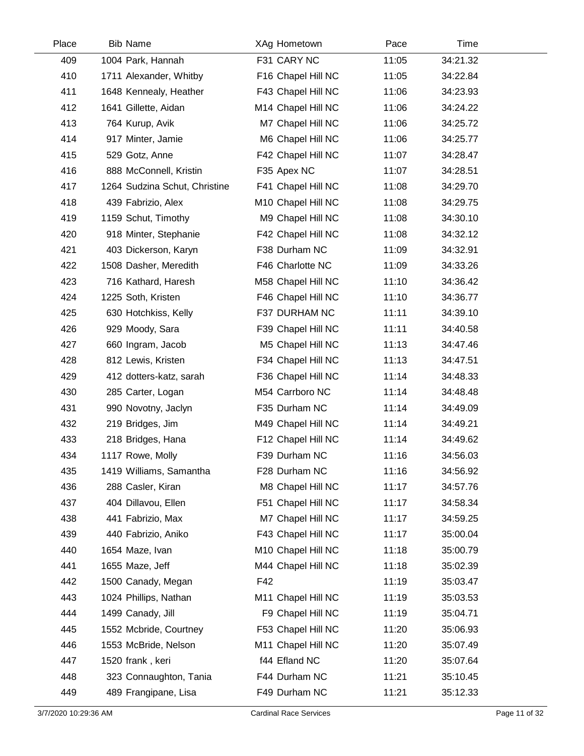| Place | Bib | Name | XAg | Hometown | Pace | Time |
|---|---|---|---|---|---|---|
| 409 | 1004 | Park, Hannah | F31 | CARY NC | 11:05 | 34:21.32 |
| 410 | 1711 | Alexander, Whitby | F16 | Chapel Hill NC | 11:05 | 34:22.84 |
| 411 | 1648 | Kennealy, Heather | F43 | Chapel Hill NC | 11:06 | 34:23.93 |
| 412 | 1641 | Gillette, Aidan | M14 | Chapel Hill NC | 11:06 | 34:24.22 |
| 413 | 764 | Kurup, Avik | M7 | Chapel Hill NC | 11:06 | 34:25.72 |
| 414 | 917 | Minter, Jamie | M6 | Chapel Hill NC | 11:06 | 34:25.77 |
| 415 | 529 | Gotz, Anne | F42 | Chapel Hill NC | 11:07 | 34:28.47 |
| 416 | 888 | McConnell, Kristin | F35 | Apex NC | 11:07 | 34:28.51 |
| 417 | 1264 | Sudzina Schut, Christine | F41 | Chapel Hill NC | 11:08 | 34:29.70 |
| 418 | 439 | Fabrizio, Alex | M10 | Chapel Hill NC | 11:08 | 34:29.75 |
| 419 | 1159 | Schut, Timothy | M9 | Chapel Hill NC | 11:08 | 34:30.10 |
| 420 | 918 | Minter, Stephanie | F42 | Chapel Hill NC | 11:08 | 34:32.12 |
| 421 | 403 | Dickerson, Karyn | F38 | Durham NC | 11:09 | 34:32.91 |
| 422 | 1508 | Dasher, Meredith | F46 | Charlotte NC | 11:09 | 34:33.26 |
| 423 | 716 | Kathard, Haresh | M58 | Chapel Hill NC | 11:10 | 34:36.42 |
| 424 | 1225 | Soth, Kristen | F46 | Chapel Hill NC | 11:10 | 34:36.77 |
| 425 | 630 | Hotchkiss, Kelly | F37 | DURHAM NC | 11:11 | 34:39.10 |
| 426 | 929 | Moody, Sara | F39 | Chapel Hill NC | 11:11 | 34:40.58 |
| 427 | 660 | Ingram, Jacob | M5 | Chapel Hill NC | 11:13 | 34:47.46 |
| 428 | 812 | Lewis, Kristen | F34 | Chapel Hill NC | 11:13 | 34:47.51 |
| 429 | 412 | dotters-katz, sarah | F36 | Chapel Hill NC | 11:14 | 34:48.33 |
| 430 | 285 | Carter, Logan | M54 | Carrboro NC | 11:14 | 34:48.48 |
| 431 | 990 | Novotny, Jaclyn | F35 | Durham NC | 11:14 | 34:49.09 |
| 432 | 219 | Bridges, Jim | M49 | Chapel Hill NC | 11:14 | 34:49.21 |
| 433 | 218 | Bridges, Hana | F12 | Chapel Hill NC | 11:14 | 34:49.62 |
| 434 | 1117 | Rowe, Molly | F39 | Durham NC | 11:16 | 34:56.03 |
| 435 | 1419 | Williams, Samantha | F28 | Durham NC | 11:16 | 34:56.92 |
| 436 | 288 | Casler, Kiran | M8 | Chapel Hill NC | 11:17 | 34:57.76 |
| 437 | 404 | Dillavou, Ellen | F51 | Chapel Hill NC | 11:17 | 34:58.34 |
| 438 | 441 | Fabrizio, Max | M7 | Chapel Hill NC | 11:17 | 34:59.25 |
| 439 | 440 | Fabrizio, Aniko | F43 | Chapel Hill NC | 11:17 | 35:00.04 |
| 440 | 1654 | Maze, Ivan | M10 | Chapel Hill NC | 11:18 | 35:00.79 |
| 441 | 1655 | Maze, Jeff | M44 | Chapel Hill NC | 11:18 | 35:02.39 |
| 442 | 1500 | Canady, Megan | F42 | | 11:19 | 35:03.47 |
| 443 | 1024 | Phillips, Nathan | M11 | Chapel Hill NC | 11:19 | 35:03.53 |
| 444 | 1499 | Canady, Jill | F9 | Chapel Hill NC | 11:19 | 35:04.71 |
| 445 | 1552 | Mcbride, Courtney | F53 | Chapel Hill NC | 11:20 | 35:06.93 |
| 446 | 1553 | McBride, Nelson | M11 | Chapel Hill NC | 11:20 | 35:07.49 |
| 447 | 1520 | frank , keri | f44 | Efland NC | 11:20 | 35:07.64 |
| 448 | 323 | Connaughton, Tania | F44 | Durham NC | 11:21 | 35:10.45 |
| 449 | 489 | Frangipane, Lisa | F49 | Durham NC | 11:21 | 35:12.33 |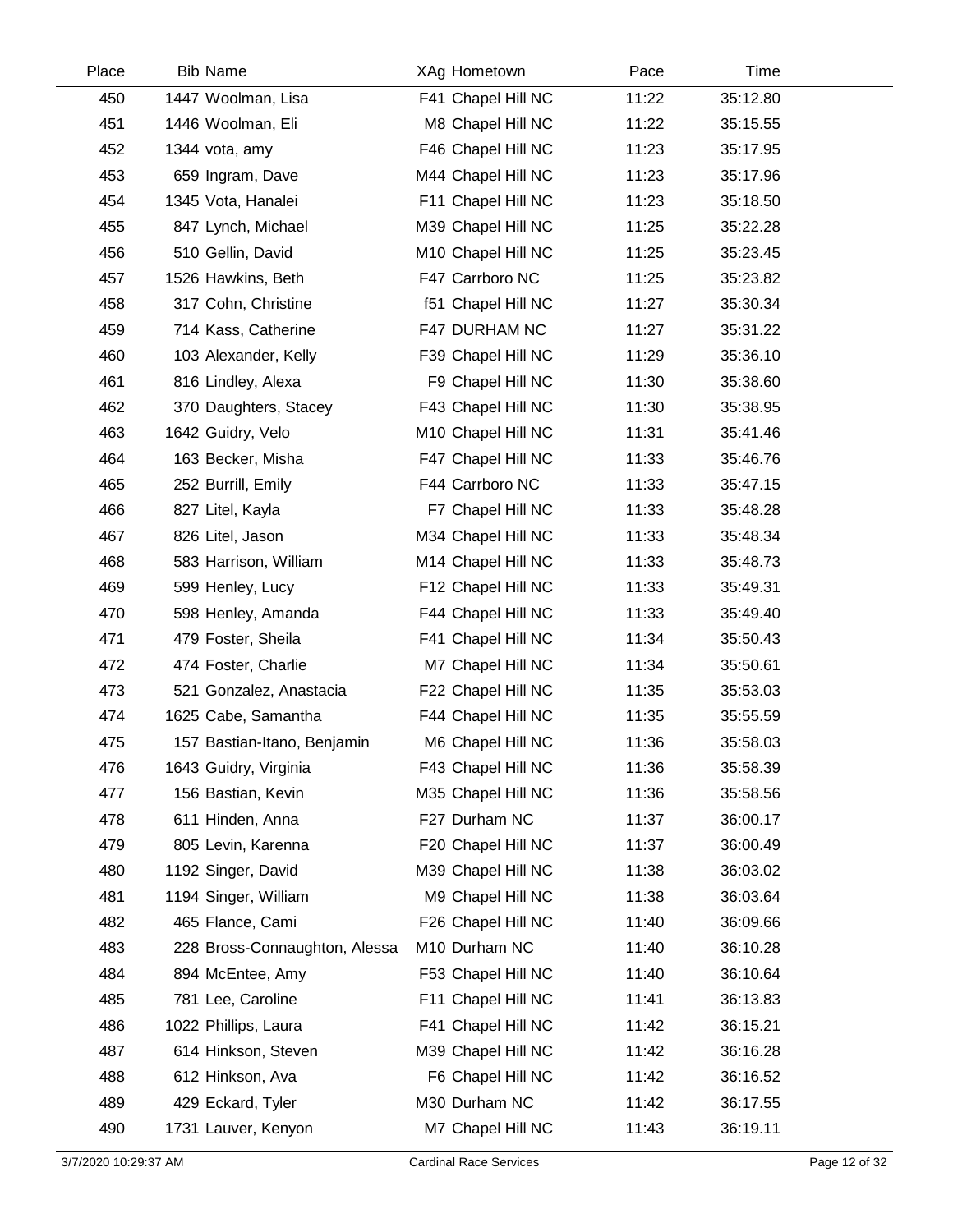| Place | Bib | Name | XAg | Hometown | Pace | Time |
|---|---|---|---|---|---|---|
| 450 | 1447 | Woolman, Lisa | F41 | Chapel Hill NC | 11:22 | 35:12.80 |
| 451 | 1446 | Woolman, Eli | M8 | Chapel Hill NC | 11:22 | 35:15.55 |
| 452 | 1344 | vota, amy | F46 | Chapel Hill NC | 11:23 | 35:17.95 |
| 453 | 659 | Ingram, Dave | M44 | Chapel Hill NC | 11:23 | 35:17.96 |
| 454 | 1345 | Vota, Hanalei | F11 | Chapel Hill NC | 11:23 | 35:18.50 |
| 455 | 847 | Lynch, Michael | M39 | Chapel Hill NC | 11:25 | 35:22.28 |
| 456 | 510 | Gellin, David | M10 | Chapel Hill NC | 11:25 | 35:23.45 |
| 457 | 1526 | Hawkins, Beth | F47 | Carrboro NC | 11:25 | 35:23.82 |
| 458 | 317 | Cohn, Christine | f51 | Chapel Hill NC | 11:27 | 35:30.34 |
| 459 | 714 | Kass, Catherine | F47 | DURHAM NC | 11:27 | 35:31.22 |
| 460 | 103 | Alexander, Kelly | F39 | Chapel Hill NC | 11:29 | 35:36.10 |
| 461 | 816 | Lindley, Alexa | F9 | Chapel Hill NC | 11:30 | 35:38.60 |
| 462 | 370 | Daughters, Stacey | F43 | Chapel Hill NC | 11:30 | 35:38.95 |
| 463 | 1642 | Guidry, Velo | M10 | Chapel Hill NC | 11:31 | 35:41.46 |
| 464 | 163 | Becker, Misha | F47 | Chapel Hill NC | 11:33 | 35:46.76 |
| 465 | 252 | Burrill, Emily | F44 | Carrboro NC | 11:33 | 35:47.15 |
| 466 | 827 | Litel, Kayla | F7 | Chapel Hill NC | 11:33 | 35:48.28 |
| 467 | 826 | Litel, Jason | M34 | Chapel Hill NC | 11:33 | 35:48.34 |
| 468 | 583 | Harrison, William | M14 | Chapel Hill NC | 11:33 | 35:48.73 |
| 469 | 599 | Henley, Lucy | F12 | Chapel Hill NC | 11:33 | 35:49.31 |
| 470 | 598 | Henley, Amanda | F44 | Chapel Hill NC | 11:33 | 35:49.40 |
| 471 | 479 | Foster, Sheila | F41 | Chapel Hill NC | 11:34 | 35:50.43 |
| 472 | 474 | Foster, Charlie | M7 | Chapel Hill NC | 11:34 | 35:50.61 |
| 473 | 521 | Gonzalez, Anastacia | F22 | Chapel Hill NC | 11:35 | 35:53.03 |
| 474 | 1625 | Cabe, Samantha | F44 | Chapel Hill NC | 11:35 | 35:55.59 |
| 475 | 157 | Bastian-Itano, Benjamin | M6 | Chapel Hill NC | 11:36 | 35:58.03 |
| 476 | 1643 | Guidry, Virginia | F43 | Chapel Hill NC | 11:36 | 35:58.39 |
| 477 | 156 | Bastian, Kevin | M35 | Chapel Hill NC | 11:36 | 35:58.56 |
| 478 | 611 | Hinden, Anna | F27 | Durham NC | 11:37 | 36:00.17 |
| 479 | 805 | Levin, Karenna | F20 | Chapel Hill NC | 11:37 | 36:00.49 |
| 480 | 1192 | Singer, David | M39 | Chapel Hill NC | 11:38 | 36:03.02 |
| 481 | 1194 | Singer, William | M9 | Chapel Hill NC | 11:38 | 36:03.64 |
| 482 | 465 | Flance, Cami | F26 | Chapel Hill NC | 11:40 | 36:09.66 |
| 483 | 228 | Bross-Connaughton, Alessa | M10 | Durham NC | 11:40 | 36:10.28 |
| 484 | 894 | McEntee, Amy | F53 | Chapel Hill NC | 11:40 | 36:10.64 |
| 485 | 781 | Lee, Caroline | F11 | Chapel Hill NC | 11:41 | 36:13.83 |
| 486 | 1022 | Phillips, Laura | F41 | Chapel Hill NC | 11:42 | 36:15.21 |
| 487 | 614 | Hinkson, Steven | M39 | Chapel Hill NC | 11:42 | 36:16.28 |
| 488 | 612 | Hinkson, Ava | F6 | Chapel Hill NC | 11:42 | 36:16.52 |
| 489 | 429 | Eckard, Tyler | M30 | Durham NC | 11:42 | 36:17.55 |
| 490 | 1731 | Lauver, Kenyon | M7 | Chapel Hill NC | 11:43 | 36:19.11 |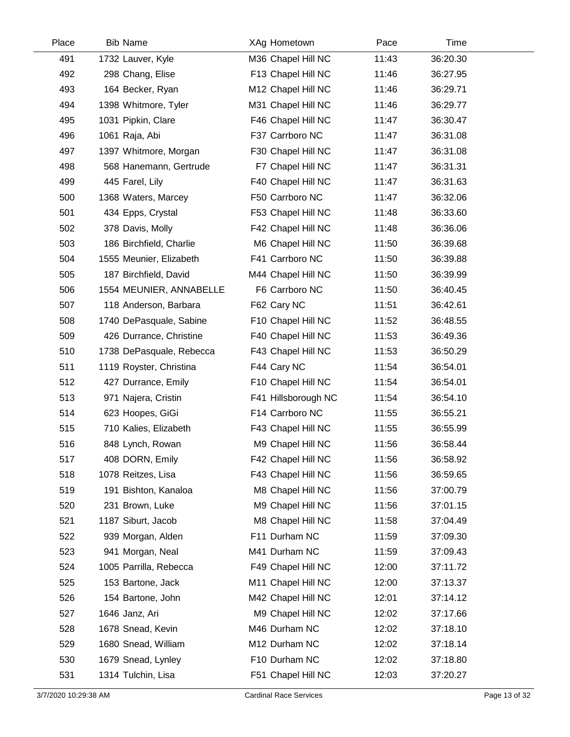| Place | Bib | Name | XAg | Hometown | Pace | Time |
|---|---|---|---|---|---|---|
| 491 | 1732 | Lauver, Kyle | M36 | Chapel Hill NC | 11:43 | 36:20.30 |
| 492 | 298 | Chang, Elise | F13 | Chapel Hill NC | 11:46 | 36:27.95 |
| 493 | 164 | Becker, Ryan | M12 | Chapel Hill NC | 11:46 | 36:29.71 |
| 494 | 1398 | Whitmore, Tyler | M31 | Chapel Hill NC | 11:46 | 36:29.77 |
| 495 | 1031 | Pipkin, Clare | F46 | Chapel Hill NC | 11:47 | 36:30.47 |
| 496 | 1061 | Raja, Abi | F37 | Carrboro NC | 11:47 | 36:31.08 |
| 497 | 1397 | Whitmore, Morgan | F30 | Chapel Hill NC | 11:47 | 36:31.08 |
| 498 | 568 | Hanemann, Gertrude | F7 | Chapel Hill NC | 11:47 | 36:31.31 |
| 499 | 445 | Farel, Lily | F40 | Chapel Hill NC | 11:47 | 36:31.63 |
| 500 | 1368 | Waters, Marcey | F50 | Carrboro NC | 11:47 | 36:32.06 |
| 501 | 434 | Epps, Crystal | F53 | Chapel Hill NC | 11:48 | 36:33.60 |
| 502 | 378 | Davis, Molly | F42 | Chapel Hill NC | 11:48 | 36:36.06 |
| 503 | 186 | Birchfield, Charlie | M6 | Chapel Hill NC | 11:50 | 36:39.68 |
| 504 | 1555 | Meunier, Elizabeth | F41 | Carrboro NC | 11:50 | 36:39.88 |
| 505 | 187 | Birchfield, David | M44 | Chapel Hill NC | 11:50 | 36:39.99 |
| 506 | 1554 | MEUNIER, ANNABELLE | F6 | Carrboro NC | 11:50 | 36:40.45 |
| 507 | 118 | Anderson, Barbara | F62 | Cary NC | 11:51 | 36:42.61 |
| 508 | 1740 | DePasquale, Sabine | F10 | Chapel Hill NC | 11:52 | 36:48.55 |
| 509 | 426 | Durrance, Christine | F40 | Chapel Hill NC | 11:53 | 36:49.36 |
| 510 | 1738 | DePasquale, Rebecca | F43 | Chapel Hill NC | 11:53 | 36:50.29 |
| 511 | 1119 | Royster, Christina | F44 | Cary NC | 11:54 | 36:54.01 |
| 512 | 427 | Durrance, Emily | F10 | Chapel Hill NC | 11:54 | 36:54.01 |
| 513 | 971 | Najera, Cristin | F41 | Hillsborough NC | 11:54 | 36:54.10 |
| 514 | 623 | Hoopes, GiGi | F14 | Carrboro NC | 11:55 | 36:55.21 |
| 515 | 710 | Kalies, Elizabeth | F43 | Chapel Hill NC | 11:55 | 36:55.99 |
| 516 | 848 | Lynch, Rowan | M9 | Chapel Hill NC | 11:56 | 36:58.44 |
| 517 | 408 | DORN, Emily | F42 | Chapel Hill NC | 11:56 | 36:58.92 |
| 518 | 1078 | Reitzes, Lisa | F43 | Chapel Hill NC | 11:56 | 36:59.65 |
| 519 | 191 | Bishton, Kanaloa | M8 | Chapel Hill NC | 11:56 | 37:00.79 |
| 520 | 231 | Brown, Luke | M9 | Chapel Hill NC | 11:56 | 37:01.15 |
| 521 | 1187 | Siburt, Jacob | M8 | Chapel Hill NC | 11:58 | 37:04.49 |
| 522 | 939 | Morgan, Alden | F11 | Durham NC | 11:59 | 37:09.30 |
| 523 | 941 | Morgan, Neal | M41 | Durham NC | 11:59 | 37:09.43 |
| 524 | 1005 | Parrilla, Rebecca | F49 | Chapel Hill NC | 12:00 | 37:11.72 |
| 525 | 153 | Bartone, Jack | M11 | Chapel Hill NC | 12:00 | 37:13.37 |
| 526 | 154 | Bartone, John | M42 | Chapel Hill NC | 12:01 | 37:14.12 |
| 527 | 1646 | Janz, Ari | M9 | Chapel Hill NC | 12:02 | 37:17.66 |
| 528 | 1678 | Snead, Kevin | M46 | Durham NC | 12:02 | 37:18.10 |
| 529 | 1680 | Snead, William | M12 | Durham NC | 12:02 | 37:18.14 |
| 530 | 1679 | Snead, Lynley | F10 | Durham NC | 12:02 | 37:18.80 |
| 531 | 1314 | Tulchin, Lisa | F51 | Chapel Hill NC | 12:03 | 37:20.27 |

3/7/2020 10:29:38 AM Cardinal Race Services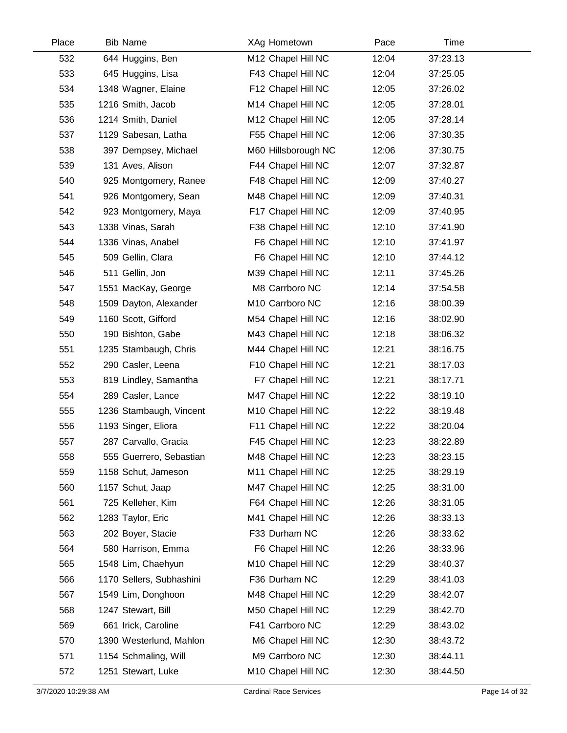| Place | Bib | Name | XAg | Hometown | Pace | Time |
|---|---|---|---|---|---|---|
| 532 | 644 | Huggins, Ben | M12 | Chapel Hill NC | 12:04 | 37:23.13 |
| 533 | 645 | Huggins, Lisa | F43 | Chapel Hill NC | 12:04 | 37:25.05 |
| 534 | 1348 | Wagner, Elaine | F12 | Chapel Hill NC | 12:05 | 37:26.02 |
| 535 | 1216 | Smith, Jacob | M14 | Chapel Hill NC | 12:05 | 37:28.01 |
| 536 | 1214 | Smith, Daniel | M12 | Chapel Hill NC | 12:05 | 37:28.14 |
| 537 | 1129 | Sabesan, Latha | F55 | Chapel Hill NC | 12:06 | 37:30.35 |
| 538 | 397 | Dempsey, Michael | M60 | Hillsborough NC | 12:06 | 37:30.75 |
| 539 | 131 | Aves, Alison | F44 | Chapel Hill NC | 12:07 | 37:32.87 |
| 540 | 925 | Montgomery, Ranee | F48 | Chapel Hill NC | 12:09 | 37:40.27 |
| 541 | 926 | Montgomery, Sean | M48 | Chapel Hill NC | 12:09 | 37:40.31 |
| 542 | 923 | Montgomery, Maya | F17 | Chapel Hill NC | 12:09 | 37:40.95 |
| 543 | 1338 | Vinas, Sarah | F38 | Chapel Hill NC | 12:10 | 37:41.90 |
| 544 | 1336 | Vinas, Anabel | F6 | Chapel Hill NC | 12:10 | 37:41.97 |
| 545 | 509 | Gellin, Clara | F6 | Chapel Hill NC | 12:10 | 37:44.12 |
| 546 | 511 | Gellin, Jon | M39 | Chapel Hill NC | 12:11 | 37:45.26 |
| 547 | 1551 | MacKay, George | M8 | Carrboro NC | 12:14 | 37:54.58 |
| 548 | 1509 | Dayton, Alexander | M10 | Carrboro NC | 12:16 | 38:00.39 |
| 549 | 1160 | Scott, Gifford | M54 | Chapel Hill NC | 12:16 | 38:02.90 |
| 550 | 190 | Bishton, Gabe | M43 | Chapel Hill NC | 12:18 | 38:06.32 |
| 551 | 1235 | Stambaugh, Chris | M44 | Chapel Hill NC | 12:21 | 38:16.75 |
| 552 | 290 | Casler, Leena | F10 | Chapel Hill NC | 12:21 | 38:17.03 |
| 553 | 819 | Lindley, Samantha | F7 | Chapel Hill NC | 12:21 | 38:17.71 |
| 554 | 289 | Casler, Lance | M47 | Chapel Hill NC | 12:22 | 38:19.10 |
| 555 | 1236 | Stambaugh, Vincent | M10 | Chapel Hill NC | 12:22 | 38:19.48 |
| 556 | 1193 | Singer, Eliora | F11 | Chapel Hill NC | 12:22 | 38:20.04 |
| 557 | 287 | Carvallo, Gracia | F45 | Chapel Hill NC | 12:23 | 38:22.89 |
| 558 | 555 | Guerrero, Sebastian | M48 | Chapel Hill NC | 12:23 | 38:23.15 |
| 559 | 1158 | Schut, Jameson | M11 | Chapel Hill NC | 12:25 | 38:29.19 |
| 560 | 1157 | Schut, Jaap | M47 | Chapel Hill NC | 12:25 | 38:31.00 |
| 561 | 725 | Kelleher, Kim | F64 | Chapel Hill NC | 12:26 | 38:31.05 |
| 562 | 1283 | Taylor, Eric | M41 | Chapel Hill NC | 12:26 | 38:33.13 |
| 563 | 202 | Boyer, Stacie | F33 | Durham NC | 12:26 | 38:33.62 |
| 564 | 580 | Harrison, Emma | F6 | Chapel Hill NC | 12:26 | 38:33.96 |
| 565 | 1548 | Lim, Chaehyun | M10 | Chapel Hill NC | 12:29 | 38:40.37 |
| 566 | 1170 | Sellers, Subhashini | F36 | Durham NC | 12:29 | 38:41.03 |
| 567 | 1549 | Lim, Donghoon | M48 | Chapel Hill NC | 12:29 | 38:42.07 |
| 568 | 1247 | Stewart, Bill | M50 | Chapel Hill NC | 12:29 | 38:42.70 |
| 569 | 661 | Irick, Caroline | F41 | Carrboro NC | 12:29 | 38:43.02 |
| 570 | 1390 | Westerlund, Mahlon | M6 | Chapel Hill NC | 12:30 | 38:43.72 |
| 571 | 1154 | Schmaling, Will | M9 | Carrboro NC | 12:30 | 38:44.11 |
| 572 | 1251 | Stewart, Luke | M10 | Chapel Hill NC | 12:30 | 38:44.50 |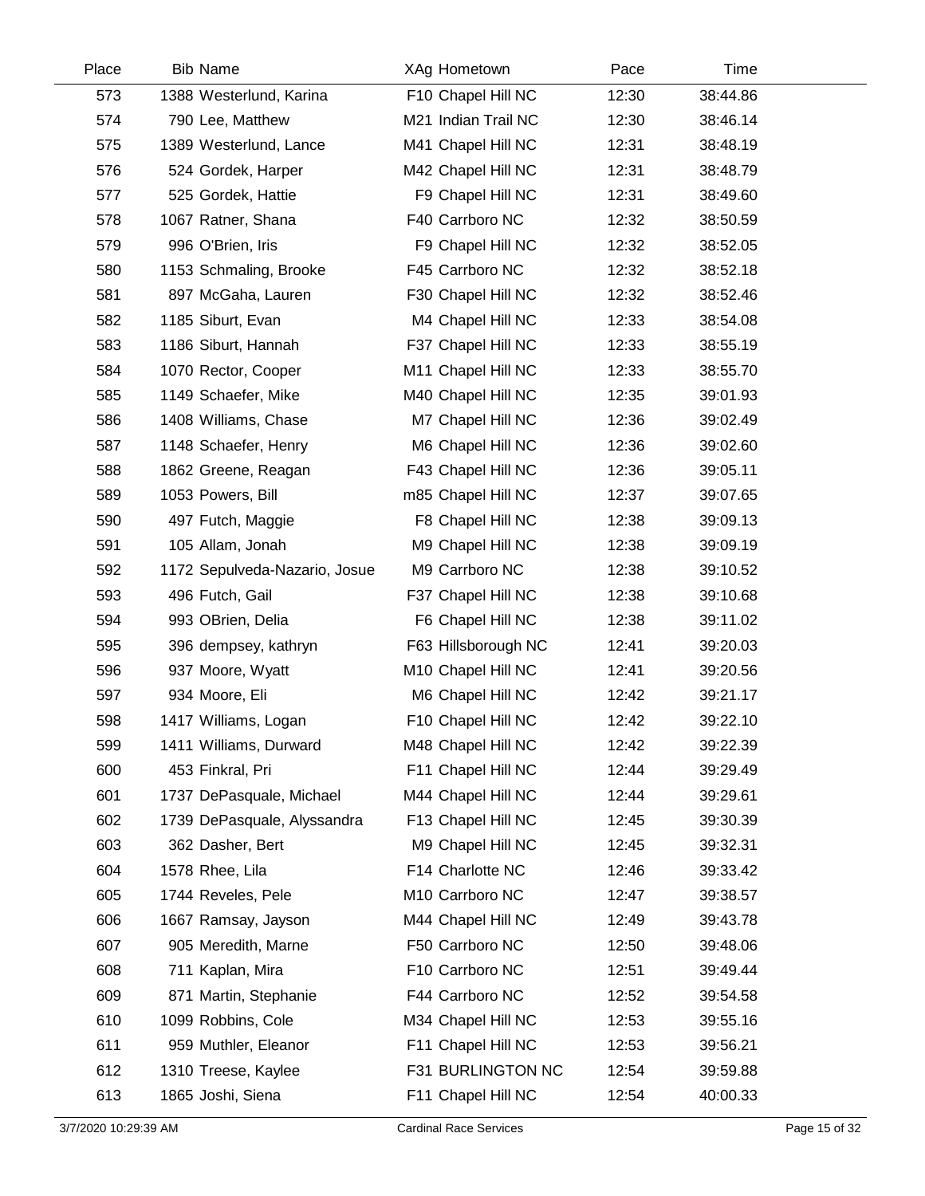| Place | Bib | Name | XAg | Hometown | Pace | Time |
|---|---|---|---|---|---|---|
| 573 | 1388 | Westerlund, Karina | F10 | Chapel Hill NC | 12:30 | 38:44.86 |
| 574 | 790 | Lee, Matthew | M21 | Indian Trail NC | 12:30 | 38:46.14 |
| 575 | 1389 | Westerlund, Lance | M41 | Chapel Hill NC | 12:31 | 38:48.19 |
| 576 | 524 | Gordek, Harper | M42 | Chapel Hill NC | 12:31 | 38:48.79 |
| 577 | 525 | Gordek, Hattie | F9 | Chapel Hill NC | 12:31 | 38:49.60 |
| 578 | 1067 | Ratner, Shana | F40 | Carrboro NC | 12:32 | 38:50.59 |
| 579 | 996 | O'Brien, Iris | F9 | Chapel Hill NC | 12:32 | 38:52.05 |
| 580 | 1153 | Schmaling, Brooke | F45 | Carrboro NC | 12:32 | 38:52.18 |
| 581 | 897 | McGaha, Lauren | F30 | Chapel Hill NC | 12:32 | 38:52.46 |
| 582 | 1185 | Siburt, Evan | M4 | Chapel Hill NC | 12:33 | 38:54.08 |
| 583 | 1186 | Siburt, Hannah | F37 | Chapel Hill NC | 12:33 | 38:55.19 |
| 584 | 1070 | Rector, Cooper | M11 | Chapel Hill NC | 12:33 | 38:55.70 |
| 585 | 1149 | Schaefer, Mike | M40 | Chapel Hill NC | 12:35 | 39:01.93 |
| 586 | 1408 | Williams, Chase | M7 | Chapel Hill NC | 12:36 | 39:02.49 |
| 587 | 1148 | Schaefer, Henry | M6 | Chapel Hill NC | 12:36 | 39:02.60 |
| 588 | 1862 | Greene, Reagan | F43 | Chapel Hill NC | 12:36 | 39:05.11 |
| 589 | 1053 | Powers, Bill | m85 | Chapel Hill NC | 12:37 | 39:07.65 |
| 590 | 497 | Futch, Maggie | F8 | Chapel Hill NC | 12:38 | 39:09.13 |
| 591 | 105 | Allam, Jonah | M9 | Chapel Hill NC | 12:38 | 39:09.19 |
| 592 | 1172 | Sepulveda-Nazario, Josue | M9 | Carrboro NC | 12:38 | 39:10.52 |
| 593 | 496 | Futch, Gail | F37 | Chapel Hill NC | 12:38 | 39:10.68 |
| 594 | 993 | OBrien, Delia | F6 | Chapel Hill NC | 12:38 | 39:11.02 |
| 595 | 396 | dempsey, kathryn | F63 | Hillsborough NC | 12:41 | 39:20.03 |
| 596 | 937 | Moore, Wyatt | M10 | Chapel Hill NC | 12:41 | 39:20.56 |
| 597 | 934 | Moore, Eli | M6 | Chapel Hill NC | 12:42 | 39:21.17 |
| 598 | 1417 | Williams, Logan | F10 | Chapel Hill NC | 12:42 | 39:22.10 |
| 599 | 1411 | Williams, Durward | M48 | Chapel Hill NC | 12:42 | 39:22.39 |
| 600 | 453 | Finkral, Pri | F11 | Chapel Hill NC | 12:44 | 39:29.49 |
| 601 | 1737 | DePasquale, Michael | M44 | Chapel Hill NC | 12:44 | 39:29.61 |
| 602 | 1739 | DePasquale, Alyssandra | F13 | Chapel Hill NC | 12:45 | 39:30.39 |
| 603 | 362 | Dasher, Bert | M9 | Chapel Hill NC | 12:45 | 39:32.31 |
| 604 | 1578 | Rhee, Lila | F14 | Charlotte NC | 12:46 | 39:33.42 |
| 605 | 1744 | Reveles, Pele | M10 | Carrboro NC | 12:47 | 39:38.57 |
| 606 | 1667 | Ramsay, Jayson | M44 | Chapel Hill NC | 12:49 | 39:43.78 |
| 607 | 905 | Meredith, Marne | F50 | Carrboro NC | 12:50 | 39:48.06 |
| 608 | 711 | Kaplan, Mira | F10 | Carrboro NC | 12:51 | 39:49.44 |
| 609 | 871 | Martin, Stephanie | F44 | Carrboro NC | 12:52 | 39:54.58 |
| 610 | 1099 | Robbins, Cole | M34 | Chapel Hill NC | 12:53 | 39:55.16 |
| 611 | 959 | Muthler, Eleanor | F11 | Chapel Hill NC | 12:53 | 39:56.21 |
| 612 | 1310 | Treese, Kaylee | F31 | BURLINGTON NC | 12:54 | 39:59.88 |
| 613 | 1865 | Joshi, Siena | F11 | Chapel Hill NC | 12:54 | 40:00.33 |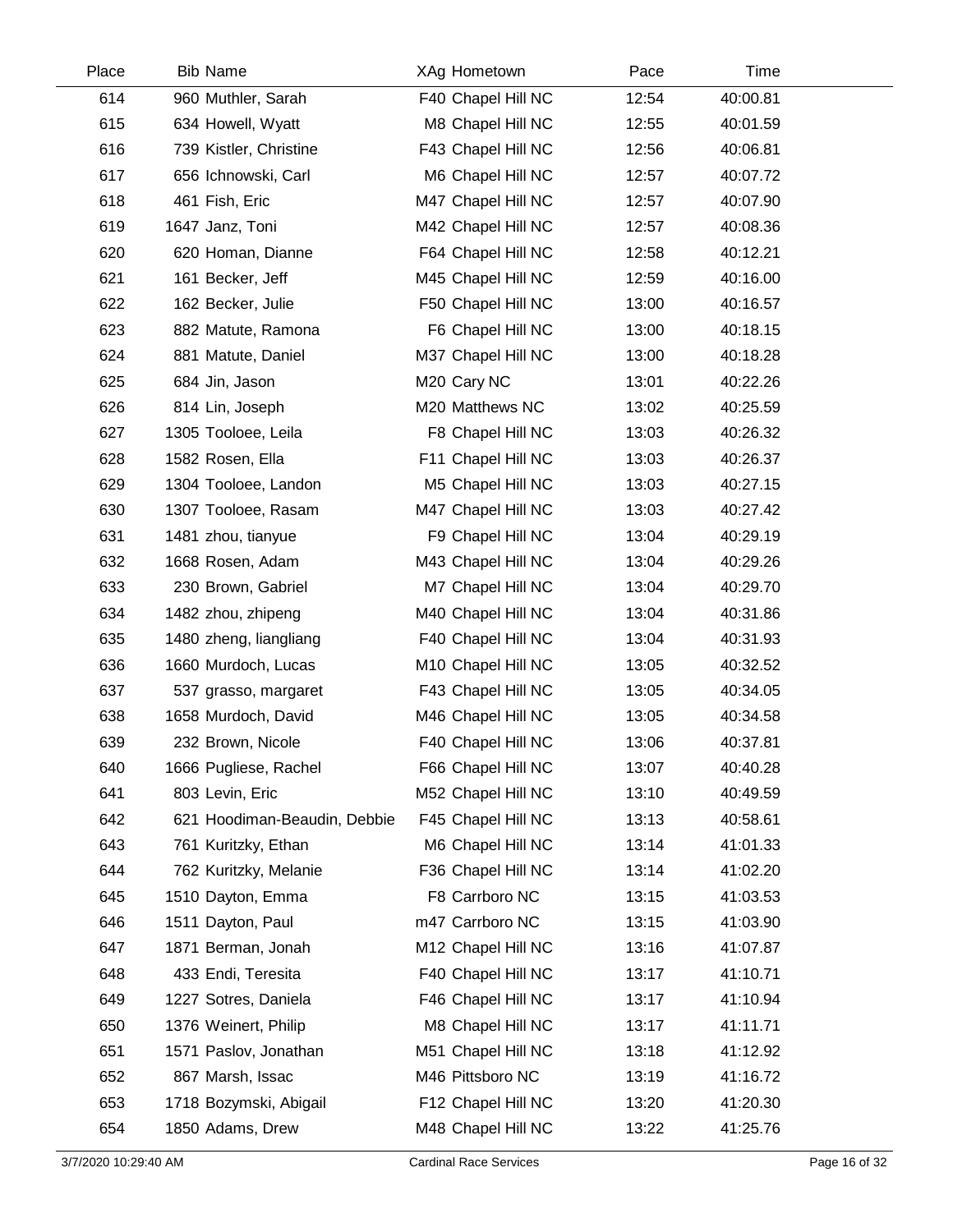| Place | Bib | Name | XAg | Hometown | Pace | Time |
|---|---|---|---|---|---|---|
| 614 | 960 | Muthler, Sarah | F40 | Chapel Hill NC | 12:54 | 40:00.81 |
| 615 | 634 | Howell, Wyatt | M8 | Chapel Hill NC | 12:55 | 40:01.59 |
| 616 | 739 | Kistler, Christine | F43 | Chapel Hill NC | 12:56 | 40:06.81 |
| 617 | 656 | Ichnowski, Carl | M6 | Chapel Hill NC | 12:57 | 40:07.72 |
| 618 | 461 | Fish, Eric | M47 | Chapel Hill NC | 12:57 | 40:07.90 |
| 619 | 1647 | Janz, Toni | M42 | Chapel Hill NC | 12:57 | 40:08.36 |
| 620 | 620 | Homan, Dianne | F64 | Chapel Hill NC | 12:58 | 40:12.21 |
| 621 | 161 | Becker, Jeff | M45 | Chapel Hill NC | 12:59 | 40:16.00 |
| 622 | 162 | Becker, Julie | F50 | Chapel Hill NC | 13:00 | 40:16.57 |
| 623 | 882 | Matute, Ramona | F6 | Chapel Hill NC | 13:00 | 40:18.15 |
| 624 | 881 | Matute, Daniel | M37 | Chapel Hill NC | 13:00 | 40:18.28 |
| 625 | 684 | Jin, Jason | M20 | Cary NC | 13:01 | 40:22.26 |
| 626 | 814 | Lin, Joseph | M20 | Matthews NC | 13:02 | 40:25.59 |
| 627 | 1305 | Tooloee, Leila | F8 | Chapel Hill NC | 13:03 | 40:26.32 |
| 628 | 1582 | Rosen, Ella | F11 | Chapel Hill NC | 13:03 | 40:26.37 |
| 629 | 1304 | Tooloee, Landon | M5 | Chapel Hill NC | 13:03 | 40:27.15 |
| 630 | 1307 | Tooloee, Rasam | M47 | Chapel Hill NC | 13:03 | 40:27.42 |
| 631 | 1481 | zhou, tianyue | F9 | Chapel Hill NC | 13:04 | 40:29.19 |
| 632 | 1668 | Rosen, Adam | M43 | Chapel Hill NC | 13:04 | 40:29.26 |
| 633 | 230 | Brown, Gabriel | M7 | Chapel Hill NC | 13:04 | 40:29.70 |
| 634 | 1482 | zhou, zhipeng | M40 | Chapel Hill NC | 13:04 | 40:31.86 |
| 635 | 1480 | zheng, liangliang | F40 | Chapel Hill NC | 13:04 | 40:31.93 |
| 636 | 1660 | Murdoch, Lucas | M10 | Chapel Hill NC | 13:05 | 40:32.52 |
| 637 | 537 | grasso, margaret | F43 | Chapel Hill NC | 13:05 | 40:34.05 |
| 638 | 1658 | Murdoch, David | M46 | Chapel Hill NC | 13:05 | 40:34.58 |
| 639 | 232 | Brown, Nicole | F40 | Chapel Hill NC | 13:06 | 40:37.81 |
| 640 | 1666 | Pugliese, Rachel | F66 | Chapel Hill NC | 13:07 | 40:40.28 |
| 641 | 803 | Levin, Eric | M52 | Chapel Hill NC | 13:10 | 40:49.59 |
| 642 | 621 | Hoodiman-Beaudin, Debbie | F45 | Chapel Hill NC | 13:13 | 40:58.61 |
| 643 | 761 | Kuritzky, Ethan | M6 | Chapel Hill NC | 13:14 | 41:01.33 |
| 644 | 762 | Kuritzky, Melanie | F36 | Chapel Hill NC | 13:14 | 41:02.20 |
| 645 | 1510 | Dayton, Emma | F8 | Carrboro NC | 13:15 | 41:03.53 |
| 646 | 1511 | Dayton, Paul | m47 | Carrboro NC | 13:15 | 41:03.90 |
| 647 | 1871 | Berman, Jonah | M12 | Chapel Hill NC | 13:16 | 41:07.87 |
| 648 | 433 | Endi, Teresita | F40 | Chapel Hill NC | 13:17 | 41:10.71 |
| 649 | 1227 | Sotres, Daniela | F46 | Chapel Hill NC | 13:17 | 41:10.94 |
| 650 | 1376 | Weinert, Philip | M8 | Chapel Hill NC | 13:17 | 41:11.71 |
| 651 | 1571 | Paslov, Jonathan | M51 | Chapel Hill NC | 13:18 | 41:12.92 |
| 652 | 867 | Marsh, Issac | M46 | Pittsboro NC | 13:19 | 41:16.72 |
| 653 | 1718 | Bozymski, Abigail | F12 | Chapel Hill NC | 13:20 | 41:20.30 |
| 654 | 1850 | Adams, Drew | M48 | Chapel Hill NC | 13:22 | 41:25.76 |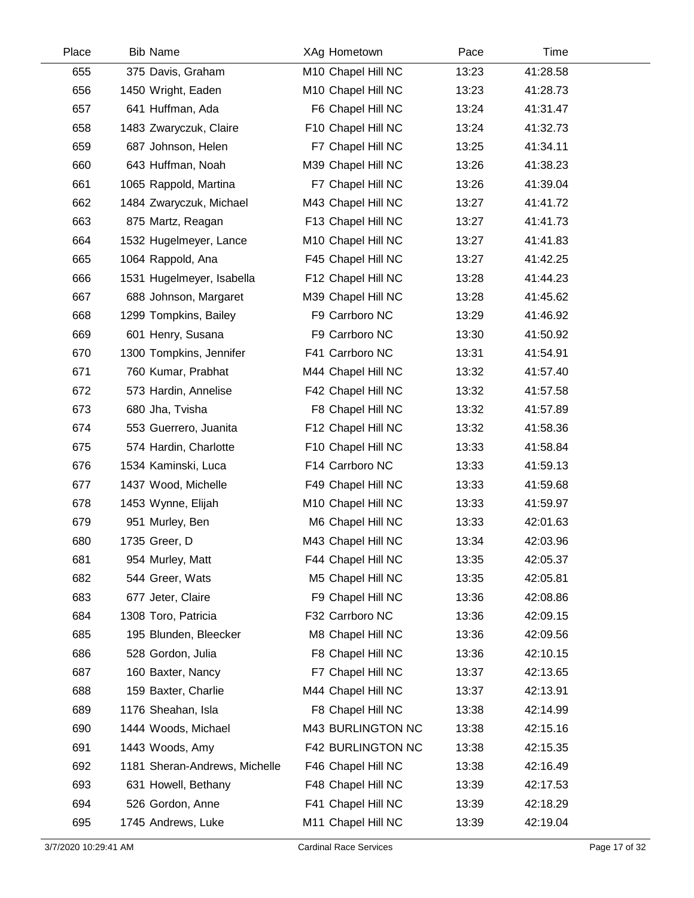| Place | Bib | Name | XAg | Hometown | Pace | Time |
|---|---|---|---|---|---|---|
| 655 | 375 | Davis, Graham | M10 | Chapel Hill NC | 13:23 | 41:28.58 |
| 656 | 1450 | Wright, Eaden | M10 | Chapel Hill NC | 13:23 | 41:28.73 |
| 657 | 641 | Huffman, Ada | F6 | Chapel Hill NC | 13:24 | 41:31.47 |
| 658 | 1483 | Zwaryczuk, Claire | F10 | Chapel Hill NC | 13:24 | 41:32.73 |
| 659 | 687 | Johnson, Helen | F7 | Chapel Hill NC | 13:25 | 41:34.11 |
| 660 | 643 | Huffman, Noah | M39 | Chapel Hill NC | 13:26 | 41:38.23 |
| 661 | 1065 | Rappold, Martina | F7 | Chapel Hill NC | 13:26 | 41:39.04 |
| 662 | 1484 | Zwaryczuk, Michael | M43 | Chapel Hill NC | 13:27 | 41:41.72 |
| 663 | 875 | Martz, Reagan | F13 | Chapel Hill NC | 13:27 | 41:41.73 |
| 664 | 1532 | Hugelmeyer, Lance | M10 | Chapel Hill NC | 13:27 | 41:41.83 |
| 665 | 1064 | Rappold, Ana | F45 | Chapel Hill NC | 13:27 | 41:42.25 |
| 666 | 1531 | Hugelmeyer, Isabella | F12 | Chapel Hill NC | 13:28 | 41:44.23 |
| 667 | 688 | Johnson, Margaret | M39 | Chapel Hill NC | 13:28 | 41:45.62 |
| 668 | 1299 | Tompkins, Bailey | F9 | Carrboro NC | 13:29 | 41:46.92 |
| 669 | 601 | Henry, Susana | F9 | Carrboro NC | 13:30 | 41:50.92 |
| 670 | 1300 | Tompkins, Jennifer | F41 | Carrboro NC | 13:31 | 41:54.91 |
| 671 | 760 | Kumar, Prabhat | M44 | Chapel Hill NC | 13:32 | 41:57.40 |
| 672 | 573 | Hardin, Annelise | F42 | Chapel Hill NC | 13:32 | 41:57.58 |
| 673 | 680 | Jha, Tvisha | F8 | Chapel Hill NC | 13:32 | 41:57.89 |
| 674 | 553 | Guerrero, Juanita | F12 | Chapel Hill NC | 13:32 | 41:58.36 |
| 675 | 574 | Hardin, Charlotte | F10 | Chapel Hill NC | 13:33 | 41:58.84 |
| 676 | 1534 | Kaminski, Luca | F14 | Carrboro NC | 13:33 | 41:59.13 |
| 677 | 1437 | Wood, Michelle | F49 | Chapel Hill NC | 13:33 | 41:59.68 |
| 678 | 1453 | Wynne, Elijah | M10 | Chapel Hill NC | 13:33 | 41:59.97 |
| 679 | 951 | Murley, Ben | M6 | Chapel Hill NC | 13:33 | 42:01.63 |
| 680 | 1735 | Greer, D | M43 | Chapel Hill NC | 13:34 | 42:03.96 |
| 681 | 954 | Murley, Matt | F44 | Chapel Hill NC | 13:35 | 42:05.37 |
| 682 | 544 | Greer, Wats | M5 | Chapel Hill NC | 13:35 | 42:05.81 |
| 683 | 677 | Jeter, Claire | F9 | Chapel Hill NC | 13:36 | 42:08.86 |
| 684 | 1308 | Toro, Patricia | F32 | Carrboro NC | 13:36 | 42:09.15 |
| 685 | 195 | Blunden, Bleecker | M8 | Chapel Hill NC | 13:36 | 42:09.56 |
| 686 | 528 | Gordon, Julia | F8 | Chapel Hill NC | 13:36 | 42:10.15 |
| 687 | 160 | Baxter, Nancy | F7 | Chapel Hill NC | 13:37 | 42:13.65 |
| 688 | 159 | Baxter, Charlie | M44 | Chapel Hill NC | 13:37 | 42:13.91 |
| 689 | 1176 | Sheahan, Isla | F8 | Chapel Hill NC | 13:38 | 42:14.99 |
| 690 | 1444 | Woods, Michael | M43 | BURLINGTON NC | 13:38 | 42:15.16 |
| 691 | 1443 | Woods, Amy | F42 | BURLINGTON NC | 13:38 | 42:15.35 |
| 692 | 1181 | Sheran-Andrews, Michelle | F46 | Chapel Hill NC | 13:38 | 42:16.49 |
| 693 | 631 | Howell, Bethany | F48 | Chapel Hill NC | 13:39 | 42:17.53 |
| 694 | 526 | Gordon, Anne | F41 | Chapel Hill NC | 13:39 | 42:18.29 |
| 695 | 1745 | Andrews, Luke | M11 | Chapel Hill NC | 13:39 | 42:19.04 |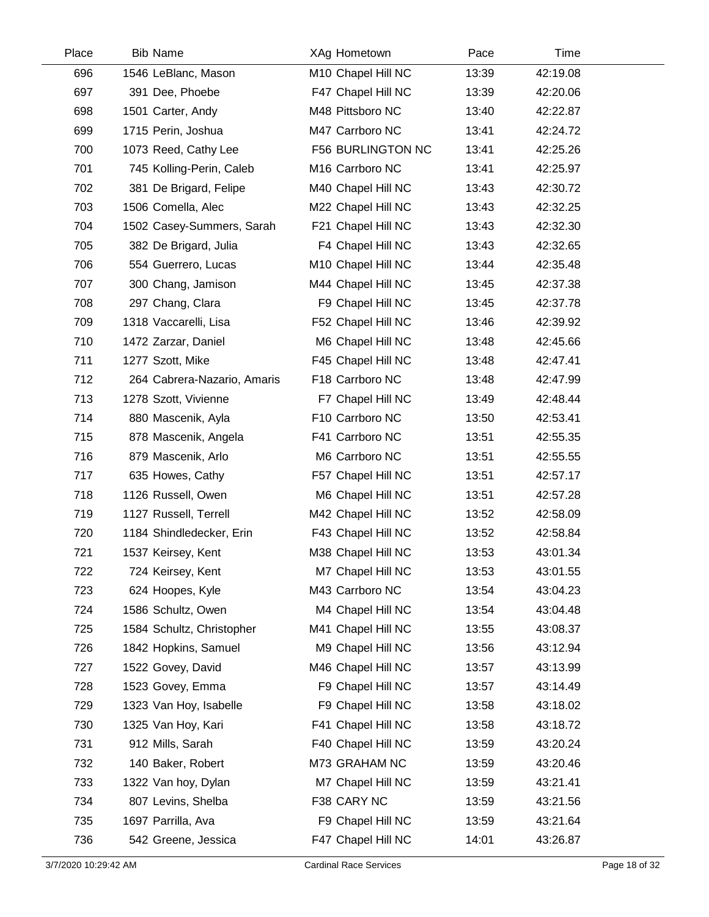| Place | Bib | Name | XAg | Hometown | Pace | Time |
|---|---|---|---|---|---|---|
| 696 | 1546 | LeBlanc, Mason | M10 | Chapel Hill NC | 13:39 | 42:19.08 |
| 697 | 391 | Dee, Phoebe | F47 | Chapel Hill NC | 13:39 | 42:20.06 |
| 698 | 1501 | Carter, Andy | M48 | Pittsboro NC | 13:40 | 42:22.87 |
| 699 | 1715 | Perin, Joshua | M47 | Carrboro NC | 13:41 | 42:24.72 |
| 700 | 1073 | Reed, Cathy Lee | F56 | BURLINGTON NC | 13:41 | 42:25.26 |
| 701 | 745 | Kolling-Perin, Caleb | M16 | Carrboro NC | 13:41 | 42:25.97 |
| 702 | 381 | De Brigard, Felipe | M40 | Chapel Hill NC | 13:43 | 42:30.72 |
| 703 | 1506 | Comella, Alec | M22 | Chapel Hill NC | 13:43 | 42:32.25 |
| 704 | 1502 | Casey-Summers, Sarah | F21 | Chapel Hill NC | 13:43 | 42:32.30 |
| 705 | 382 | De Brigard, Julia | F4 | Chapel Hill NC | 13:43 | 42:32.65 |
| 706 | 554 | Guerrero, Lucas | M10 | Chapel Hill NC | 13:44 | 42:35.48 |
| 707 | 300 | Chang, Jamison | M44 | Chapel Hill NC | 13:45 | 42:37.38 |
| 708 | 297 | Chang, Clara | F9 | Chapel Hill NC | 13:45 | 42:37.78 |
| 709 | 1318 | Vaccarelli, Lisa | F52 | Chapel Hill NC | 13:46 | 42:39.92 |
| 710 | 1472 | Zarzar, Daniel | M6 | Chapel Hill NC | 13:48 | 42:45.66 |
| 711 | 1277 | Szott, Mike | F45 | Chapel Hill NC | 13:48 | 42:47.41 |
| 712 | 264 | Cabrera-Nazario, Amaris | F18 | Carrboro NC | 13:48 | 42:47.99 |
| 713 | 1278 | Szott, Vivienne | F7 | Chapel Hill NC | 13:49 | 42:48.44 |
| 714 | 880 | Mascenik, Ayla | F10 | Carrboro NC | 13:50 | 42:53.41 |
| 715 | 878 | Mascenik, Angela | F41 | Carrboro NC | 13:51 | 42:55.35 |
| 716 | 879 | Mascenik, Arlo | M6 | Carrboro NC | 13:51 | 42:55.55 |
| 717 | 635 | Howes, Cathy | F57 | Chapel Hill NC | 13:51 | 42:57.17 |
| 718 | 1126 | Russell, Owen | M6 | Chapel Hill NC | 13:51 | 42:57.28 |
| 719 | 1127 | Russell, Terrell | M42 | Chapel Hill NC | 13:52 | 42:58.09 |
| 720 | 1184 | Shindledecker, Erin | F43 | Chapel Hill NC | 13:52 | 42:58.84 |
| 721 | 1537 | Keirsey, Kent | M38 | Chapel Hill NC | 13:53 | 43:01.34 |
| 722 | 724 | Keirsey, Kent | M7 | Chapel Hill NC | 13:53 | 43:01.55 |
| 723 | 624 | Hoopes, Kyle | M43 | Carrboro NC | 13:54 | 43:04.23 |
| 724 | 1586 | Schultz, Owen | M4 | Chapel Hill NC | 13:54 | 43:04.48 |
| 725 | 1584 | Schultz, Christopher | M41 | Chapel Hill NC | 13:55 | 43:08.37 |
| 726 | 1842 | Hopkins, Samuel | M9 | Chapel Hill NC | 13:56 | 43:12.94 |
| 727 | 1522 | Govey, David | M46 | Chapel Hill NC | 13:57 | 43:13.99 |
| 728 | 1523 | Govey, Emma | F9 | Chapel Hill NC | 13:57 | 43:14.49 |
| 729 | 1323 | Van Hoy, Isabelle | F9 | Chapel Hill NC | 13:58 | 43:18.02 |
| 730 | 1325 | Van Hoy, Kari | F41 | Chapel Hill NC | 13:58 | 43:18.72 |
| 731 | 912 | Mills, Sarah | F40 | Chapel Hill NC | 13:59 | 43:20.24 |
| 732 | 140 | Baker, Robert | M73 | GRAHAM NC | 13:59 | 43:20.46 |
| 733 | 1322 | Van hoy, Dylan | M7 | Chapel Hill NC | 13:59 | 43:21.41 |
| 734 | 807 | Levins, Shelba | F38 | CARY NC | 13:59 | 43:21.56 |
| 735 | 1697 | Parrilla, Ava | F9 | Chapel Hill NC | 13:59 | 43:21.64 |
| 736 | 542 | Greene, Jessica | F47 | Chapel Hill NC | 14:01 | 43:26.87 |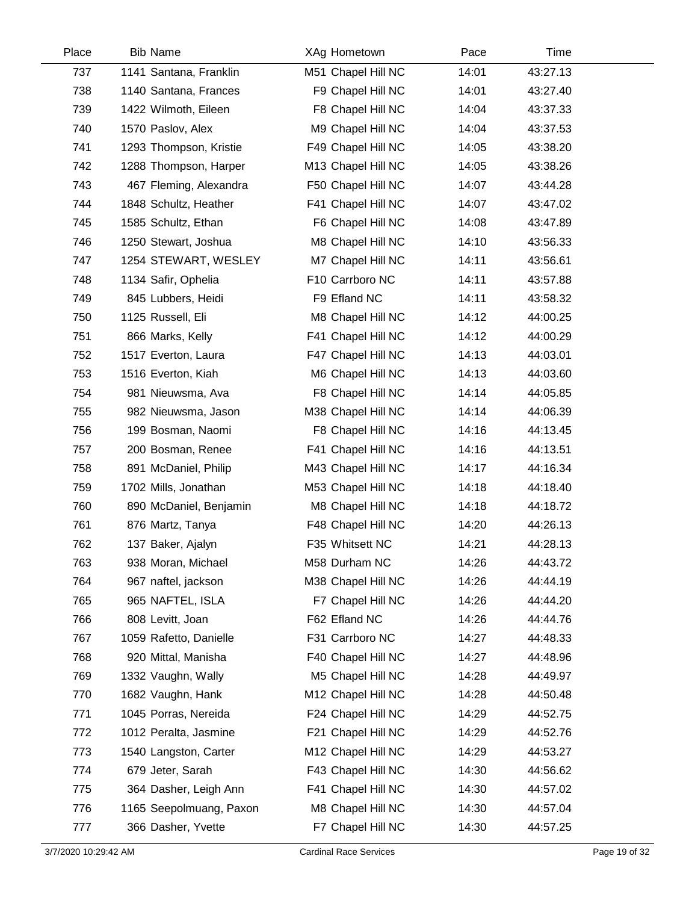| Place | Bib | Name | XAg | Hometown | Pace | Time |
|---|---|---|---|---|---|---|
| 737 | 1141 | Santana, Franklin | M51 | Chapel Hill NC | 14:01 | 43:27.13 |
| 738 | 1140 | Santana, Frances | F9 | Chapel Hill NC | 14:01 | 43:27.40 |
| 739 | 1422 | Wilmoth, Eileen | F8 | Chapel Hill NC | 14:04 | 43:37.33 |
| 740 | 1570 | Paslov, Alex | M9 | Chapel Hill NC | 14:04 | 43:37.53 |
| 741 | 1293 | Thompson, Kristie | F49 | Chapel Hill NC | 14:05 | 43:38.20 |
| 742 | 1288 | Thompson, Harper | M13 | Chapel Hill NC | 14:05 | 43:38.26 |
| 743 | 467 | Fleming, Alexandra | F50 | Chapel Hill NC | 14:07 | 43:44.28 |
| 744 | 1848 | Schultz, Heather | F41 | Chapel Hill NC | 14:07 | 43:47.02 |
| 745 | 1585 | Schultz, Ethan | F6 | Chapel Hill NC | 14:08 | 43:47.89 |
| 746 | 1250 | Stewart, Joshua | M8 | Chapel Hill NC | 14:10 | 43:56.33 |
| 747 | 1254 | STEWART, WESLEY | M7 | Chapel Hill NC | 14:11 | 43:56.61 |
| 748 | 1134 | Safir, Ophelia | F10 | Carrboro NC | 14:11 | 43:57.88 |
| 749 | 845 | Lubbers, Heidi | F9 | Efland NC | 14:11 | 43:58.32 |
| 750 | 1125 | Russell, Eli | M8 | Chapel Hill NC | 14:12 | 44:00.25 |
| 751 | 866 | Marks, Kelly | F41 | Chapel Hill NC | 14:12 | 44:00.29 |
| 752 | 1517 | Everton, Laura | F47 | Chapel Hill NC | 14:13 | 44:03.01 |
| 753 | 1516 | Everton, Kiah | M6 | Chapel Hill NC | 14:13 | 44:03.60 |
| 754 | 981 | Nieuwsma, Ava | F8 | Chapel Hill NC | 14:14 | 44:05.85 |
| 755 | 982 | Nieuwsma, Jason | M38 | Chapel Hill NC | 14:14 | 44:06.39 |
| 756 | 199 | Bosman, Naomi | F8 | Chapel Hill NC | 14:16 | 44:13.45 |
| 757 | 200 | Bosman, Renee | F41 | Chapel Hill NC | 14:16 | 44:13.51 |
| 758 | 891 | McDaniel, Philip | M43 | Chapel Hill NC | 14:17 | 44:16.34 |
| 759 | 1702 | Mills, Jonathan | M53 | Chapel Hill NC | 14:18 | 44:18.40 |
| 760 | 890 | McDaniel, Benjamin | M8 | Chapel Hill NC | 14:18 | 44:18.72 |
| 761 | 876 | Martz, Tanya | F48 | Chapel Hill NC | 14:20 | 44:26.13 |
| 762 | 137 | Baker, Ajalyn | F35 | Whitsett NC | 14:21 | 44:28.13 |
| 763 | 938 | Moran, Michael | M58 | Durham NC | 14:26 | 44:43.72 |
| 764 | 967 | naftel, jackson | M38 | Chapel Hill NC | 14:26 | 44:44.19 |
| 765 | 965 | NAFTEL, ISLA | F7 | Chapel Hill NC | 14:26 | 44:44.20 |
| 766 | 808 | Levitt, Joan | F62 | Efland NC | 14:26 | 44:44.76 |
| 767 | 1059 | Rafetto, Danielle | F31 | Carrboro NC | 14:27 | 44:48.33 |
| 768 | 920 | Mittal, Manisha | F40 | Chapel Hill NC | 14:27 | 44:48.96 |
| 769 | 1332 | Vaughn, Wally | M5 | Chapel Hill NC | 14:28 | 44:49.97 |
| 770 | 1682 | Vaughn, Hank | M12 | Chapel Hill NC | 14:28 | 44:50.48 |
| 771 | 1045 | Porras, Nereida | F24 | Chapel Hill NC | 14:29 | 44:52.75 |
| 772 | 1012 | Peralta, Jasmine | F21 | Chapel Hill NC | 14:29 | 44:52.76 |
| 773 | 1540 | Langston, Carter | M12 | Chapel Hill NC | 14:29 | 44:53.27 |
| 774 | 679 | Jeter, Sarah | F43 | Chapel Hill NC | 14:30 | 44:56.62 |
| 775 | 364 | Dasher, Leigh Ann | F41 | Chapel Hill NC | 14:30 | 44:57.02 |
| 776 | 1165 | Seepolmuang, Paxon | M8 | Chapel Hill NC | 14:30 | 44:57.04 |
| 777 | 366 | Dasher, Yvette | F7 | Chapel Hill NC | 14:30 | 44:57.25 |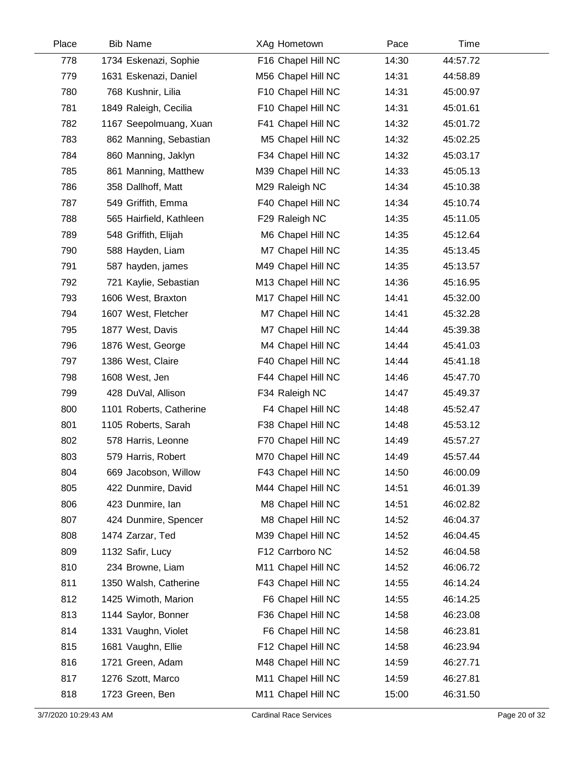| Place | Bib | Name | XAg | Hometown | Pace | Time |
|---|---|---|---|---|---|---|
| 778 | 1734 | Eskenazi, Sophie | F16 | Chapel Hill NC | 14:30 | 44:57.72 |
| 779 | 1631 | Eskenazi, Daniel | M56 | Chapel Hill NC | 14:31 | 44:58.89 |
| 780 | 768 | Kushnir, Lilia | F10 | Chapel Hill NC | 14:31 | 45:00.97 |
| 781 | 1849 | Raleigh, Cecilia | F10 | Chapel Hill NC | 14:31 | 45:01.61 |
| 782 | 1167 | Seepolmuang, Xuan | F41 | Chapel Hill NC | 14:32 | 45:01.72 |
| 783 | 862 | Manning, Sebastian | M5 | Chapel Hill NC | 14:32 | 45:02.25 |
| 784 | 860 | Manning, Jaklyn | F34 | Chapel Hill NC | 14:32 | 45:03.17 |
| 785 | 861 | Manning, Matthew | M39 | Chapel Hill NC | 14:33 | 45:05.13 |
| 786 | 358 | Dallhoff, Matt | M29 | Raleigh NC | 14:34 | 45:10.38 |
| 787 | 549 | Griffith, Emma | F40 | Chapel Hill NC | 14:34 | 45:10.74 |
| 788 | 565 | Hairfield, Kathleen | F29 | Raleigh NC | 14:35 | 45:11.05 |
| 789 | 548 | Griffith, Elijah | M6 | Chapel Hill NC | 14:35 | 45:12.64 |
| 790 | 588 | Hayden, Liam | M7 | Chapel Hill NC | 14:35 | 45:13.45 |
| 791 | 587 | hayden, james | M49 | Chapel Hill NC | 14:35 | 45:13.57 |
| 792 | 721 | Kaylie, Sebastian | M13 | Chapel Hill NC | 14:36 | 45:16.95 |
| 793 | 1606 | West, Braxton | M17 | Chapel Hill NC | 14:41 | 45:32.00 |
| 794 | 1607 | West, Fletcher | M7 | Chapel Hill NC | 14:41 | 45:32.28 |
| 795 | 1877 | West, Davis | M7 | Chapel Hill NC | 14:44 | 45:39.38 |
| 796 | 1876 | West, George | M4 | Chapel Hill NC | 14:44 | 45:41.03 |
| 797 | 1386 | West, Claire | F40 | Chapel Hill NC | 14:44 | 45:41.18 |
| 798 | 1608 | West, Jen | F44 | Chapel Hill NC | 14:46 | 45:47.70 |
| 799 | 428 | DuVal, Allison | F34 | Raleigh NC | 14:47 | 45:49.37 |
| 800 | 1101 | Roberts, Catherine | F4 | Chapel Hill NC | 14:48 | 45:52.47 |
| 801 | 1105 | Roberts, Sarah | F38 | Chapel Hill NC | 14:48 | 45:53.12 |
| 802 | 578 | Harris, Leonne | F70 | Chapel Hill NC | 14:49 | 45:57.27 |
| 803 | 579 | Harris, Robert | M70 | Chapel Hill NC | 14:49 | 45:57.44 |
| 804 | 669 | Jacobson, Willow | F43 | Chapel Hill NC | 14:50 | 46:00.09 |
| 805 | 422 | Dunmire, David | M44 | Chapel Hill NC | 14:51 | 46:01.39 |
| 806 | 423 | Dunmire, Ian | M8 | Chapel Hill NC | 14:51 | 46:02.82 |
| 807 | 424 | Dunmire, Spencer | M8 | Chapel Hill NC | 14:52 | 46:04.37 |
| 808 | 1474 | Zarzar, Ted | M39 | Chapel Hill NC | 14:52 | 46:04.45 |
| 809 | 1132 | Safir, Lucy | F12 | Carrboro NC | 14:52 | 46:04.58 |
| 810 | 234 | Browne, Liam | M11 | Chapel Hill NC | 14:52 | 46:06.72 |
| 811 | 1350 | Walsh, Catherine | F43 | Chapel Hill NC | 14:55 | 46:14.24 |
| 812 | 1425 | Wimoth, Marion | F6 | Chapel Hill NC | 14:55 | 46:14.25 |
| 813 | 1144 | Saylor, Bonner | F36 | Chapel Hill NC | 14:58 | 46:23.08 |
| 814 | 1331 | Vaughn, Violet | F6 | Chapel Hill NC | 14:58 | 46:23.81 |
| 815 | 1681 | Vaughn, Ellie | F12 | Chapel Hill NC | 14:58 | 46:23.94 |
| 816 | 1721 | Green, Adam | M48 | Chapel Hill NC | 14:59 | 46:27.71 |
| 817 | 1276 | Szott, Marco | M11 | Chapel Hill NC | 14:59 | 46:27.81 |
| 818 | 1723 | Green, Ben | M11 | Chapel Hill NC | 15:00 | 46:31.50 |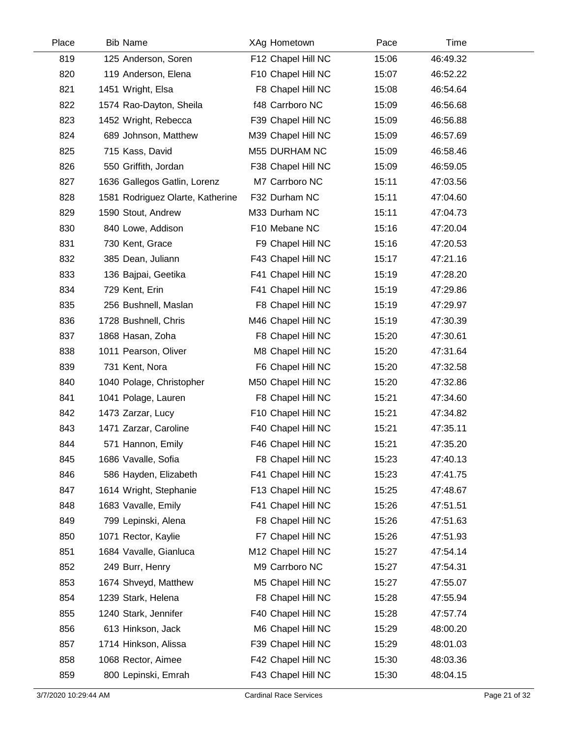| Place | Bib | Name | XAg | Hometown | Pace | Time |
|---|---|---|---|---|---|---|
| 819 | 125 | Anderson, Soren | F12 | Chapel Hill NC | 15:06 | 46:49.32 |
| 820 | 119 | Anderson, Elena | F10 | Chapel Hill NC | 15:07 | 46:52.22 |
| 821 | 1451 | Wright, Elsa | F8 | Chapel Hill NC | 15:08 | 46:54.64 |
| 822 | 1574 | Rao-Dayton, Sheila | f48 | Carrboro NC | 15:09 | 46:56.68 |
| 823 | 1452 | Wright, Rebecca | F39 | Chapel Hill NC | 15:09 | 46:56.88 |
| 824 | 689 | Johnson, Matthew | M39 | Chapel Hill NC | 15:09 | 46:57.69 |
| 825 | 715 | Kass, David | M55 | DURHAM NC | 15:09 | 46:58.46 |
| 826 | 550 | Griffith, Jordan | F38 | Chapel Hill NC | 15:09 | 46:59.05 |
| 827 | 1636 | Gallegos Gatlin, Lorenz | M7 | Carrboro NC | 15:11 | 47:03.56 |
| 828 | 1581 | Rodriguez Olarte, Katherine | F32 | Durham NC | 15:11 | 47:04.60 |
| 829 | 1590 | Stout, Andrew | M33 | Durham NC | 15:11 | 47:04.73 |
| 830 | 840 | Lowe, Addison | F10 | Mebane NC | 15:16 | 47:20.04 |
| 831 | 730 | Kent, Grace | F9 | Chapel Hill NC | 15:16 | 47:20.53 |
| 832 | 385 | Dean, Juliann | F43 | Chapel Hill NC | 15:17 | 47:21.16 |
| 833 | 136 | Bajpai, Geetika | F41 | Chapel Hill NC | 15:19 | 47:28.20 |
| 834 | 729 | Kent, Erin | F41 | Chapel Hill NC | 15:19 | 47:29.86 |
| 835 | 256 | Bushnell, Maslan | F8 | Chapel Hill NC | 15:19 | 47:29.97 |
| 836 | 1728 | Bushnell, Chris | M46 | Chapel Hill NC | 15:19 | 47:30.39 |
| 837 | 1868 | Hasan, Zoha | F8 | Chapel Hill NC | 15:20 | 47:30.61 |
| 838 | 1011 | Pearson, Oliver | M8 | Chapel Hill NC | 15:20 | 47:31.64 |
| 839 | 731 | Kent, Nora | F6 | Chapel Hill NC | 15:20 | 47:32.58 |
| 840 | 1040 | Polage, Christopher | M50 | Chapel Hill NC | 15:20 | 47:32.86 |
| 841 | 1041 | Polage, Lauren | F8 | Chapel Hill NC | 15:21 | 47:34.60 |
| 842 | 1473 | Zarzar, Lucy | F10 | Chapel Hill NC | 15:21 | 47:34.82 |
| 843 | 1471 | Zarzar, Caroline | F40 | Chapel Hill NC | 15:21 | 47:35.11 |
| 844 | 571 | Hannon, Emily | F46 | Chapel Hill NC | 15:21 | 47:35.20 |
| 845 | 1686 | Vavalle, Sofia | F8 | Chapel Hill NC | 15:23 | 47:40.13 |
| 846 | 586 | Hayden, Elizabeth | F41 | Chapel Hill NC | 15:23 | 47:41.75 |
| 847 | 1614 | Wright, Stephanie | F13 | Chapel Hill NC | 15:25 | 47:48.67 |
| 848 | 1683 | Vavalle, Emily | F41 | Chapel Hill NC | 15:26 | 47:51.51 |
| 849 | 799 | Lepinski, Alena | F8 | Chapel Hill NC | 15:26 | 47:51.63 |
| 850 | 1071 | Rector, Kaylie | F7 | Chapel Hill NC | 15:26 | 47:51.93 |
| 851 | 1684 | Vavalle, Gianluca | M12 | Chapel Hill NC | 15:27 | 47:54.14 |
| 852 | 249 | Burr, Henry | M9 | Carrboro NC | 15:27 | 47:54.31 |
| 853 | 1674 | Shveyd, Matthew | M5 | Chapel Hill NC | 15:27 | 47:55.07 |
| 854 | 1239 | Stark, Helena | F8 | Chapel Hill NC | 15:28 | 47:55.94 |
| 855 | 1240 | Stark, Jennifer | F40 | Chapel Hill NC | 15:28 | 47:57.74 |
| 856 | 613 | Hinkson, Jack | M6 | Chapel Hill NC | 15:29 | 48:00.20 |
| 857 | 1714 | Hinkson, Alissa | F39 | Chapel Hill NC | 15:29 | 48:01.03 |
| 858 | 1068 | Rector, Aimee | F42 | Chapel Hill NC | 15:30 | 48:03.36 |
| 859 | 800 | Lepinski, Emrah | F43 | Chapel Hill NC | 15:30 | 48:04.15 |

3/7/2020 10:29:44 AM — Cardinal Race Services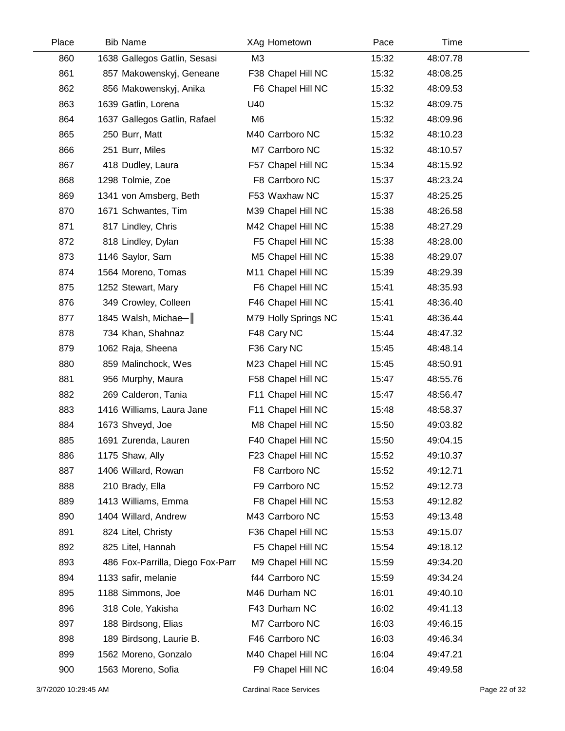| Place | Bib | Name | XAg | Hometown | Pace | Time |
|---|---|---|---|---|---|---|
| 860 | 1638 | Gallegos Gatlin, Sesasi | M3 | | 15:32 | 48:07.78 |
| 861 | 857 | Makowenskyj, Geneane | F38 | Chapel Hill NC | 15:32 | 48:08.25 |
| 862 | 856 | Makowenskyj, Anika | F6 | Chapel Hill NC | 15:32 | 48:09.53 |
| 863 | 1639 | Gatlin, Lorena | U40 | | 15:32 | 48:09.75 |
| 864 | 1637 | Gallegos Gatlin, Rafael | M6 | | 15:32 | 48:09.96 |
| 865 | 250 | Burr, Matt | M40 | Carrboro NC | 15:32 | 48:10.23 |
| 866 | 251 | Burr, Miles | M7 | Carrboro NC | 15:32 | 48:10.57 |
| 867 | 418 | Dudley, Laura | F57 | Chapel Hill NC | 15:34 | 48:15.92 |
| 868 | 1298 | Tolmie, Zoe | F8 | Carrboro NC | 15:37 | 48:23.24 |
| 869 | 1341 | von Amsberg, Beth | F53 | Waxhaw NC | 15:37 | 48:25.25 |
| 870 | 1671 | Schwantes, Tim | M39 | Chapel Hill NC | 15:38 | 48:26.58 |
| 871 | 817 | Lindley, Chris | M42 | Chapel Hill NC | 15:38 | 48:27.29 |
| 872 | 818 | Lindley, Dylan | F5 | Chapel Hill NC | 15:38 | 48:28.00 |
| 873 | 1146 | Saylor, Sam | M5 | Chapel Hill NC | 15:38 | 48:29.07 |
| 874 | 1564 | Moreno, Tomas | M11 | Chapel Hill NC | 15:39 | 48:29.39 |
| 875 | 1252 | Stewart, Mary | F6 | Chapel Hill NC | 15:41 | 48:35.93 |
| 876 | 349 | Crowley, Colleen | F46 | Chapel Hill NC | 15:41 | 48:36.40 |
| 877 | 1845 | Walsh, Michae─‖ | M79 | Holly Springs NC | 15:41 | 48:36.44 |
| 878 | 734 | Khan, Shahnaz | F48 | Cary NC | 15:44 | 48:47.32 |
| 879 | 1062 | Raja, Sheena | F36 | Cary NC | 15:45 | 48:48.14 |
| 880 | 859 | Malinchock, Wes | M23 | Chapel Hill NC | 15:45 | 48:50.91 |
| 881 | 956 | Murphy, Maura | F58 | Chapel Hill NC | 15:47 | 48:55.76 |
| 882 | 269 | Calderon, Tania | F11 | Chapel Hill NC | 15:47 | 48:56.47 |
| 883 | 1416 | Williams, Laura Jane | F11 | Chapel Hill NC | 15:48 | 48:58.37 |
| 884 | 1673 | Shveyd, Joe | M8 | Chapel Hill NC | 15:50 | 49:03.82 |
| 885 | 1691 | Zurenda, Lauren | F40 | Chapel Hill NC | 15:50 | 49:04.15 |
| 886 | 1175 | Shaw, Ally | F23 | Chapel Hill NC | 15:52 | 49:10.37 |
| 887 | 1406 | Willard, Rowan | F8 | Carrboro NC | 15:52 | 49:12.71 |
| 888 | 210 | Brady, Ella | F9 | Carrboro NC | 15:52 | 49:12.73 |
| 889 | 1413 | Williams, Emma | F8 | Chapel Hill NC | 15:53 | 49:12.82 |
| 890 | 1404 | Willard, Andrew | M43 | Carrboro NC | 15:53 | 49:13.48 |
| 891 | 824 | Litel, Christy | F36 | Chapel Hill NC | 15:53 | 49:15.07 |
| 892 | 825 | Litel, Hannah | F5 | Chapel Hill NC | 15:54 | 49:18.12 |
| 893 | 486 | Fox-Parrilla, Diego Fox-Parr | M9 | Chapel Hill NC | 15:59 | 49:34.20 |
| 894 | 1133 | safir, melanie | f44 | Carrboro NC | 15:59 | 49:34.24 |
| 895 | 1188 | Simmons, Joe | M46 | Durham NC | 16:01 | 49:40.10 |
| 896 | 318 | Cole, Yakisha | F43 | Durham NC | 16:02 | 49:41.13 |
| 897 | 188 | Birdsong, Elias | M7 | Carrboro NC | 16:03 | 49:46.15 |
| 898 | 189 | Birdsong, Laurie B. | F46 | Carrboro NC | 16:03 | 49:46.34 |
| 899 | 1562 | Moreno, Gonzalo | M40 | Chapel Hill NC | 16:04 | 49:47.21 |
| 900 | 1563 | Moreno, Sofia | F9 | Chapel Hill NC | 16:04 | 49:49.58 |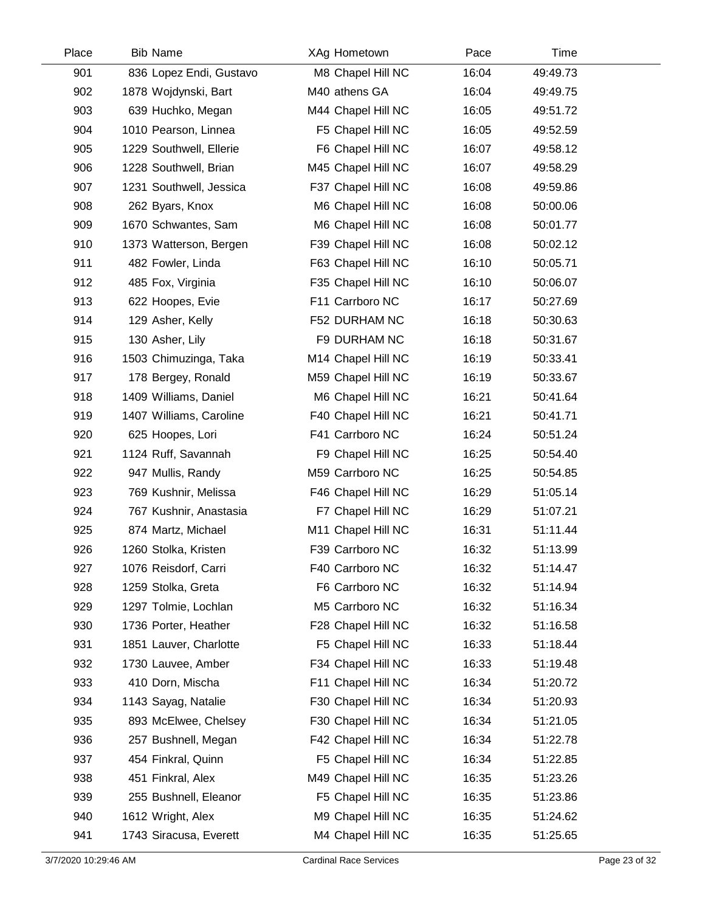| Place | Bib | Name | XAg | Hometown | Pace | Time |
|---|---|---|---|---|---|---|
| 901 | 836 | Lopez Endi, Gustavo | M8 | Chapel Hill NC | 16:04 | 49:49.73 |
| 902 | 1878 | Wojdynski, Bart | M40 | athens GA | 16:04 | 49:49.75 |
| 903 | 639 | Huchko, Megan | M44 | Chapel Hill NC | 16:05 | 49:51.72 |
| 904 | 1010 | Pearson, Linnea | F5 | Chapel Hill NC | 16:05 | 49:52.59 |
| 905 | 1229 | Southwell, Ellerie | F6 | Chapel Hill NC | 16:07 | 49:58.12 |
| 906 | 1228 | Southwell, Brian | M45 | Chapel Hill NC | 16:07 | 49:58.29 |
| 907 | 1231 | Southwell, Jessica | F37 | Chapel Hill NC | 16:08 | 49:59.86 |
| 908 | 262 | Byars, Knox | M6 | Chapel Hill NC | 16:08 | 50:00.06 |
| 909 | 1670 | Schwantes, Sam | M6 | Chapel Hill NC | 16:08 | 50:01.77 |
| 910 | 1373 | Watterson, Bergen | F39 | Chapel Hill NC | 16:08 | 50:02.12 |
| 911 | 482 | Fowler, Linda | F63 | Chapel Hill NC | 16:10 | 50:05.71 |
| 912 | 485 | Fox, Virginia | F35 | Chapel Hill NC | 16:10 | 50:06.07 |
| 913 | 622 | Hoopes, Evie | F11 | Carrboro NC | 16:17 | 50:27.69 |
| 914 | 129 | Asher, Kelly | F52 | DURHAM NC | 16:18 | 50:30.63 |
| 915 | 130 | Asher, Lily | F9 | DURHAM NC | 16:18 | 50:31.67 |
| 916 | 1503 | Chimuzinga, Taka | M14 | Chapel Hill NC | 16:19 | 50:33.41 |
| 917 | 178 | Bergey, Ronald | M59 | Chapel Hill NC | 16:19 | 50:33.67 |
| 918 | 1409 | Williams, Daniel | M6 | Chapel Hill NC | 16:21 | 50:41.64 |
| 919 | 1407 | Williams, Caroline | F40 | Chapel Hill NC | 16:21 | 50:41.71 |
| 920 | 625 | Hoopes, Lori | F41 | Carrboro NC | 16:24 | 50:51.24 |
| 921 | 1124 | Ruff, Savannah | F9 | Chapel Hill NC | 16:25 | 50:54.40 |
| 922 | 947 | Mullis, Randy | M59 | Carrboro NC | 16:25 | 50:54.85 |
| 923 | 769 | Kushnir, Melissa | F46 | Chapel Hill NC | 16:29 | 51:05.14 |
| 924 | 767 | Kushnir, Anastasia | F7 | Chapel Hill NC | 16:29 | 51:07.21 |
| 925 | 874 | Martz, Michael | M11 | Chapel Hill NC | 16:31 | 51:11.44 |
| 926 | 1260 | Stolka, Kristen | F39 | Carrboro NC | 16:32 | 51:13.99 |
| 927 | 1076 | Reisdorf, Carri | F40 | Carrboro NC | 16:32 | 51:14.47 |
| 928 | 1259 | Stolka, Greta | F6 | Carrboro NC | 16:32 | 51:14.94 |
| 929 | 1297 | Tolmie, Lochlan | M5 | Carrboro NC | 16:32 | 51:16.34 |
| 930 | 1736 | Porter, Heather | F28 | Chapel Hill NC | 16:32 | 51:16.58 |
| 931 | 1851 | Lauver, Charlotte | F5 | Chapel Hill NC | 16:33 | 51:18.44 |
| 932 | 1730 | Lauvee, Amber | F34 | Chapel Hill NC | 16:33 | 51:19.48 |
| 933 | 410 | Dorn, Mischa | F11 | Chapel Hill NC | 16:34 | 51:20.72 |
| 934 | 1143 | Sayag, Natalie | F30 | Chapel Hill NC | 16:34 | 51:20.93 |
| 935 | 893 | McElwee, Chelsey | F30 | Chapel Hill NC | 16:34 | 51:21.05 |
| 936 | 257 | Bushnell, Megan | F42 | Chapel Hill NC | 16:34 | 51:22.78 |
| 937 | 454 | Finkral, Quinn | F5 | Chapel Hill NC | 16:34 | 51:22.85 |
| 938 | 451 | Finkral, Alex | M49 | Chapel Hill NC | 16:35 | 51:23.26 |
| 939 | 255 | Bushnell, Eleanor | F5 | Chapel Hill NC | 16:35 | 51:23.86 |
| 940 | 1612 | Wright, Alex | M9 | Chapel Hill NC | 16:35 | 51:24.62 |
| 941 | 1743 | Siracusa, Everett | M4 | Chapel Hill NC | 16:35 | 51:25.65 |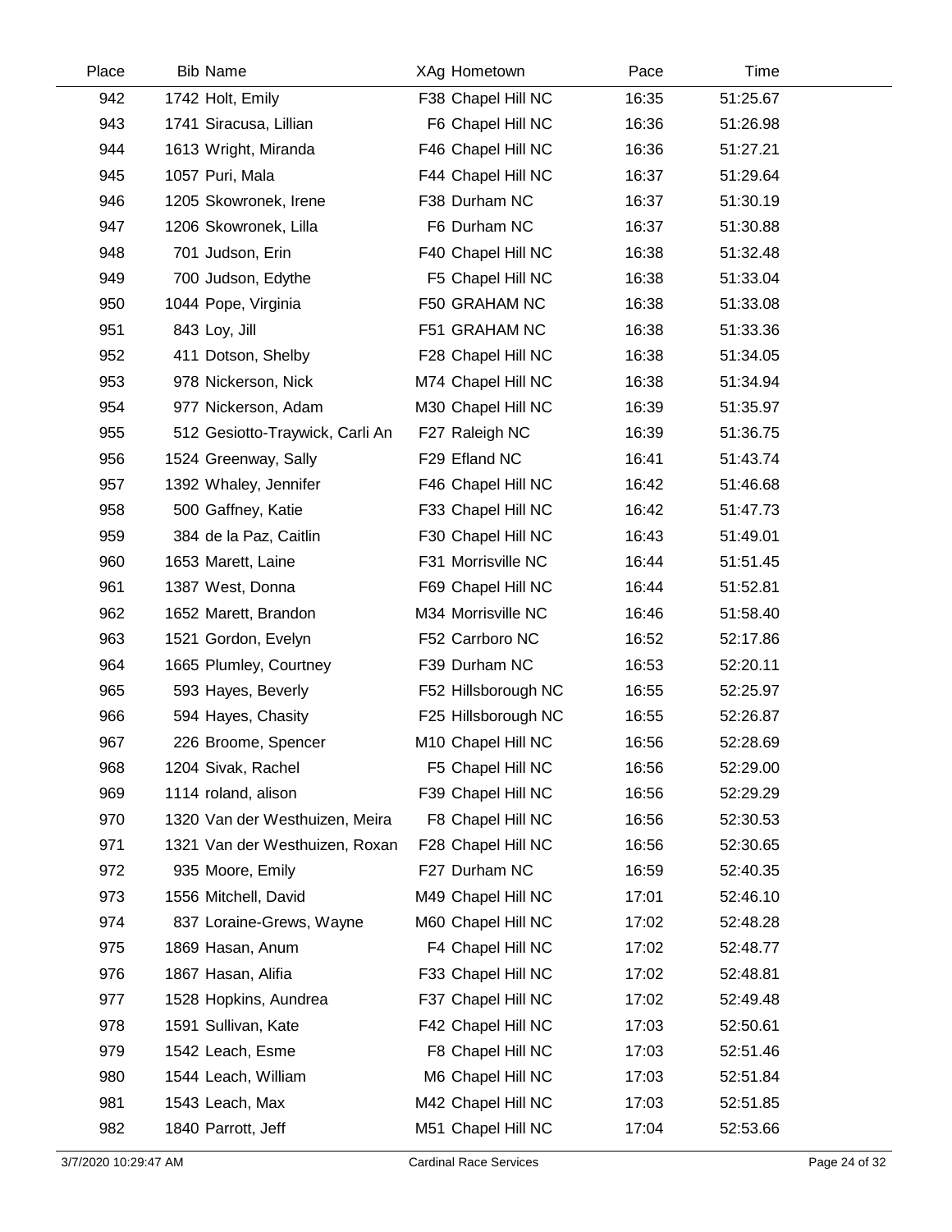| Place | Bib | Name | XAg | Hometown | Pace | Time |
|---|---|---|---|---|---|---|
| 942 | 1742 | Holt, Emily | F38 | Chapel Hill NC | 16:35 | 51:25.67 |
| 943 | 1741 | Siracusa, Lillian | F6 | Chapel Hill NC | 16:36 | 51:26.98 |
| 944 | 1613 | Wright, Miranda | F46 | Chapel Hill NC | 16:36 | 51:27.21 |
| 945 | 1057 | Puri, Mala | F44 | Chapel Hill NC | 16:37 | 51:29.64 |
| 946 | 1205 | Skowronek, Irene | F38 | Durham NC | 16:37 | 51:30.19 |
| 947 | 1206 | Skowronek, Lilla | F6 | Durham NC | 16:37 | 51:30.88 |
| 948 | 701 | Judson, Erin | F40 | Chapel Hill NC | 16:38 | 51:32.48 |
| 949 | 700 | Judson, Edythe | F5 | Chapel Hill NC | 16:38 | 51:33.04 |
| 950 | 1044 | Pope, Virginia | F50 | GRAHAM NC | 16:38 | 51:33.08 |
| 951 | 843 | Loy, Jill | F51 | GRAHAM NC | 16:38 | 51:33.36 |
| 952 | 411 | Dotson, Shelby | F28 | Chapel Hill NC | 16:38 | 51:34.05 |
| 953 | 978 | Nickerson, Nick | M74 | Chapel Hill NC | 16:38 | 51:34.94 |
| 954 | 977 | Nickerson, Adam | M30 | Chapel Hill NC | 16:39 | 51:35.97 |
| 955 | 512 | Gesiotto-Traywick, Carli An | F27 | Raleigh NC | 16:39 | 51:36.75 |
| 956 | 1524 | Greenway, Sally | F29 | Efland NC | 16:41 | 51:43.74 |
| 957 | 1392 | Whaley, Jennifer | F46 | Chapel Hill NC | 16:42 | 51:46.68 |
| 958 | 500 | Gaffney, Katie | F33 | Chapel Hill NC | 16:42 | 51:47.73 |
| 959 | 384 | de la Paz, Caitlin | F30 | Chapel Hill NC | 16:43 | 51:49.01 |
| 960 | 1653 | Marett, Laine | F31 | Morrisville NC | 16:44 | 51:51.45 |
| 961 | 1387 | West, Donna | F69 | Chapel Hill NC | 16:44 | 51:52.81 |
| 962 | 1652 | Marett, Brandon | M34 | Morrisville NC | 16:46 | 51:58.40 |
| 963 | 1521 | Gordon, Evelyn | F52 | Carrboro NC | 16:52 | 52:17.86 |
| 964 | 1665 | Plumley, Courtney | F39 | Durham NC | 16:53 | 52:20.11 |
| 965 | 593 | Hayes, Beverly | F52 | Hillsborough NC | 16:55 | 52:25.97 |
| 966 | 594 | Hayes, Chasity | F25 | Hillsborough NC | 16:55 | 52:26.87 |
| 967 | 226 | Broome, Spencer | M10 | Chapel Hill NC | 16:56 | 52:28.69 |
| 968 | 1204 | Sivak, Rachel | F5 | Chapel Hill NC | 16:56 | 52:29.00 |
| 969 | 1114 | roland, alison | F39 | Chapel Hill NC | 16:56 | 52:29.29 |
| 970 | 1320 | Van der Westhuizen, Meira | F8 | Chapel Hill NC | 16:56 | 52:30.53 |
| 971 | 1321 | Van der Westhuizen, Roxan | F28 | Chapel Hill NC | 16:56 | 52:30.65 |
| 972 | 935 | Moore, Emily | F27 | Durham NC | 16:59 | 52:40.35 |
| 973 | 1556 | Mitchell, David | M49 | Chapel Hill NC | 17:01 | 52:46.10 |
| 974 | 837 | Loraine-Grews, Wayne | M60 | Chapel Hill NC | 17:02 | 52:48.28 |
| 975 | 1869 | Hasan, Anum | F4 | Chapel Hill NC | 17:02 | 52:48.77 |
| 976 | 1867 | Hasan, Alifia | F33 | Chapel Hill NC | 17:02 | 52:48.81 |
| 977 | 1528 | Hopkins, Aundrea | F37 | Chapel Hill NC | 17:02 | 52:49.48 |
| 978 | 1591 | Sullivan, Kate | F42 | Chapel Hill NC | 17:03 | 52:50.61 |
| 979 | 1542 | Leach, Esme | F8 | Chapel Hill NC | 17:03 | 52:51.46 |
| 980 | 1544 | Leach, William | M6 | Chapel Hill NC | 17:03 | 52:51.84 |
| 981 | 1543 | Leach, Max | M42 | Chapel Hill NC | 17:03 | 52:51.85 |
| 982 | 1840 | Parrott, Jeff | M51 | Chapel Hill NC | 17:04 | 52:53.66 |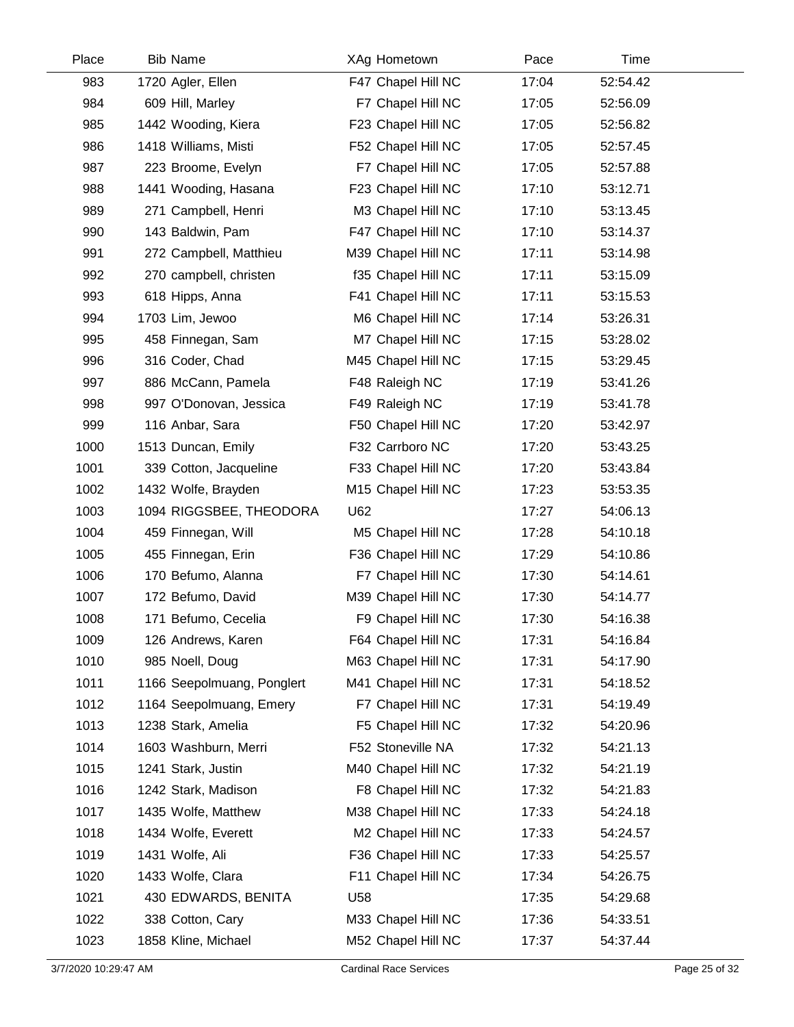| Place | Bib | Name | XAg | Hometown | Pace | Time |
|---|---|---|---|---|---|---|
| 983 | 1720 | Agler, Ellen | F47 | Chapel Hill NC | 17:04 | 52:54.42 |
| 984 | 609 | Hill, Marley | F7 | Chapel Hill NC | 17:05 | 52:56.09 |
| 985 | 1442 | Wooding, Kiera | F23 | Chapel Hill NC | 17:05 | 52:56.82 |
| 986 | 1418 | Williams, Misti | F52 | Chapel Hill NC | 17:05 | 52:57.45 |
| 987 | 223 | Broome, Evelyn | F7 | Chapel Hill NC | 17:05 | 52:57.88 |
| 988 | 1441 | Wooding, Hasana | F23 | Chapel Hill NC | 17:10 | 53:12.71 |
| 989 | 271 | Campbell, Henri | M3 | Chapel Hill NC | 17:10 | 53:13.45 |
| 990 | 143 | Baldwin, Pam | F47 | Chapel Hill NC | 17:10 | 53:14.37 |
| 991 | 272 | Campbell, Matthieu | M39 | Chapel Hill NC | 17:11 | 53:14.98 |
| 992 | 270 | campbell, christen | f35 | Chapel Hill NC | 17:11 | 53:15.09 |
| 993 | 618 | Hipps, Anna | F41 | Chapel Hill NC | 17:11 | 53:15.53 |
| 994 | 1703 | Lim, Jewoo | M6 | Chapel Hill NC | 17:14 | 53:26.31 |
| 995 | 458 | Finnegan, Sam | M7 | Chapel Hill NC | 17:15 | 53:28.02 |
| 996 | 316 | Coder, Chad | M45 | Chapel Hill NC | 17:15 | 53:29.45 |
| 997 | 886 | McCann, Pamela | F48 | Raleigh NC | 17:19 | 53:41.26 |
| 998 | 997 | O'Donovan, Jessica | F49 | Raleigh NC | 17:19 | 53:41.78 |
| 999 | 116 | Anbar, Sara | F50 | Chapel Hill NC | 17:20 | 53:42.97 |
| 1000 | 1513 | Duncan, Emily | F32 | Carrboro NC | 17:20 | 53:43.25 |
| 1001 | 339 | Cotton, Jacqueline | F33 | Chapel Hill NC | 17:20 | 53:43.84 |
| 1002 | 1432 | Wolfe, Brayden | M15 | Chapel Hill NC | 17:23 | 53:53.35 |
| 1003 | 1094 | RIGGSBEE, THEODORA | U62 | | 17:27 | 54:06.13 |
| 1004 | 459 | Finnegan, Will | M5 | Chapel Hill NC | 17:28 | 54:10.18 |
| 1005 | 455 | Finnegan, Erin | F36 | Chapel Hill NC | 17:29 | 54:10.86 |
| 1006 | 170 | Befumo, Alanna | F7 | Chapel Hill NC | 17:30 | 54:14.61 |
| 1007 | 172 | Befumo, David | M39 | Chapel Hill NC | 17:30 | 54:14.77 |
| 1008 | 171 | Befumo, Cecelia | F9 | Chapel Hill NC | 17:30 | 54:16.38 |
| 1009 | 126 | Andrews, Karen | F64 | Chapel Hill NC | 17:31 | 54:16.84 |
| 1010 | 985 | Noell, Doug | M63 | Chapel Hill NC | 17:31 | 54:17.90 |
| 1011 | 1166 | Seepolmuang, Ponglert | M41 | Chapel Hill NC | 17:31 | 54:18.52 |
| 1012 | 1164 | Seepolmuang, Emery | F7 | Chapel Hill NC | 17:31 | 54:19.49 |
| 1013 | 1238 | Stark, Amelia | F5 | Chapel Hill NC | 17:32 | 54:20.96 |
| 1014 | 1603 | Washburn, Merri | F52 | Stoneville NA | 17:32 | 54:21.13 |
| 1015 | 1241 | Stark, Justin | M40 | Chapel Hill NC | 17:32 | 54:21.19 |
| 1016 | 1242 | Stark, Madison | F8 | Chapel Hill NC | 17:32 | 54:21.83 |
| 1017 | 1435 | Wolfe, Matthew | M38 | Chapel Hill NC | 17:33 | 54:24.18 |
| 1018 | 1434 | Wolfe, Everett | M2 | Chapel Hill NC | 17:33 | 54:24.57 |
| 1019 | 1431 | Wolfe, Ali | F36 | Chapel Hill NC | 17:33 | 54:25.57 |
| 1020 | 1433 | Wolfe, Clara | F11 | Chapel Hill NC | 17:34 | 54:26.75 |
| 1021 | 430 | EDWARDS, BENITA | U58 | | 17:35 | 54:29.68 |
| 1022 | 338 | Cotton, Cary | M33 | Chapel Hill NC | 17:36 | 54:33.51 |
| 1023 | 1858 | Kline, Michael | M52 | Chapel Hill NC | 17:37 | 54:37.44 |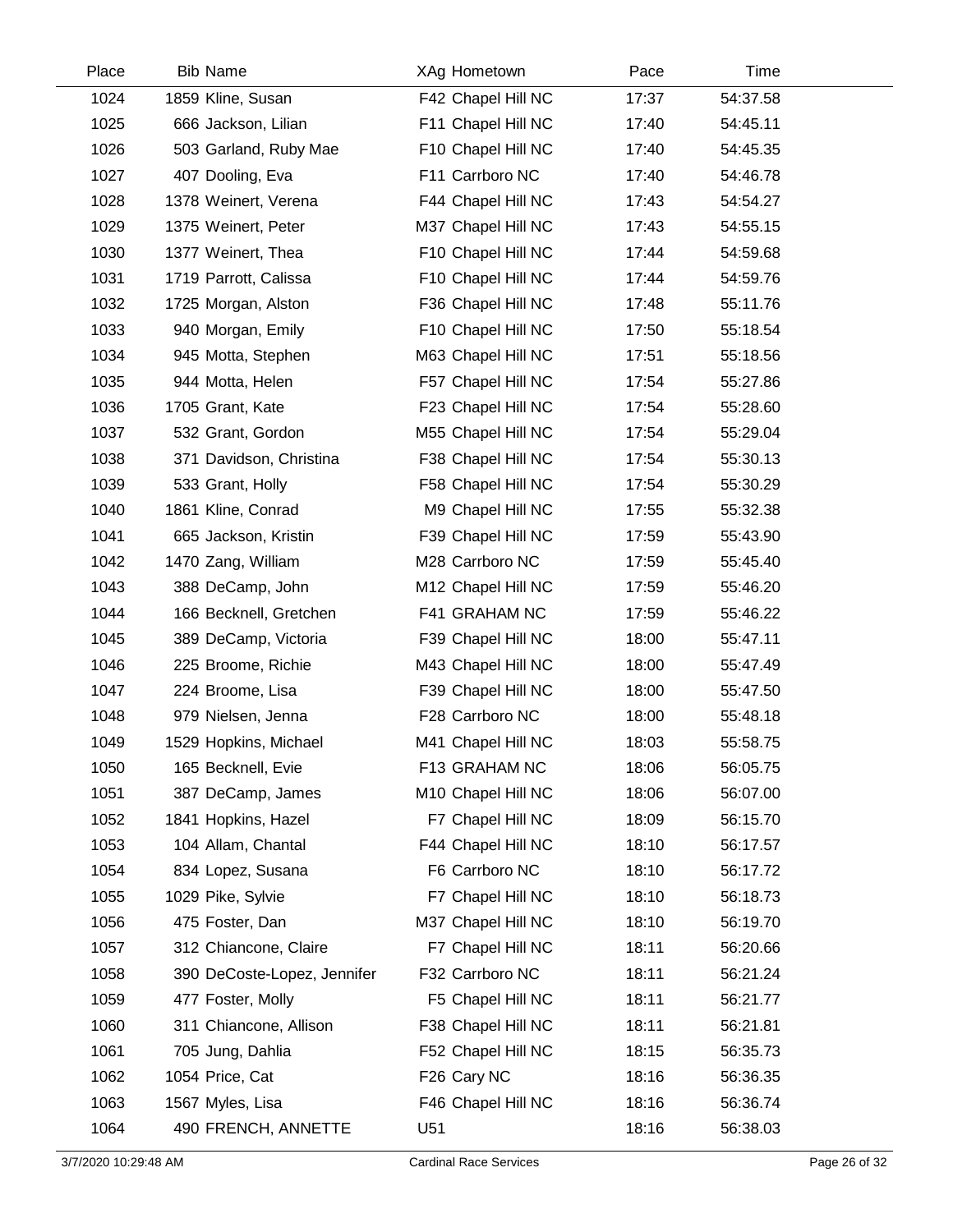| Place | Bib | Name | XAg | Hometown | Pace | Time |
|---|---|---|---|---|---|---|
| 1024 | 1859 | Kline, Susan | F42 | Chapel Hill NC | 17:37 | 54:37.58 |
| 1025 | 666 | Jackson, Lilian | F11 | Chapel Hill NC | 17:40 | 54:45.11 |
| 1026 | 503 | Garland, Ruby Mae | F10 | Chapel Hill NC | 17:40 | 54:45.35 |
| 1027 | 407 | Dooling, Eva | F11 | Carrboro NC | 17:40 | 54:46.78 |
| 1028 | 1378 | Weinert, Verena | F44 | Chapel Hill NC | 17:43 | 54:54.27 |
| 1029 | 1375 | Weinert, Peter | M37 | Chapel Hill NC | 17:43 | 54:55.15 |
| 1030 | 1377 | Weinert, Thea | F10 | Chapel Hill NC | 17:44 | 54:59.68 |
| 1031 | 1719 | Parrott, Calissa | F10 | Chapel Hill NC | 17:44 | 54:59.76 |
| 1032 | 1725 | Morgan, Alston | F36 | Chapel Hill NC | 17:48 | 55:11.76 |
| 1033 | 940 | Morgan, Emily | F10 | Chapel Hill NC | 17:50 | 55:18.54 |
| 1034 | 945 | Motta, Stephen | M63 | Chapel Hill NC | 17:51 | 55:18.56 |
| 1035 | 944 | Motta, Helen | F57 | Chapel Hill NC | 17:54 | 55:27.86 |
| 1036 | 1705 | Grant, Kate | F23 | Chapel Hill NC | 17:54 | 55:28.60 |
| 1037 | 532 | Grant, Gordon | M55 | Chapel Hill NC | 17:54 | 55:29.04 |
| 1038 | 371 | Davidson, Christina | F38 | Chapel Hill NC | 17:54 | 55:30.13 |
| 1039 | 533 | Grant, Holly | F58 | Chapel Hill NC | 17:54 | 55:30.29 |
| 1040 | 1861 | Kline, Conrad | M9 | Chapel Hill NC | 17:55 | 55:32.38 |
| 1041 | 665 | Jackson, Kristin | F39 | Chapel Hill NC | 17:59 | 55:43.90 |
| 1042 | 1470 | Zang, William | M28 | Carrboro NC | 17:59 | 55:45.40 |
| 1043 | 388 | DeCamp, John | M12 | Chapel Hill NC | 17:59 | 55:46.20 |
| 1044 | 166 | Becknell, Gretchen | F41 | GRAHAM NC | 17:59 | 55:46.22 |
| 1045 | 389 | DeCamp, Victoria | F39 | Chapel Hill NC | 18:00 | 55:47.11 |
| 1046 | 225 | Broome, Richie | M43 | Chapel Hill NC | 18:00 | 55:47.49 |
| 1047 | 224 | Broome, Lisa | F39 | Chapel Hill NC | 18:00 | 55:47.50 |
| 1048 | 979 | Nielsen, Jenna | F28 | Carrboro NC | 18:00 | 55:48.18 |
| 1049 | 1529 | Hopkins, Michael | M41 | Chapel Hill NC | 18:03 | 55:58.75 |
| 1050 | 165 | Becknell, Evie | F13 | GRAHAM NC | 18:06 | 56:05.75 |
| 1051 | 387 | DeCamp, James | M10 | Chapel Hill NC | 18:06 | 56:07.00 |
| 1052 | 1841 | Hopkins, Hazel | F7 | Chapel Hill NC | 18:09 | 56:15.70 |
| 1053 | 104 | Allam, Chantal | F44 | Chapel Hill NC | 18:10 | 56:17.57 |
| 1054 | 834 | Lopez, Susana | F6 | Carrboro NC | 18:10 | 56:17.72 |
| 1055 | 1029 | Pike, Sylvie | F7 | Chapel Hill NC | 18:10 | 56:18.73 |
| 1056 | 475 | Foster, Dan | M37 | Chapel Hill NC | 18:10 | 56:19.70 |
| 1057 | 312 | Chiancone, Claire | F7 | Chapel Hill NC | 18:11 | 56:20.66 |
| 1058 | 390 | DeCoste-Lopez, Jennifer | F32 | Carrboro NC | 18:11 | 56:21.24 |
| 1059 | 477 | Foster, Molly | F5 | Chapel Hill NC | 18:11 | 56:21.77 |
| 1060 | 311 | Chiancone, Allison | F38 | Chapel Hill NC | 18:11 | 56:21.81 |
| 1061 | 705 | Jung, Dahlia | F52 | Chapel Hill NC | 18:15 | 56:35.73 |
| 1062 | 1054 | Price, Cat | F26 | Cary NC | 18:16 | 56:36.35 |
| 1063 | 1567 | Myles, Lisa | F46 | Chapel Hill NC | 18:16 | 56:36.74 |
| 1064 | 490 | FRENCH, ANNETTE | U51 | | 18:16 | 56:38.03 |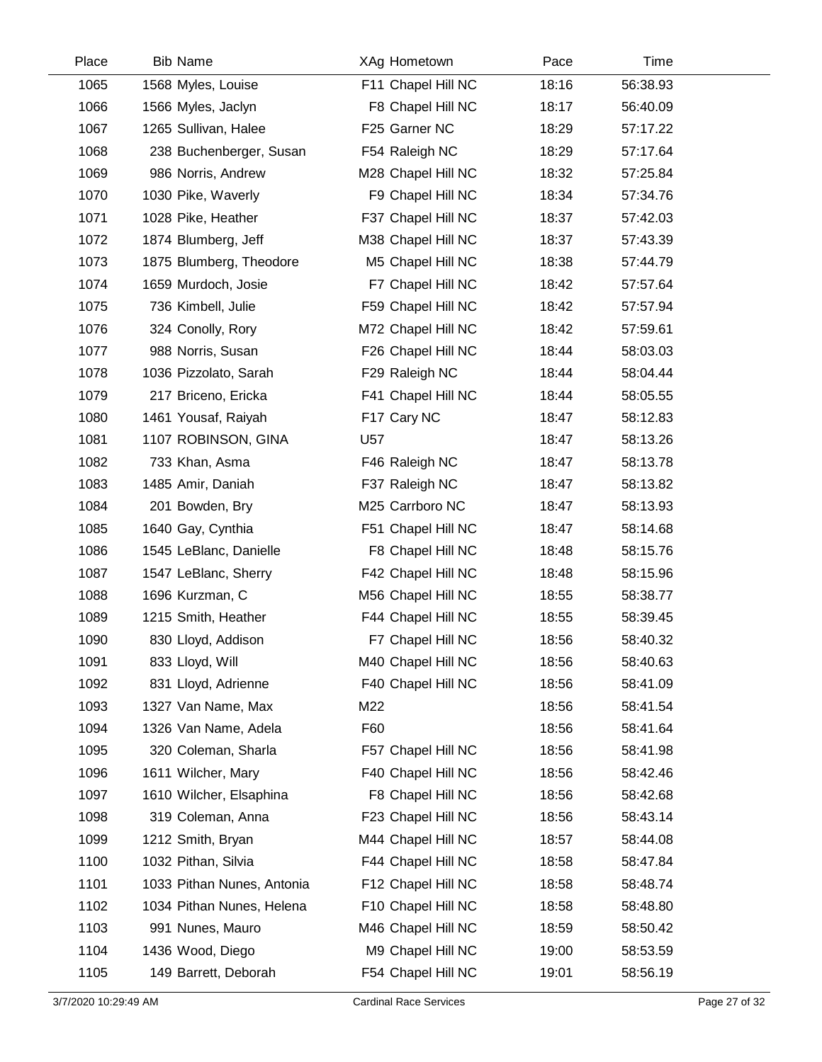| Place | Bib | Name | XAg | Hometown | Pace | Time |
|---|---|---|---|---|---|---|
| 1065 | 1568 | Myles, Louise | F11 | Chapel Hill NC | 18:16 | 56:38.93 |
| 1066 | 1566 | Myles, Jaclyn | F8 | Chapel Hill NC | 18:17 | 56:40.09 |
| 1067 | 1265 | Sullivan, Halee | F25 | Garner NC | 18:29 | 57:17.22 |
| 1068 | 238 | Buchenberger, Susan | F54 | Raleigh NC | 18:29 | 57:17.64 |
| 1069 | 986 | Norris, Andrew | M28 | Chapel Hill NC | 18:32 | 57:25.84 |
| 1070 | 1030 | Pike, Waverly | F9 | Chapel Hill NC | 18:34 | 57:34.76 |
| 1071 | 1028 | Pike, Heather | F37 | Chapel Hill NC | 18:37 | 57:42.03 |
| 1072 | 1874 | Blumberg, Jeff | M38 | Chapel Hill NC | 18:37 | 57:43.39 |
| 1073 | 1875 | Blumberg, Theodore | M5 | Chapel Hill NC | 18:38 | 57:44.79 |
| 1074 | 1659 | Murdoch, Josie | F7 | Chapel Hill NC | 18:42 | 57:57.64 |
| 1075 | 736 | Kimbell, Julie | F59 | Chapel Hill NC | 18:42 | 57:57.94 |
| 1076 | 324 | Conolly, Rory | M72 | Chapel Hill NC | 18:42 | 57:59.61 |
| 1077 | 988 | Norris, Susan | F26 | Chapel Hill NC | 18:44 | 58:03.03 |
| 1078 | 1036 | Pizzolato, Sarah | F29 | Raleigh NC | 18:44 | 58:04.44 |
| 1079 | 217 | Briceno, Ericka | F41 | Chapel Hill NC | 18:44 | 58:05.55 |
| 1080 | 1461 | Yousaf, Raiyah | F17 | Cary NC | 18:47 | 58:12.83 |
| 1081 | 1107 | ROBINSON, GINA | U57 | | 18:47 | 58:13.26 |
| 1082 | 733 | Khan, Asma | F46 | Raleigh NC | 18:47 | 58:13.78 |
| 1083 | 1485 | Amir, Daniah | F37 | Raleigh NC | 18:47 | 58:13.82 |
| 1084 | 201 | Bowden, Bry | M25 | Carrboro NC | 18:47 | 58:13.93 |
| 1085 | 1640 | Gay, Cynthia | F51 | Chapel Hill NC | 18:47 | 58:14.68 |
| 1086 | 1545 | LeBlanc, Danielle | F8 | Chapel Hill NC | 18:48 | 58:15.76 |
| 1087 | 1547 | LeBlanc, Sherry | F42 | Chapel Hill NC | 18:48 | 58:15.96 |
| 1088 | 1696 | Kurzman, C | M56 | Chapel Hill NC | 18:55 | 58:38.77 |
| 1089 | 1215 | Smith, Heather | F44 | Chapel Hill NC | 18:55 | 58:39.45 |
| 1090 | 830 | Lloyd, Addison | F7 | Chapel Hill NC | 18:56 | 58:40.32 |
| 1091 | 833 | Lloyd, Will | M40 | Chapel Hill NC | 18:56 | 58:40.63 |
| 1092 | 831 | Lloyd, Adrienne | F40 | Chapel Hill NC | 18:56 | 58:41.09 |
| 1093 | 1327 | Van Name, Max | M22 | | 18:56 | 58:41.54 |
| 1094 | 1326 | Van Name, Adela | F60 | | 18:56 | 58:41.64 |
| 1095 | 320 | Coleman, Sharla | F57 | Chapel Hill NC | 18:56 | 58:41.98 |
| 1096 | 1611 | Wilcher, Mary | F40 | Chapel Hill NC | 18:56 | 58:42.46 |
| 1097 | 1610 | Wilcher, Elsaphina | F8 | Chapel Hill NC | 18:56 | 58:42.68 |
| 1098 | 319 | Coleman, Anna | F23 | Chapel Hill NC | 18:56 | 58:43.14 |
| 1099 | 1212 | Smith, Bryan | M44 | Chapel Hill NC | 18:57 | 58:44.08 |
| 1100 | 1032 | Pithan, Silvia | F44 | Chapel Hill NC | 18:58 | 58:47.84 |
| 1101 | 1033 | Pithan Nunes, Antonia | F12 | Chapel Hill NC | 18:58 | 58:48.74 |
| 1102 | 1034 | Pithan Nunes, Helena | F10 | Chapel Hill NC | 18:58 | 58:48.80 |
| 1103 | 991 | Nunes, Mauro | M46 | Chapel Hill NC | 18:59 | 58:50.42 |
| 1104 | 1436 | Wood, Diego | M9 | Chapel Hill NC | 19:00 | 58:53.59 |
| 1105 | 149 | Barrett, Deborah | F54 | Chapel Hill NC | 19:01 | 58:56.19 |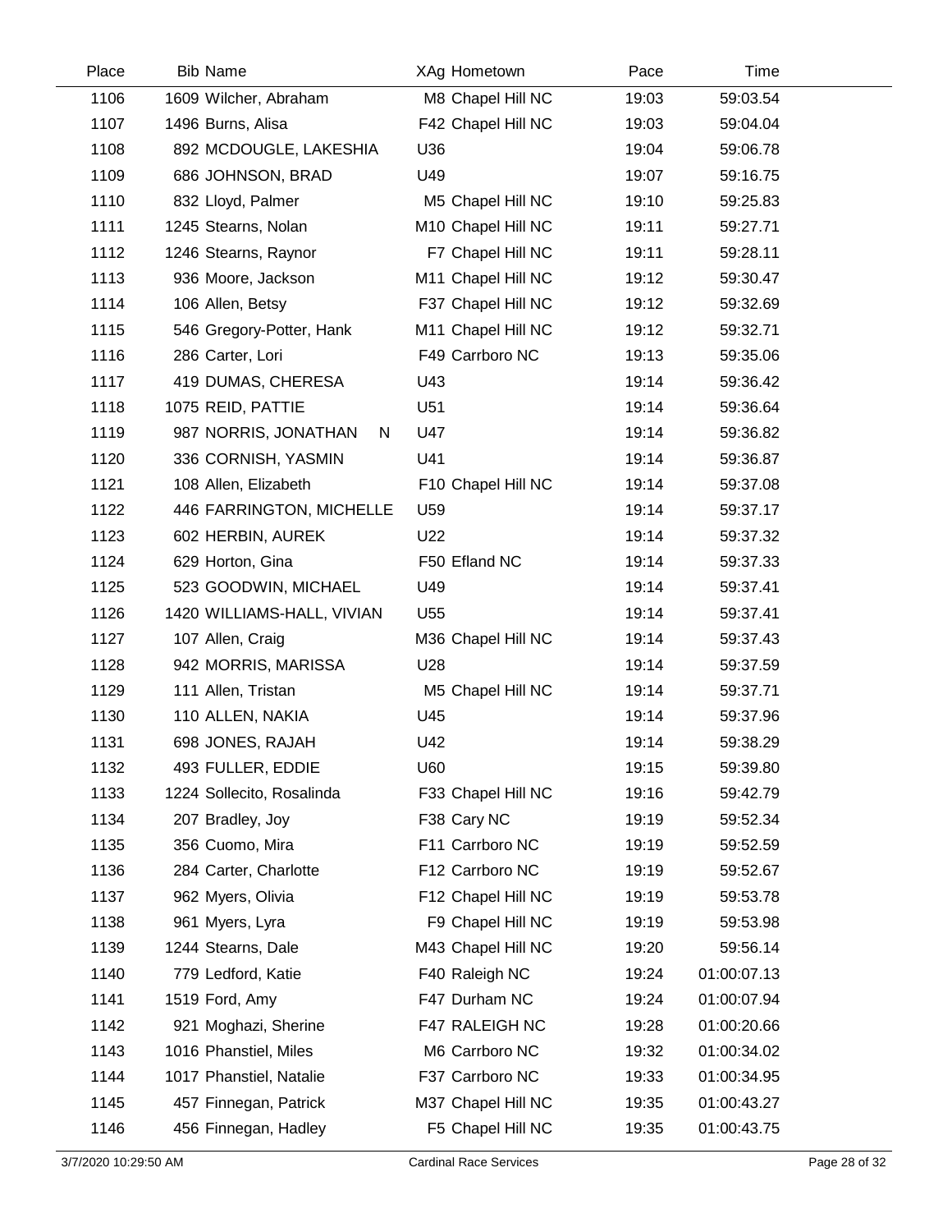| Place | Bib | Name | XAg | Hometown | Pace | Time |
|---|---|---|---|---|---|---|
| 1106 | 1609 | Wilcher, Abraham | M8 | Chapel Hill NC | 19:03 | 59:03.54 |
| 1107 | 1496 | Burns, Alisa | F42 | Chapel Hill NC | 19:03 | 59:04.04 |
| 1108 | 892 | MCDOUGLE, LAKESHIA | U36 | | 19:04 | 59:06.78 |
| 1109 | 686 | JOHNSON, BRAD | U49 | | 19:07 | 59:16.75 |
| 1110 | 832 | Lloyd, Palmer | M5 | Chapel Hill NC | 19:10 | 59:25.83 |
| 1111 | 1245 | Stearns, Nolan | M10 | Chapel Hill NC | 19:11 | 59:27.71 |
| 1112 | 1246 | Stearns, Raynor | F7 | Chapel Hill NC | 19:11 | 59:28.11 |
| 1113 | 936 | Moore, Jackson | M11 | Chapel Hill NC | 19:12 | 59:30.47 |
| 1114 | 106 | Allen, Betsy | F37 | Chapel Hill NC | 19:12 | 59:32.69 |
| 1115 | 546 | Gregory-Potter, Hank | M11 | Chapel Hill NC | 19:12 | 59:32.71 |
| 1116 | 286 | Carter, Lori | F49 | Carrboro NC | 19:13 | 59:35.06 |
| 1117 | 419 | DUMAS, CHERESA | U43 | | 19:14 | 59:36.42 |
| 1118 | 1075 | REID, PATTIE | U51 | | 19:14 | 59:36.64 |
| 1119 | 987 | NORRIS, JONATHAN N | U47 | | 19:14 | 59:36.82 |
| 1120 | 336 | CORNISH, YASMIN | U41 | | 19:14 | 59:36.87 |
| 1121 | 108 | Allen, Elizabeth | F10 | Chapel Hill NC | 19:14 | 59:37.08 |
| 1122 | 446 | FARRINGTON, MICHELLE | U59 | | 19:14 | 59:37.17 |
| 1123 | 602 | HERBIN, AUREK | U22 | | 19:14 | 59:37.32 |
| 1124 | 629 | Horton, Gina | F50 | Efland NC | 19:14 | 59:37.33 |
| 1125 | 523 | GOODWIN, MICHAEL | U49 | | 19:14 | 59:37.41 |
| 1126 | 1420 | WILLIAMS-HALL, VIVIAN | U55 | | 19:14 | 59:37.41 |
| 1127 | 107 | Allen, Craig | M36 | Chapel Hill NC | 19:14 | 59:37.43 |
| 1128 | 942 | MORRIS, MARISSA | U28 | | 19:14 | 59:37.59 |
| 1129 | 111 | Allen, Tristan | M5 | Chapel Hill NC | 19:14 | 59:37.71 |
| 1130 | 110 | ALLEN, NAKIA | U45 | | 19:14 | 59:37.96 |
| 1131 | 698 | JONES, RAJAH | U42 | | 19:14 | 59:38.29 |
| 1132 | 493 | FULLER, EDDIE | U60 | | 19:15 | 59:39.80 |
| 1133 | 1224 | Sollecito, Rosalinda | F33 | Chapel Hill NC | 19:16 | 59:42.79 |
| 1134 | 207 | Bradley, Joy | F38 | Cary NC | 19:19 | 59:52.34 |
| 1135 | 356 | Cuomo, Mira | F11 | Carrboro NC | 19:19 | 59:52.59 |
| 1136 | 284 | Carter, Charlotte | F12 | Carrboro NC | 19:19 | 59:52.67 |
| 1137 | 962 | Myers, Olivia | F12 | Chapel Hill NC | 19:19 | 59:53.78 |
| 1138 | 961 | Myers, Lyra | F9 | Chapel Hill NC | 19:19 | 59:53.98 |
| 1139 | 1244 | Stearns, Dale | M43 | Chapel Hill NC | 19:20 | 59:56.14 |
| 1140 | 779 | Ledford, Katie | F40 | Raleigh NC | 19:24 | 01:00:07.13 |
| 1141 | 1519 | Ford, Amy | F47 | Durham NC | 19:24 | 01:00:07.94 |
| 1142 | 921 | Moghazi, Sherine | F47 | RALEIGH NC | 19:28 | 01:00:20.66 |
| 1143 | 1016 | Phanstiel, Miles | M6 | Carrboro NC | 19:32 | 01:00:34.02 |
| 1144 | 1017 | Phanstiel, Natalie | F37 | Carrboro NC | 19:33 | 01:00:34.95 |
| 1145 | 457 | Finnegan, Patrick | M37 | Chapel Hill NC | 19:35 | 01:00:43.27 |
| 1146 | 456 | Finnegan, Hadley | F5 | Chapel Hill NC | 19:35 | 01:00:43.75 |

3/7/2020 10:29:50 AM — Cardinal Race Services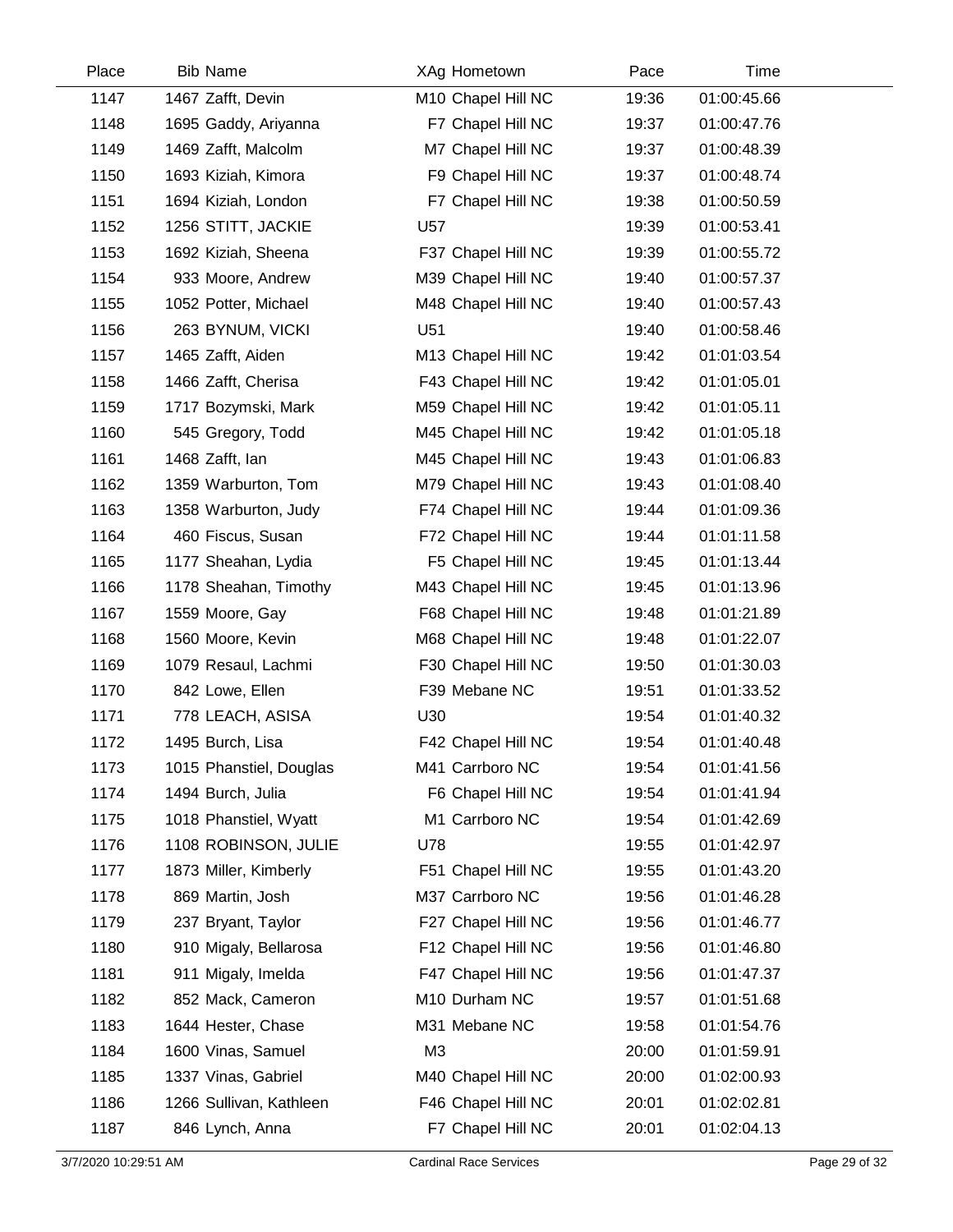| Place | Bib | Name | XAg | Hometown | Pace | Time |
|---|---|---|---|---|---|---|
| 1147 | 1467 | Zafft, Devin | M10 | Chapel Hill NC | 19:36 | 01:00:45.66 |
| 1148 | 1695 | Gaddy, Ariyanna | F7 | Chapel Hill NC | 19:37 | 01:00:47.76 |
| 1149 | 1469 | Zafft, Malcolm | M7 | Chapel Hill NC | 19:37 | 01:00:48.39 |
| 1150 | 1693 | Kiziah, Kimora | F9 | Chapel Hill NC | 19:37 | 01:00:48.74 |
| 1151 | 1694 | Kiziah, London | F7 | Chapel Hill NC | 19:38 | 01:00:50.59 |
| 1152 | 1256 | STITT, JACKIE | U57 | | 19:39 | 01:00:53.41 |
| 1153 | 1692 | Kiziah, Sheena | F37 | Chapel Hill NC | 19:39 | 01:00:55.72 |
| 1154 | 933 | Moore, Andrew | M39 | Chapel Hill NC | 19:40 | 01:00:57.37 |
| 1155 | 1052 | Potter, Michael | M48 | Chapel Hill NC | 19:40 | 01:00:57.43 |
| 1156 | 263 | BYNUM, VICKI | U51 | | 19:40 | 01:00:58.46 |
| 1157 | 1465 | Zafft, Aiden | M13 | Chapel Hill NC | 19:42 | 01:01:03.54 |
| 1158 | 1466 | Zafft, Cherisa | F43 | Chapel Hill NC | 19:42 | 01:01:05.01 |
| 1159 | 1717 | Bozymski, Mark | M59 | Chapel Hill NC | 19:42 | 01:01:05.11 |
| 1160 | 545 | Gregory, Todd | M45 | Chapel Hill NC | 19:42 | 01:01:05.18 |
| 1161 | 1468 | Zafft, Ian | M45 | Chapel Hill NC | 19:43 | 01:01:06.83 |
| 1162 | 1359 | Warburton, Tom | M79 | Chapel Hill NC | 19:43 | 01:01:08.40 |
| 1163 | 1358 | Warburton, Judy | F74 | Chapel Hill NC | 19:44 | 01:01:09.36 |
| 1164 | 460 | Fiscus, Susan | F72 | Chapel Hill NC | 19:44 | 01:01:11.58 |
| 1165 | 1177 | Sheahan, Lydia | F5 | Chapel Hill NC | 19:45 | 01:01:13.44 |
| 1166 | 1178 | Sheahan, Timothy | M43 | Chapel Hill NC | 19:45 | 01:01:13.96 |
| 1167 | 1559 | Moore, Gay | F68 | Chapel Hill NC | 19:48 | 01:01:21.89 |
| 1168 | 1560 | Moore, Kevin | M68 | Chapel Hill NC | 19:48 | 01:01:22.07 |
| 1169 | 1079 | Resaul, Lachmi | F30 | Chapel Hill NC | 19:50 | 01:01:30.03 |
| 1170 | 842 | Lowe, Ellen | F39 | Mebane NC | 19:51 | 01:01:33.52 |
| 1171 | 778 | LEACH, ASISA | U30 | | 19:54 | 01:01:40.32 |
| 1172 | 1495 | Burch, Lisa | F42 | Chapel Hill NC | 19:54 | 01:01:40.48 |
| 1173 | 1015 | Phanstiel, Douglas | M41 | Carrboro NC | 19:54 | 01:01:41.56 |
| 1174 | 1494 | Burch, Julia | F6 | Chapel Hill NC | 19:54 | 01:01:41.94 |
| 1175 | 1018 | Phanstiel, Wyatt | M1 | Carrboro NC | 19:54 | 01:01:42.69 |
| 1176 | 1108 | ROBINSON, JULIE | U78 | | 19:55 | 01:01:42.97 |
| 1177 | 1873 | Miller, Kimberly | F51 | Chapel Hill NC | 19:55 | 01:01:43.20 |
| 1178 | 869 | Martin, Josh | M37 | Carrboro NC | 19:56 | 01:01:46.28 |
| 1179 | 237 | Bryant, Taylor | F27 | Chapel Hill NC | 19:56 | 01:01:46.77 |
| 1180 | 910 | Migaly, Bellarosa | F12 | Chapel Hill NC | 19:56 | 01:01:46.80 |
| 1181 | 911 | Migaly, Imelda | F47 | Chapel Hill NC | 19:56 | 01:01:47.37 |
| 1182 | 852 | Mack, Cameron | M10 | Durham NC | 19:57 | 01:01:51.68 |
| 1183 | 1644 | Hester, Chase | M31 | Mebane NC | 19:58 | 01:01:54.76 |
| 1184 | 1600 | Vinas, Samuel | M3 | | 20:00 | 01:01:59.91 |
| 1185 | 1337 | Vinas, Gabriel | M40 | Chapel Hill NC | 20:00 | 01:02:00.93 |
| 1186 | 1266 | Sullivan, Kathleen | F46 | Chapel Hill NC | 20:01 | 01:02:02.81 |
| 1187 | 846 | Lynch, Anna | F7 | Chapel Hill NC | 20:01 | 01:02:04.13 |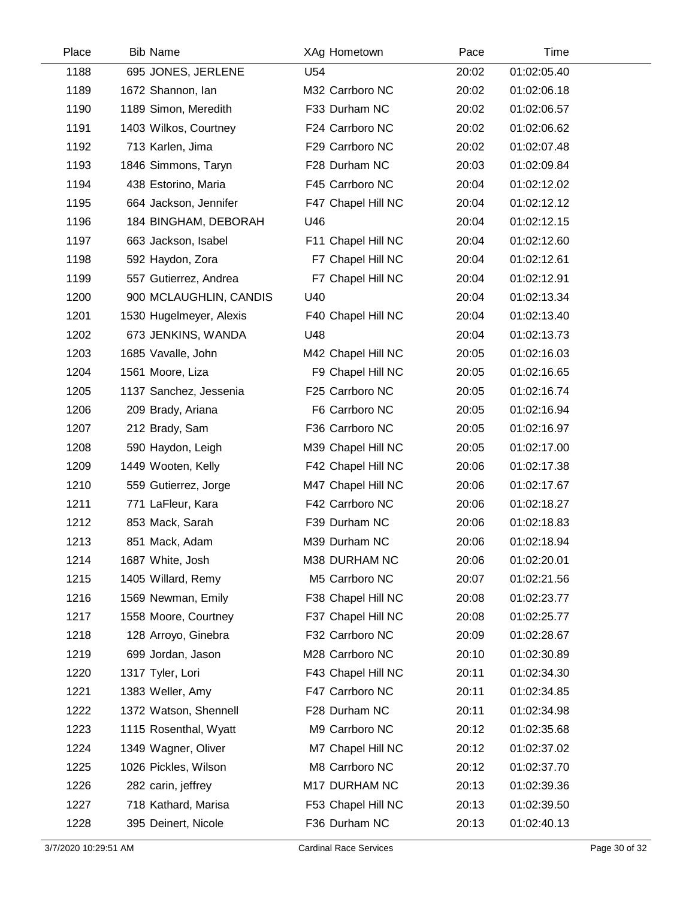| Place | Bib | Name | XAg | Hometown | Pace | Time |
|---|---|---|---|---|---|---|
| 1188 | 695 | JONES, JERLENE | U54 | | 20:02 | 01:02:05.40 |
| 1189 | 1672 | Shannon, Ian | M32 | Carrboro NC | 20:02 | 01:02:06.18 |
| 1190 | 1189 | Simon, Meredith | F33 | Durham NC | 20:02 | 01:02:06.57 |
| 1191 | 1403 | Wilkos, Courtney | F24 | Carrboro NC | 20:02 | 01:02:06.62 |
| 1192 | 713 | Karlen, Jima | F29 | Carrboro NC | 20:02 | 01:02:07.48 |
| 1193 | 1846 | Simmons, Taryn | F28 | Durham NC | 20:03 | 01:02:09.84 |
| 1194 | 438 | Estorino, Maria | F45 | Carrboro NC | 20:04 | 01:02:12.02 |
| 1195 | 664 | Jackson, Jennifer | F47 | Chapel Hill NC | 20:04 | 01:02:12.12 |
| 1196 | 184 | BINGHAM, DEBORAH | U46 | | 20:04 | 01:02:12.15 |
| 1197 | 663 | Jackson, Isabel | F11 | Chapel Hill NC | 20:04 | 01:02:12.60 |
| 1198 | 592 | Haydon, Zora | F7 | Chapel Hill NC | 20:04 | 01:02:12.61 |
| 1199 | 557 | Gutierrez, Andrea | F7 | Chapel Hill NC | 20:04 | 01:02:12.91 |
| 1200 | 900 | MCLAUGHLIN, CANDIS | U40 | | 20:04 | 01:02:13.34 |
| 1201 | 1530 | Hugelmeyer, Alexis | F40 | Chapel Hill NC | 20:04 | 01:02:13.40 |
| 1202 | 673 | JENKINS, WANDA | U48 | | 20:04 | 01:02:13.73 |
| 1203 | 1685 | Vavalle, John | M42 | Chapel Hill NC | 20:05 | 01:02:16.03 |
| 1204 | 1561 | Moore, Liza | F9 | Chapel Hill NC | 20:05 | 01:02:16.65 |
| 1205 | 1137 | Sanchez, Jessenia | F25 | Carrboro NC | 20:05 | 01:02:16.74 |
| 1206 | 209 | Brady, Ariana | F6 | Carrboro NC | 20:05 | 01:02:16.94 |
| 1207 | 212 | Brady, Sam | F36 | Carrboro NC | 20:05 | 01:02:16.97 |
| 1208 | 590 | Haydon, Leigh | M39 | Chapel Hill NC | 20:05 | 01:02:17.00 |
| 1209 | 1449 | Wooten, Kelly | F42 | Chapel Hill NC | 20:06 | 01:02:17.38 |
| 1210 | 559 | Gutierrez, Jorge | M47 | Chapel Hill NC | 20:06 | 01:02:17.67 |
| 1211 | 771 | LaFleur, Kara | F42 | Carrboro NC | 20:06 | 01:02:18.27 |
| 1212 | 853 | Mack, Sarah | F39 | Durham NC | 20:06 | 01:02:18.83 |
| 1213 | 851 | Mack, Adam | M39 | Durham NC | 20:06 | 01:02:18.94 |
| 1214 | 1687 | White, Josh | M38 | DURHAM NC | 20:06 | 01:02:20.01 |
| 1215 | 1405 | Willard, Remy | M5 | Carrboro NC | 20:07 | 01:02:21.56 |
| 1216 | 1569 | Newman, Emily | F38 | Chapel Hill NC | 20:08 | 01:02:23.77 |
| 1217 | 1558 | Moore, Courtney | F37 | Chapel Hill NC | 20:08 | 01:02:25.77 |
| 1218 | 128 | Arroyo, Ginebra | F32 | Carrboro NC | 20:09 | 01:02:28.67 |
| 1219 | 699 | Jordan, Jason | M28 | Carrboro NC | 20:10 | 01:02:30.89 |
| 1220 | 1317 | Tyler, Lori | F43 | Chapel Hill NC | 20:11 | 01:02:34.30 |
| 1221 | 1383 | Weller, Amy | F47 | Carrboro NC | 20:11 | 01:02:34.85 |
| 1222 | 1372 | Watson, Shennell | F28 | Durham NC | 20:11 | 01:02:34.98 |
| 1223 | 1115 | Rosenthal, Wyatt | M9 | Carrboro NC | 20:12 | 01:02:35.68 |
| 1224 | 1349 | Wagner, Oliver | M7 | Chapel Hill NC | 20:12 | 01:02:37.02 |
| 1225 | 1026 | Pickles, Wilson | M8 | Carrboro NC | 20:12 | 01:02:37.70 |
| 1226 | 282 | carin, jeffrey | M17 | DURHAM NC | 20:13 | 01:02:39.36 |
| 1227 | 718 | Kathard, Marisa | F53 | Chapel Hill NC | 20:13 | 01:02:39.50 |
| 1228 | 395 | Deinert, Nicole | F36 | Durham NC | 20:13 | 01:02:40.13 |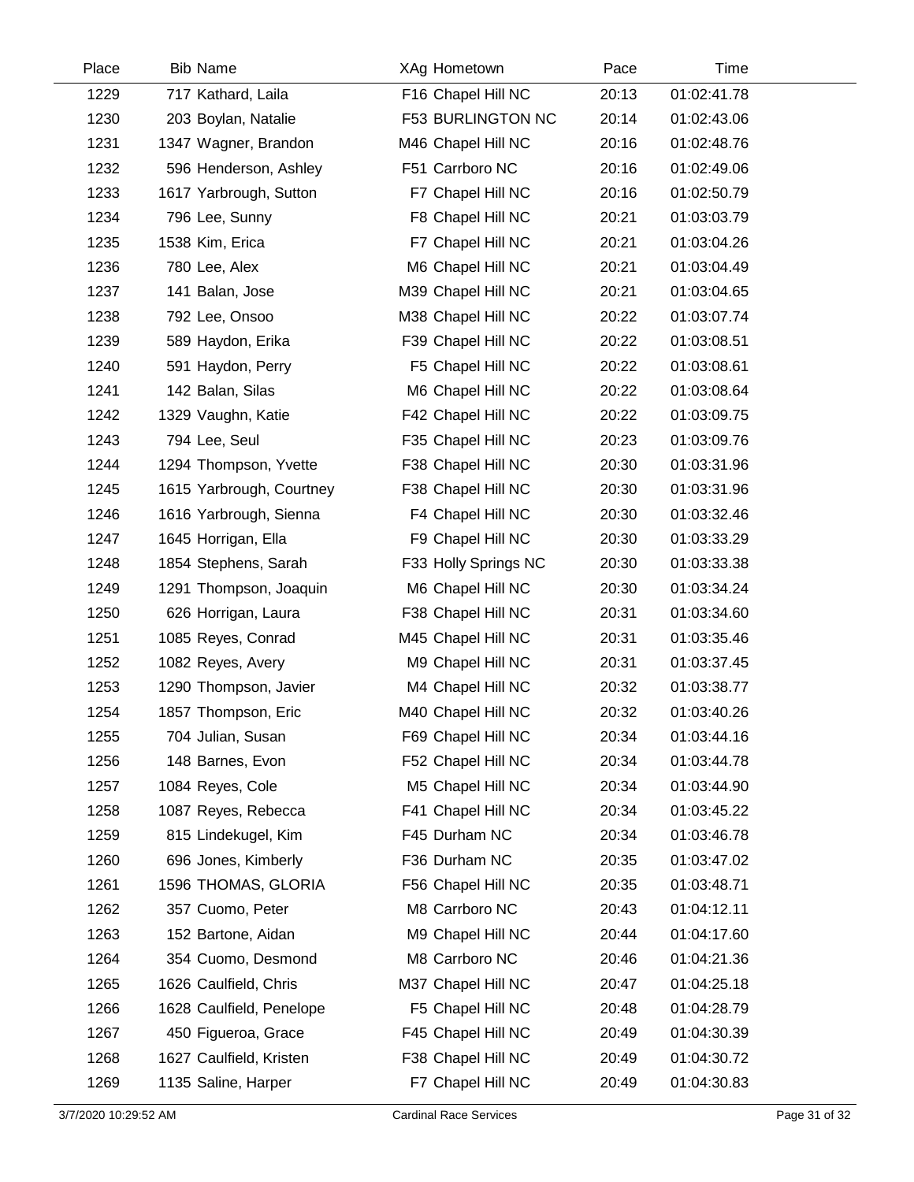| Place | Bib | Name | XAg | Hometown | Pace | Time |
|---|---|---|---|---|---|---|
| 1229 | 717 | Kathard, Laila | F16 | Chapel Hill NC | 20:13 | 01:02:41.78 |
| 1230 | 203 | Boylan, Natalie | F53 | BURLINGTON NC | 20:14 | 01:02:43.06 |
| 1231 | 1347 | Wagner, Brandon | M46 | Chapel Hill NC | 20:16 | 01:02:48.76 |
| 1232 | 596 | Henderson, Ashley | F51 | Carrboro NC | 20:16 | 01:02:49.06 |
| 1233 | 1617 | Yarbrough, Sutton | F7 | Chapel Hill NC | 20:16 | 01:02:50.79 |
| 1234 | 796 | Lee, Sunny | F8 | Chapel Hill NC | 20:21 | 01:03:03.79 |
| 1235 | 1538 | Kim, Erica | F7 | Chapel Hill NC | 20:21 | 01:03:04.26 |
| 1236 | 780 | Lee, Alex | M6 | Chapel Hill NC | 20:21 | 01:03:04.49 |
| 1237 | 141 | Balan, Jose | M39 | Chapel Hill NC | 20:21 | 01:03:04.65 |
| 1238 | 792 | Lee, Onsoo | M38 | Chapel Hill NC | 20:22 | 01:03:07.74 |
| 1239 | 589 | Haydon, Erika | F39 | Chapel Hill NC | 20:22 | 01:03:08.51 |
| 1240 | 591 | Haydon, Perry | F5 | Chapel Hill NC | 20:22 | 01:03:08.61 |
| 1241 | 142 | Balan, Silas | M6 | Chapel Hill NC | 20:22 | 01:03:08.64 |
| 1242 | 1329 | Vaughn, Katie | F42 | Chapel Hill NC | 20:22 | 01:03:09.75 |
| 1243 | 794 | Lee, Seul | F35 | Chapel Hill NC | 20:23 | 01:03:09.76 |
| 1244 | 1294 | Thompson, Yvette | F38 | Chapel Hill NC | 20:30 | 01:03:31.96 |
| 1245 | 1615 | Yarbrough, Courtney | F38 | Chapel Hill NC | 20:30 | 01:03:31.96 |
| 1246 | 1616 | Yarbrough, Sienna | F4 | Chapel Hill NC | 20:30 | 01:03:32.46 |
| 1247 | 1645 | Horrigan, Ella | F9 | Chapel Hill NC | 20:30 | 01:03:33.29 |
| 1248 | 1854 | Stephens, Sarah | F33 | Holly Springs NC | 20:30 | 01:03:33.38 |
| 1249 | 1291 | Thompson, Joaquin | M6 | Chapel Hill NC | 20:30 | 01:03:34.24 |
| 1250 | 626 | Horrigan, Laura | F38 | Chapel Hill NC | 20:31 | 01:03:34.60 |
| 1251 | 1085 | Reyes, Conrad | M45 | Chapel Hill NC | 20:31 | 01:03:35.46 |
| 1252 | 1082 | Reyes, Avery | M9 | Chapel Hill NC | 20:31 | 01:03:37.45 |
| 1253 | 1290 | Thompson, Javier | M4 | Chapel Hill NC | 20:32 | 01:03:38.77 |
| 1254 | 1857 | Thompson, Eric | M40 | Chapel Hill NC | 20:32 | 01:03:40.26 |
| 1255 | 704 | Julian, Susan | F69 | Chapel Hill NC | 20:34 | 01:03:44.16 |
| 1256 | 148 | Barnes, Evon | F52 | Chapel Hill NC | 20:34 | 01:03:44.78 |
| 1257 | 1084 | Reyes, Cole | M5 | Chapel Hill NC | 20:34 | 01:03:44.90 |
| 1258 | 1087 | Reyes, Rebecca | F41 | Chapel Hill NC | 20:34 | 01:03:45.22 |
| 1259 | 815 | Lindekugel, Kim | F45 | Durham NC | 20:34 | 01:03:46.78 |
| 1260 | 696 | Jones, Kimberly | F36 | Durham NC | 20:35 | 01:03:47.02 |
| 1261 | 1596 | THOMAS, GLORIA | F56 | Chapel Hill NC | 20:35 | 01:03:48.71 |
| 1262 | 357 | Cuomo, Peter | M8 | Carrboro NC | 20:43 | 01:04:12.11 |
| 1263 | 152 | Bartone, Aidan | M9 | Chapel Hill NC | 20:44 | 01:04:17.60 |
| 1264 | 354 | Cuomo, Desmond | M8 | Carrboro NC | 20:46 | 01:04:21.36 |
| 1265 | 1626 | Caulfield, Chris | M37 | Chapel Hill NC | 20:47 | 01:04:25.18 |
| 1266 | 1628 | Caulfield, Penelope | F5 | Chapel Hill NC | 20:48 | 01:04:28.79 |
| 1267 | 450 | Figueroa, Grace | F45 | Chapel Hill NC | 20:49 | 01:04:30.39 |
| 1268 | 1627 | Caulfield, Kristen | F38 | Chapel Hill NC | 20:49 | 01:04:30.72 |
| 1269 | 1135 | Saline, Harper | F7 | Chapel Hill NC | 20:49 | 01:04:30.83 |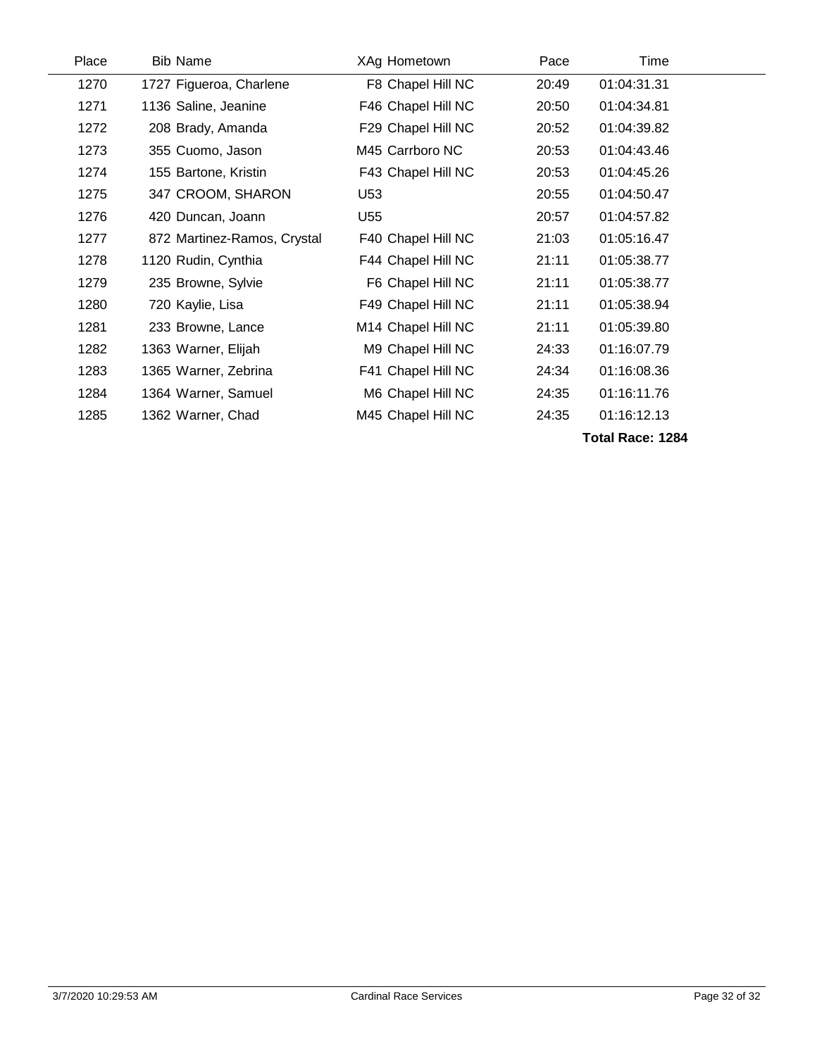| Place | Bib | Name | XAg | Hometown | Pace | Time |
|---|---|---|---|---|---|---|
| 1270 | 1727 | Figueroa, Charlene | F8 | Chapel Hill NC | 20:49 | 01:04:31.31 |
| 1271 | 1136 | Saline, Jeanine | F46 | Chapel Hill NC | 20:50 | 01:04:34.81 |
| 1272 | 208 | Brady, Amanda | F29 | Chapel Hill NC | 20:52 | 01:04:39.82 |
| 1273 | 355 | Cuomo, Jason | M45 | Carrboro NC | 20:53 | 01:04:43.46 |
| 1274 | 155 | Bartone, Kristin | F43 | Chapel Hill NC | 20:53 | 01:04:45.26 |
| 1275 | 347 | CROOM, SHARON | U53 | | 20:55 | 01:04:50.47 |
| 1276 | 420 | Duncan, Joann | U55 | | 20:57 | 01:04:57.82 |
| 1277 | 872 | Martinez-Ramos, Crystal | F40 | Chapel Hill NC | 21:03 | 01:05:16.47 |
| 1278 | 1120 | Rudin, Cynthia | F44 | Chapel Hill NC | 21:11 | 01:05:38.77 |
| 1279 | 235 | Browne, Sylvie | F6 | Chapel Hill NC | 21:11 | 01:05:38.77 |
| 1280 | 720 | Kaylie, Lisa | F49 | Chapel Hill NC | 21:11 | 01:05:38.94 |
| 1281 | 233 | Browne, Lance | M14 | Chapel Hill NC | 21:11 | 01:05:39.80 |
| 1282 | 1363 | Warner, Elijah | M9 | Chapel Hill NC | 24:33 | 01:16:07.79 |
| 1283 | 1365 | Warner, Zebrina | F41 | Chapel Hill NC | 24:34 | 01:16:08.36 |
| 1284 | 1364 | Warner, Samuel | M6 | Chapel Hill NC | 24:35 | 01:16:11.76 |
| 1285 | 1362 | Warner, Chad | M45 | Chapel Hill NC | 24:35 | 01:16:12.13 |

**Total Race: 1284**

3/7/2020 10:29:53 AM

Cardinal Race Services